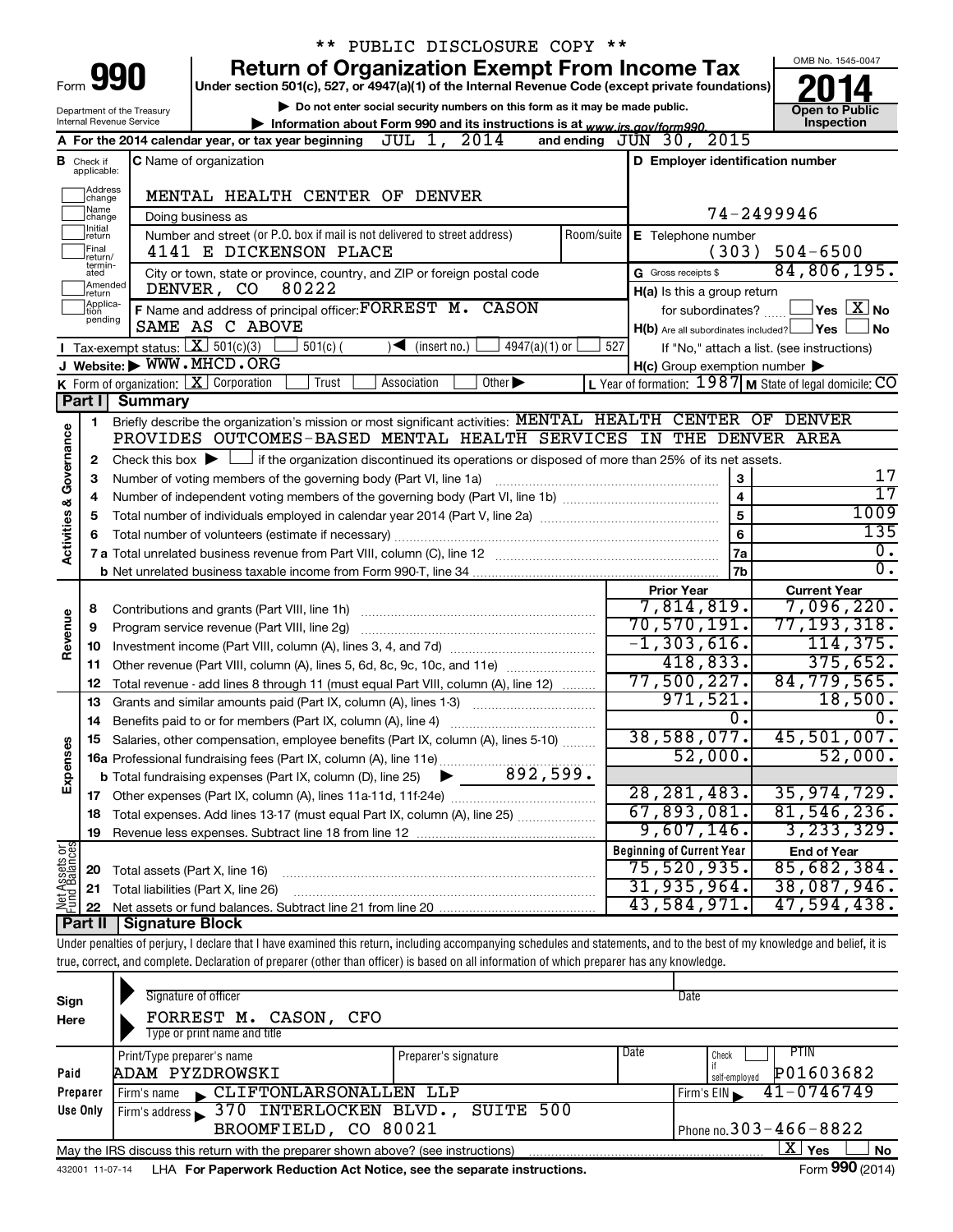\*\* PUBLIC DISCLOSURE COPY \*\*

# Form 990 — Return of Organization Exempt From Income Tax

Under section 501(c), 527, or 4947(a)(1) of the Internal Revenue Code (except private foundations)

▶ Do not enter social security numbers on this form as it may be made public.

▶ Information about Form 990 and its instructions is at www.irs.gov/form990.

Department of the Treasury
Internal Revenue Service

OMB No. 1545-0047

**2014**

**Open to Public Inspection**

**A** For the 2014 calendar year, or tax year beginning JUL 1, 2014 and ending JUN 30, 2015

**B** Check if applicable: Address change, Name change, Initial return, Final return/terminated, Amended return, Application pending

**C** Name of organization: MENTAL HEALTH CENTER OF DENVER

Doing business as

Number and street (or P.O. box if mail is not delivered to street address): 4141 E DICKENSON PLACE | Room/suite

City or town, state or province, country, and ZIP or foreign postal code: DENVER, CO 80222

**D** Employer identification number: 74-2499946

**E** Telephone number: (303) 504-6500

**G** Gross receipts $ 84,806,195.

**F** Name and address of principal officer: FORREST M. CASON, SAME AS C ABOVE

**H(a)** Is this a group return for subordinates? ☐ Yes ☒ No

**H(b)** Are all subordinates included? ☐ Yes ☐ No — If "No," attach a list. (see instructions)

**H(c)** Group exemption number ▶

**I** Tax-exempt status: ☒ 501(c)(3) ☐ 501(c)( ) ◀ (insert no.) ☐ 4947(a)(1) or ☐ 527

**J** Website: ▶ WWW.MHCD.ORG

**K** Form of organization: ☒ Corporation ☐ Trust ☐ Association ☐ Other ▶

**L** Year of formation: 1987 **M** State of legal domicile: CO

## Part I Summary

### Activities & Governance

1 Briefly describe the organization's mission or most significant activities: MENTAL HEALTH CENTER OF DENVER PROVIDES OUTCOMES-BASED MENTAL HEALTH SERVICES IN THE DENVER AREA

2 Check this box ▶ ☐ if the organization discontinued its operations or disposed of more than 25% of its net assets.

| Line | Description | No. | Value |
|---|---|---|---|
| 3 | Number of voting members of the governing body (Part VI, line 1a) | 3 | 17 |
| 4 | Number of independent voting members of the governing body (Part VI, line 1b) | 4 | 17 |
| 5 | Total number of individuals employed in calendar year 2014 (Part V, line 2a) | 5 | 1009 |
| 6 | Total number of volunteers (estimate if necessary) | 6 | 135 |
| 7a | Total unrelated business revenue from Part VIII, column (C), line 12 | 7a | 0. |
| 7b | Net unrelated business taxable income from Form 990-T, line 34 | 7b | 0. |

### Revenue

| Line | Description | Prior Year | Current Year |
|---|---|---|---|
| 8 | Contributions and grants (Part VIII, line 1h) | 7,814,819. | 7,096,220. |
| 9 | Program service revenue (Part VIII, line 2g) | 70,570,191. | 77,193,318. |
| 10 | Investment income (Part VIII, column (A), lines 3, 4, and 7d) | -1,303,616. | 114,375. |
| 11 | Other revenue (Part VIII, column (A), lines 5, 6d, 8c, 9c, 10c, and 11e) | 418,833. | 375,652. |
| 12 | Total revenue - add lines 8 through 11 (must equal Part VIII, column (A), line 12) | 77,500,227. | 84,779,565. |

### Expenses

| Line | Description | Prior Year | Current Year |
|---|---|---|---|
| 13 | Grants and similar amounts paid (Part IX, column (A), lines 1-3) | 971,521. | 18,500. |
| 14 | Benefits paid to or for members (Part IX, column (A), line 4) | 0. | 0. |
| 15 | Salaries, other compensation, employee benefits (Part IX, column (A), lines 5-10) | 38,588,077. | 45,501,007. |
| 16a | Professional fundraising fees (Part IX, column (A), line 11e) | 52,000. | 52,000. |
| b | Total fundraising expenses (Part IX, column (D), line 25) ▶ 892,599. | | |
| 17 | Other expenses (Part IX, column (A), lines 11a-11d, 11f-24e) | 28,281,483. | 35,974,729. |
| 18 | Total expenses. Add lines 13-17 (must equal Part IX, column (A), line 25) | 67,893,081. | 81,546,236. |
| 19 | Revenue less expenses. Subtract line 18 from line 12 | 9,607,146. | 3,233,329. |

### Net Assets or Fund Balances

| Line | Description | Beginning of Current Year | End of Year |
|---|---|---|---|
| 20 | Total assets (Part X, line 16) | 75,520,935. | 85,682,384. |
| 21 | Total liabilities (Part X, line 26) | 31,935,964. | 38,087,946. |
| 22 | Net assets or fund balances. Subtract line 21 from line 20 | 43,584,971. | 47,594,438. |

## Part II Signature Block

Under penalties of perjury, I declare that I have examined this return, including accompanying schedules and statements, and to the best of my knowledge and belief, it is true, correct, and complete. Declaration of preparer (other than officer) is based on all information of which preparer has any knowledge.

**Sign Here**

Signature of officer | Date

FORREST M. CASON, CFO
Type or print name and title

**Paid Preparer Use Only**

| Print/Type preparer's name | Preparer's signature | Date | Check if self-employed | PTIN |
|---|---|---|---|---|
| ADAM PYZDROWSKI | | | ☐ | P01603682 |

Firm's name ▶ CLIFTONLARSONALLEN LLP — Firm's EIN ▶ 41-0746749

Firm's address ▶ 370 INTERLOCKEN BLVD., SUITE 500, BROOMFIELD, CO 80021 — Phone no. 303-466-8822

May the IRS discuss this return with the preparer shown above? (see instructions) ☒ Yes ☐ No

432001 11-07-14 LHA For Paperwork Reduction Act Notice, see the separate instructions. Form **990** (2014)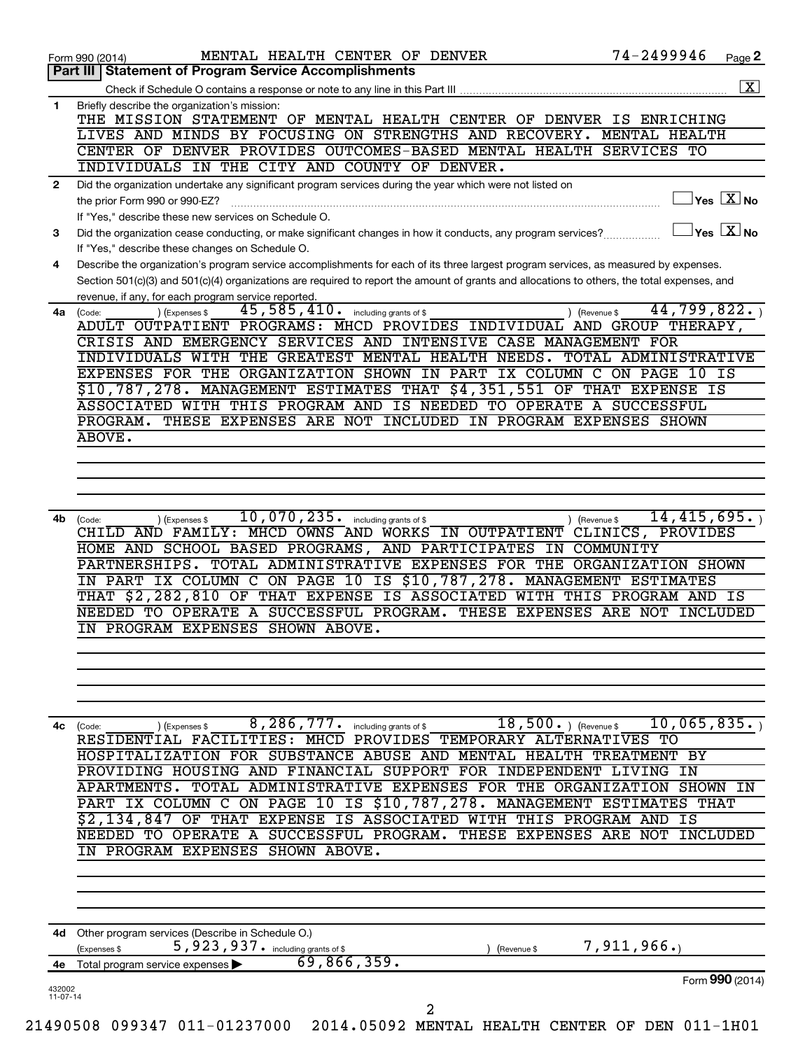Form 990 (2014) MENTAL HEALTH CENTER OF DENVER 74-2499946

## Part III Statement of Program Service Accomplishments

Check if Schedule O contains a response or note to any line in this Part III [X]

**1** Briefly describe the organization's mission:

THE MISSION STATEMENT OF MENTAL HEALTH CENTER OF DENVER IS ENRICHING LIVES AND MINDS BY FOCUSING ON STRENGTHS AND RECOVERY. MENTAL HEALTH CENTER OF DENVER PROVIDES OUTCOMES-BASED MENTAL HEALTH SERVICES TO INDIVIDUALS IN THE CITY AND COUNTY OF DENVER.

**2** Did the organization undertake any significant program services during the year which were not listed on the prior Form 990 or 990-EZ? [ ] Yes [X] No

If "Yes," describe these new services on Schedule O.

**3** Did the organization cease conducting, or make significant changes in how it conducts, any program services? [ ] Yes [X] No

If "Yes," describe these changes on Schedule O.

**4** Describe the organization's program service accomplishments for each of its three largest program services, as measured by expenses. Section 501(c)(3) and 501(c)(4) organizations are required to report the amount of grants and allocations to others, the total expenses, and revenue, if any, for each program service reported.

**4a** (Code: ) (Expenses $ 45,585,410. including grants of $ ) (Revenue $ 44,799,822.)

ADULT OUTPATIENT PROGRAMS: MHCD PROVIDES INDIVIDUAL AND GROUP THERAPY, CRISIS AND EMERGENCY SERVICES AND INTENSIVE CASE MANAGEMENT FOR INDIVIDUALS WITH THE GREATEST MENTAL HEALTH NEEDS. TOTAL ADMINISTRATIVE EXPENSES FOR THE ORGANIZATION SHOWN IN PART IX COLUMN C ON PAGE 10 IS $10,787,278. MANAGEMENT ESTIMATES THAT $4,351,551 OF THAT EXPENSE IS ASSOCIATED WITH THIS PROGRAM AND IS NEEDED TO OPERATE A SUCCESSFUL PROGRAM. THESE EXPENSES ARE NOT INCLUDED IN PROGRAM EXPENSES SHOWN ABOVE.

**4b** (Code: ) (Expenses $ 10,070,235. including grants of $ ) (Revenue $ 14,415,695.)

CHILD AND FAMILY: MHCD OWNS AND WORKS IN OUTPATIENT CLINICS, PROVIDES HOME AND SCHOOL BASED PROGRAMS, AND PARTICIPATES IN COMMUNITY PARTNERSHIPS. TOTAL ADMINISTRATIVE EXPENSES FOR THE ORGANIZATION SHOWN IN PART IX COLUMN C ON PAGE 10 IS $10,787,278. MANAGEMENT ESTIMATES THAT $2,282,810 OF THAT EXPENSE IS ASSOCIATED WITH THIS PROGRAM AND IS NEEDED TO OPERATE A SUCCESSFUL PROGRAM. THESE EXPENSES ARE NOT INCLUDED IN PROGRAM EXPENSES SHOWN ABOVE.

**4c** (Code: ) (Expenses $ 8,286,777. including grants of $ 18,500.) (Revenue $ 10,065,835.)

RESIDENTIAL FACILITIES: MHCD PROVIDES TEMPORARY ALTERNATIVES TO HOSPITALIZATION FOR SUBSTANCE ABUSE AND MENTAL HEALTH TREATMENT BY PROVIDING HOUSING AND FINANCIAL SUPPORT FOR INDEPENDENT LIVING IN APARTMENTS. TOTAL ADMINISTRATIVE EXPENSES FOR THE ORGANIZATION SHOWN IN PART IX COLUMN C ON PAGE 10 IS $10,787,278. MANAGEMENT ESTIMATES THAT $2,134,847 OF THAT EXPENSE IS ASSOCIATED WITH THIS PROGRAM AND IS NEEDED TO OPERATE A SUCCESSFUL PROGRAM. THESE EXPENSES ARE NOT INCLUDED IN PROGRAM EXPENSES SHOWN ABOVE.

**4d** Other program services (Describe in Schedule O.)

(Expenses $ 5,923,937. including grants of $ ) (Revenue $ 7,911,966.)

**4e** Total program service expenses ▶ 69,866,359.

Form **990** (2014)

432002 11-07-14

21490508 099347 011-01237000 2014.05092 MENTAL HEALTH CENTER OF DEN 011-1H01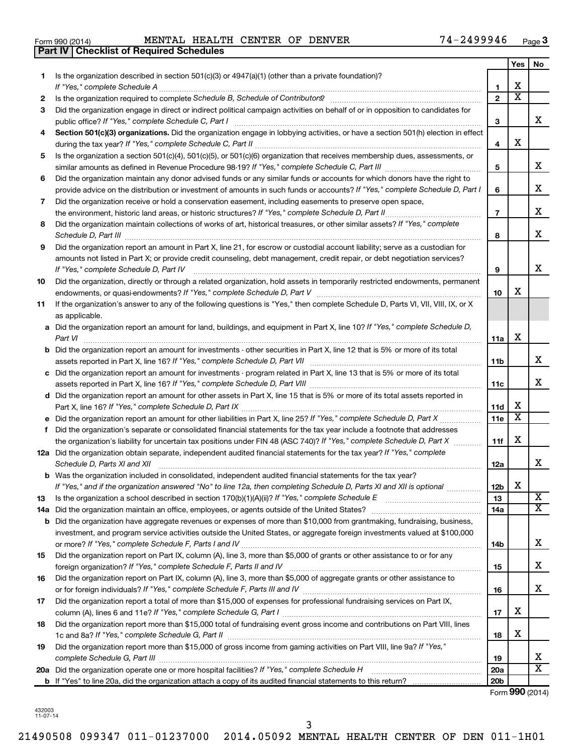Form 990 (2014) MENTAL HEALTH CENTER OF DENVER 74-2499946

## Part IV | Checklist of Required Schedules

| | | | Yes | No |
|---|---|---|---|---|
| 1 | Is the organization described in section 501(c)(3) or 4947(a)(1) (other than a private foundation)? *If "Yes," complete Schedule A* | 1 | X | |
| 2 | Is the organization required to complete *Schedule B, Schedule of Contributors*? | 2 | X | |
| 3 | Did the organization engage in direct or indirect political campaign activities on behalf of or in opposition to candidates for public office? *If "Yes," complete Schedule C, Part I* | 3 | | X |
| 4 | **Section 501(c)(3) organizations.** Did the organization engage in lobbying activities, or have a section 501(h) election in effect during the tax year? *If "Yes," complete Schedule C, Part II* | 4 | X | |
| 5 | Is the organization a section 501(c)(4), 501(c)(5), or 501(c)(6) organization that receives membership dues, assessments, or similar amounts as defined in Revenue Procedure 98-19? *If "Yes," complete Schedule C, Part III* | 5 | | X |
| 6 | Did the organization maintain any donor advised funds or any similar funds or accounts for which donors have the right to provide advice on the distribution or investment of amounts in such funds or accounts? *If "Yes," complete Schedule D, Part I* | 6 | | X |
| 7 | Did the organization receive or hold a conservation easement, including easements to preserve open space, the environment, historic land areas, or historic structures? *If "Yes," complete Schedule D, Part II* | 7 | | X |
| 8 | Did the organization maintain collections of works of art, historical treasures, or other similar assets? *If "Yes," complete Schedule D, Part III* | 8 | | X |
| 9 | Did the organization report an amount in Part X, line 21, for escrow or custodial account liability; serve as a custodian for amounts not listed in Part X; or provide credit counseling, debt management, credit repair, or debt negotiation services? *If "Yes," complete Schedule D, Part IV* | 9 | | X |
| 10 | Did the organization, directly or through a related organization, hold assets in temporarily restricted endowments, permanent endowments, or quasi-endowments? *If "Yes," complete Schedule D, Part V* | 10 | X | |
| 11 | If the organization's answer to any of the following questions is "Yes," then complete Schedule D, Parts VI, VII, VIII, IX, or X as applicable. | | | |
| a | Did the organization report an amount for land, buildings, and equipment in Part X, line 10? *If "Yes," complete Schedule D, Part VI* | 11a | X | |
| b | Did the organization report an amount for investments - other securities in Part X, line 12 that is 5% or more of its total assets reported in Part X, line 16? *If "Yes," complete Schedule D, Part VII* | 11b | | X |
| c | Did the organization report an amount for investments - program related in Part X, line 13 that is 5% or more of its total assets reported in Part X, line 16? *If "Yes," complete Schedule D, Part VIII* | 11c | | X |
| d | Did the organization report an amount for other assets in Part X, line 15 that is 5% or more of its total assets reported in Part X, line 16? *If "Yes," complete Schedule D, Part IX* | 11d | X | |
| e | Did the organization report an amount for other liabilities in Part X, line 25? *If "Yes," complete Schedule D, Part X* | 11e | X | |
| f | Did the organization's separate or consolidated financial statements for the tax year include a footnote that addresses the organization's liability for uncertain tax positions under FIN 48 (ASC 740)? *If "Yes," complete Schedule D, Part X* | 11f | X | |
| 12a | Did the organization obtain separate, independent audited financial statements for the tax year? *If "Yes," complete Schedule D, Parts XI and XII* | 12a | | X |
| b | Was the organization included in consolidated, independent audited financial statements for the tax year? *If "Yes," and if the organization answered "No" to line 12a, then completing Schedule D, Parts XI and XII is optional* | 12b | X | |
| 13 | Is the organization a school described in section 170(b)(1)(A)(ii)? *If "Yes," complete Schedule E* | 13 | | X |
| 14a | Did the organization maintain an office, employees, or agents outside of the United States? | 14a | | X |
| b | Did the organization have aggregate revenues or expenses of more than $10,000 from grantmaking, fundraising, business, investment, and program service activities outside the United States, or aggregate foreign investments valued at $100,000 or more? *If "Yes," complete Schedule F, Parts I and IV* | 14b | | X |
| 15 | Did the organization report on Part IX, column (A), line 3, more than $5,000 of grants or other assistance to or for any foreign organization? *If "Yes," complete Schedule F, Parts II and IV* | 15 | | X |
| 16 | Did the organization report on Part IX, column (A), line 3, more than $5,000 of aggregate grants or other assistance to or for foreign individuals? *If "Yes," complete Schedule F, Parts III and IV* | 16 | | X |
| 17 | Did the organization report a total of more than $15,000 of expenses for professional fundraising services on Part IX, column (A), lines 6 and 11e? *If "Yes," complete Schedule G, Part I* | 17 | X | |
| 18 | Did the organization report more than $15,000 total of fundraising event gross income and contributions on Part VIII, lines 1c and 8a? *If "Yes," complete Schedule G, Part II* | 18 | X | |
| 19 | Did the organization report more than $15,000 of gross income from gaming activities on Part VIII, line 9a? *If "Yes," complete Schedule G, Part III* | 19 | | X |
| 20a | Did the organization operate one or more hospital facilities? *If "Yes," complete Schedule H* | 20a | | X |
| b | If "Yes" to line 20a, did the organization attach a copy of its audited financial statements to this return? | 20b | | |

Form **990** (2014)

432003 11-07-14

21490508 099347 011-01237000 2014.05092 MENTAL HEALTH CENTER OF DEN 011-1H01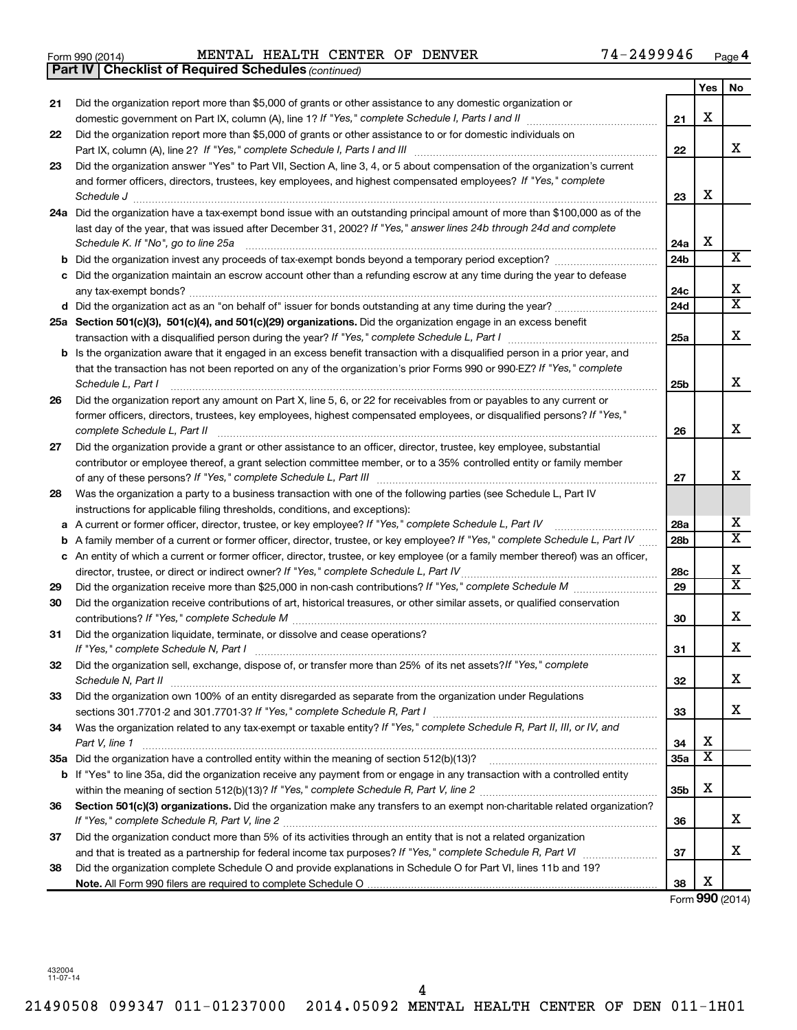Form 990 (2014) MENTAL HEALTH CENTER OF DENVER 74-2499946 Page 4

**Part IV | Checklist of Required Schedules** *(continued)*

| | | | Yes | No |
|---|---|---|---|---|
| 21 | Did the organization report more than $5,000 of grants or other assistance to any domestic organization or domestic government on Part IX, column (A), line 1? *If "Yes," complete Schedule I, Parts I and II* | 21 | X | |
| 22 | Did the organization report more than $5,000 of grants or other assistance to or for domestic individuals on Part IX, column (A), line 2? *If "Yes," complete Schedule I, Parts I and III* | 22 | | X |
| 23 | Did the organization answer "Yes" to Part VII, Section A, line 3, 4, or 5 about compensation of the organization's current and former officers, directors, trustees, key employees, and highest compensated employees? *If "Yes," complete Schedule J* | 23 | X | |
| 24a | Did the organization have a tax-exempt bond issue with an outstanding principal amount of more than $100,000 as of the last day of the year, that was issued after December 31, 2002? *If "Yes," answer lines 24b through 24d and complete Schedule K. If "No", go to line 25a* | 24a | X | |
| b | Did the organization invest any proceeds of tax-exempt bonds beyond a temporary period exception? | 24b | | X |
| c | Did the organization maintain an escrow account other than a refunding escrow at any time during the year to defease any tax-exempt bonds? | 24c | | X |
| d | Did the organization act as an "on behalf of" issuer for bonds outstanding at any time during the year? | 24d | | X |
| 25a | **Section 501(c)(3), 501(c)(4), and 501(c)(29) organizations.** Did the organization engage in an excess benefit transaction with a disqualified person during the year? *If "Yes," complete Schedule L, Part I* | 25a | | X |
| b | Is the organization aware that it engaged in an excess benefit transaction with a disqualified person in a prior year, and that the transaction has not been reported on any of the organization's prior Forms 990 or 990-EZ? *If "Yes," complete Schedule L, Part I* | 25b | | X |
| 26 | Did the organization report any amount on Part X, line 5, 6, or 22 for receivables from or payables to any current or former officers, directors, trustees, key employees, highest compensated employees, or disqualified persons? *If "Yes," complete Schedule L, Part II* | 26 | | X |
| 27 | Did the organization provide a grant or other assistance to an officer, director, trustee, key employee, substantial contributor or employee thereof, a grant selection committee member, or to a 35% controlled entity or family member of any of these persons? *If "Yes," complete Schedule L, Part III* | 27 | | X |
| 28 | Was the organization a party to a business transaction with one of the following parties (see Schedule L, Part IV instructions for applicable filing thresholds, conditions, and exceptions): | | | |
| a | A current or former officer, director, trustee, or key employee? *If "Yes," complete Schedule L, Part IV* | 28a | | X |
| b | A family member of a current or former officer, director, trustee, or key employee? *If "Yes," complete Schedule L, Part IV* | 28b | | X |
| c | An entity of which a current or former officer, director, trustee, or key employee (or a family member thereof) was an officer, director, trustee, or direct or indirect owner? *If "Yes," complete Schedule L, Part IV* | 28c | | X |
| 29 | Did the organization receive more than $25,000 in non-cash contributions? *If "Yes," complete Schedule M* | 29 | | X |
| 30 | Did the organization receive contributions of art, historical treasures, or other similar assets, or qualified conservation contributions? *If "Yes," complete Schedule M* | 30 | | X |
| 31 | Did the organization liquidate, terminate, or dissolve and cease operations? *If "Yes," complete Schedule N, Part I* | 31 | | X |
| 32 | Did the organization sell, exchange, dispose of, or transfer more than 25% of its net assets? *If "Yes," complete Schedule N, Part II* | 32 | | X |
| 33 | Did the organization own 100% of an entity disregarded as separate from the organization under Regulations sections 301.7701-2 and 301.7701-3? *If "Yes," complete Schedule R, Part I* | 33 | | X |
| 34 | Was the organization related to any tax-exempt or taxable entity? *If "Yes," complete Schedule R, Part II, III, or IV, and Part V, line 1* | 34 | X | |
| 35a | Did the organization have a controlled entity within the meaning of section 512(b)(13)? | 35a | X | |
| b | If "Yes" to line 35a, did the organization receive any payment from or engage in any transaction with a controlled entity within the meaning of section 512(b)(13)? *If "Yes," complete Schedule R, Part V, line 2* | 35b | X | |
| 36 | **Section 501(c)(3) organizations.** Did the organization make any transfers to an exempt non-charitable related organization? *If "Yes," complete Schedule R, Part V, line 2* | 36 | | X |
| 37 | Did the organization conduct more than 5% of its activities through an entity that is not a related organization and that is treated as a partnership for federal income tax purposes? *If "Yes," complete Schedule R, Part VI* | 37 | | X |
| 38 | Did the organization complete Schedule O and provide explanations in Schedule O for Part VI, lines 11b and 19? **Note.** All Form 990 filers are required to complete Schedule O | 38 | X | |

Form **990** (2014)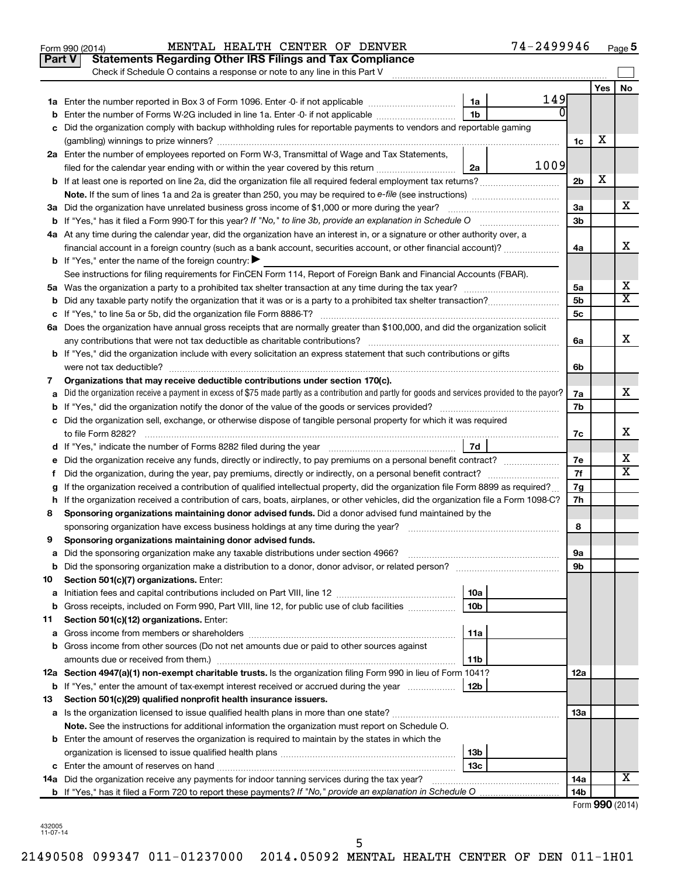Form 990 (2014) MENTAL HEALTH CENTER OF DENVER 74-2499946 Page 5

**Part V Statements Regarding Other IRS Filings and Tax Compliance**

Check if Schedule O contains a response or note to any line in this Part V

| | | | | Line | Yes | No |
|---|---|---|---|---|---|---|
| 1a | Enter the number reported in Box 3 of Form 1096. Enter -0- if not applicable | 1a | 149 | | | |
| b | Enter the number of Forms W-2G included in line 1a. Enter -0- if not applicable | 1b | 0 | | | |
| c | Did the organization comply with backup withholding rules for reportable payments to vendors and reportable gaming (gambling) winnings to prize winners? | | | 1c | X | |
| 2a | Enter the number of employees reported on Form W-3, Transmittal of Wage and Tax Statements, filed for the calendar year ending with or within the year covered by this return | 2a | 1009 | | | |
| b | If at least one is reported on line 2a, did the organization file all required federal employment tax returns? | | | 2b | X | |
| | **Note.** If the sum of lines 1a and 2a is greater than 250, you may be required to *e-file* (see instructions) | | | | | |
| 3a | Did the organization have unrelated business gross income of $1,000 or more during the year? | | | 3a | | X |
| b | If "Yes," has it filed a Form 990-T for this year? *If "No," to line 3b, provide an explanation in Schedule O* | | | 3b | | |
| 4a | At any time during the calendar year, did the organization have an interest in, or a signature or other authority over, a financial account in a foreign country (such as a bank account, securities account, or other financial account)? | | | 4a | | X |
| b | If "Yes," enter the name of the foreign country: ▶ | | | | | |
| | See instructions for filing requirements for FinCEN Form 114, Report of Foreign Bank and Financial Accounts (FBAR). | | | | | |
| 5a | Was the organization a party to a prohibited tax shelter transaction at any time during the tax year? | | | 5a | | X |
| b | Did any taxable party notify the organization that it was or is a party to a prohibited tax shelter transaction? | | | 5b | | X |
| c | If "Yes," to line 5a or 5b, did the organization file Form 8886-T? | | | 5c | | |
| 6a | Does the organization have annual gross receipts that are normally greater than $100,000, and did the organization solicit any contributions that were not tax deductible as charitable contributions? | | | 6a | | X |
| b | If "Yes," did the organization include with every solicitation an express statement that such contributions or gifts were not tax deductible? | | | 6b | | |
| 7 | **Organizations that may receive deductible contributions under section 170(c).** | | | | | |
| a | Did the organization receive a payment in excess of $75 made partly as a contribution and partly for goods and services provided to the payor? | | | 7a | | X |
| b | If "Yes," did the organization notify the donor of the value of the goods or services provided? | | | 7b | | |
| c | Did the organization sell, exchange, or otherwise dispose of tangible personal property for which it was required to file Form 8282? | | | 7c | | X |
| d | If "Yes," indicate the number of Forms 8282 filed during the year | 7d | | | | |
| e | Did the organization receive any funds, directly or indirectly, to pay premiums on a personal benefit contract? | | | 7e | | X |
| f | Did the organization, during the year, pay premiums, directly or indirectly, on a personal benefit contract? | | | 7f | | X |
| g | If the organization received a contribution of qualified intellectual property, did the organization file Form 8899 as required? | | | 7g | | |
| h | If the organization received a contribution of cars, boats, airplanes, or other vehicles, did the organization file a Form 1098-C? | | | 7h | | |
| 8 | **Sponsoring organizations maintaining donor advised funds.** Did a donor advised fund maintained by the sponsoring organization have excess business holdings at any time during the year? | | | 8 | | |
| 9 | **Sponsoring organizations maintaining donor advised funds.** | | | | | |
| a | Did the sponsoring organization make any taxable distributions under section 4966? | | | 9a | | |
| b | Did the sponsoring organization make a distribution to a donor, donor advisor, or related person? | | | 9b | | |
| 10 | **Section 501(c)(7) organizations.** Enter: | | | | | |
| a | Initiation fees and capital contributions included on Part VIII, line 12 | 10a | | | | |
| b | Gross receipts, included on Form 990, Part VIII, line 12, for public use of club facilities | 10b | | | | |
| 11 | **Section 501(c)(12) organizations.** Enter: | | | | | |
| a | Gross income from members or shareholders | 11a | | | | |
| b | Gross income from other sources (Do not net amounts due or paid to other sources against amounts due or received from them.) | 11b | | | | |
| 12a | **Section 4947(a)(1) non-exempt charitable trusts.** Is the organization filing Form 990 in lieu of Form 1041? | | | 12a | | |
| b | If "Yes," enter the amount of tax-exempt interest received or accrued during the year | 12b | | | | |
| 13 | **Section 501(c)(29) qualified nonprofit health insurance issuers.** | | | | | |
| a | Is the organization licensed to issue qualified health plans in more than one state? | | | 13a | | |
| | **Note.** See the instructions for additional information the organization must report on Schedule O. | | | | | |
| b | Enter the amount of reserves the organization is required to maintain by the states in which the organization is licensed to issue qualified health plans | 13b | | | | |
| c | Enter the amount of reserves on hand | 13c | | | | |
| 14a | Did the organization receive any payments for indoor tanning services during the tax year? | | | 14a | | X |
| b | If "Yes," has it filed a Form 720 to report these payments? *If "No," provide an explanation in Schedule O* | | | 14b | | |

Form **990** (2014)

432005 11-07-14

21490508 099347 011-01237000 2014.05092 MENTAL HEALTH CENTER OF DEN 011-1H01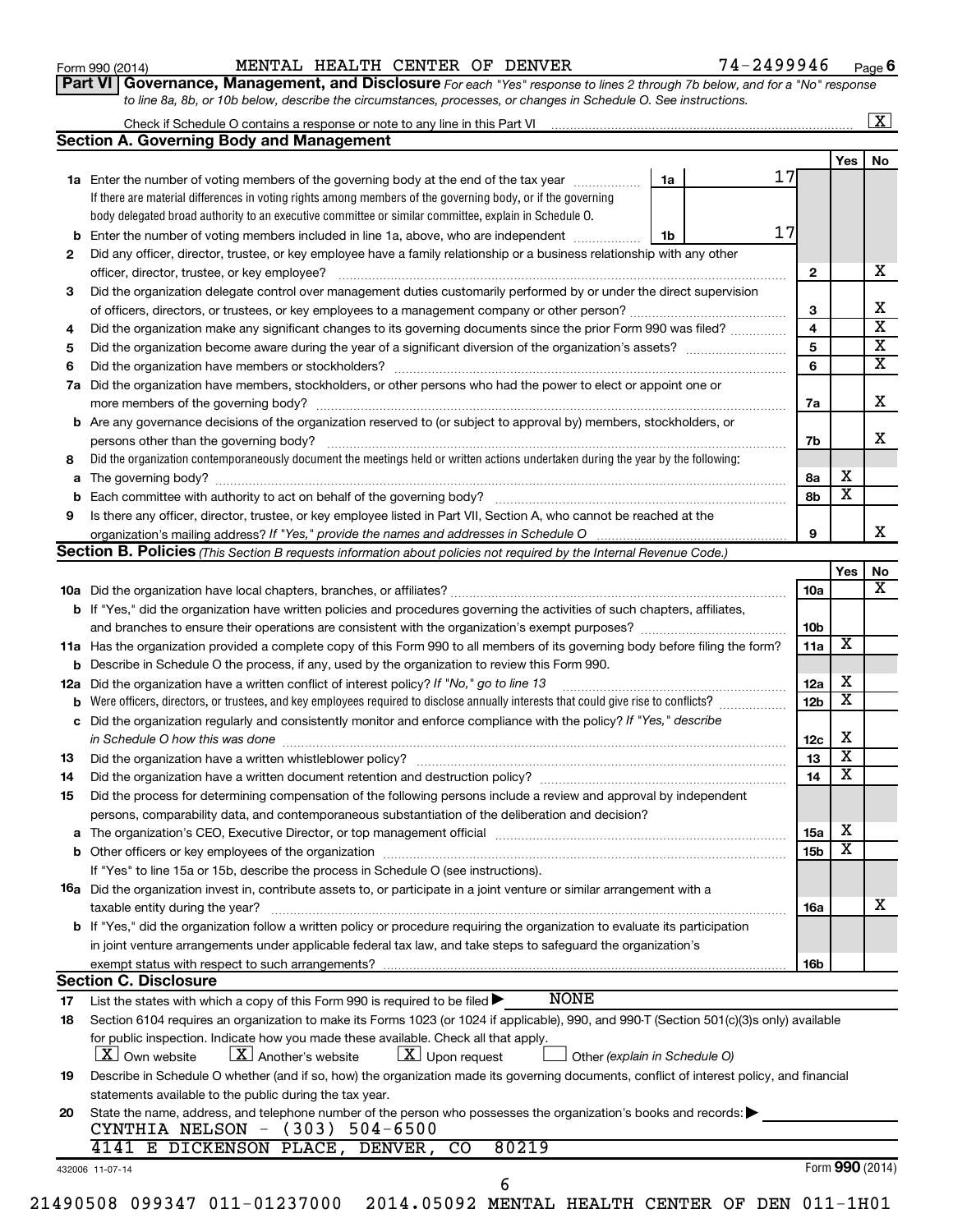Form 990 (2014) MENTAL HEALTH CENTER OF DENVER 74-2499946 Page 6

**Part VI Governance, Management, and Disclosure** *For each "Yes" response to lines 2 through 7b below, and for a "No" response to line 8a, 8b, or 10b below, describe the circumstances, processes, or changes in Schedule O. See instructions.*

Check if Schedule O contains a response or note to any line in this Part VI ..... [X]

## Section A. Governing Body and Management

| | | | | Yes | No |
|---|---|---|---|---|---|
| **1a** | Enter the number of voting members of the governing body at the end of the tax year ..... **1a** | 17 | | | |
| | If there are material differences in voting rights among members of the governing body, or if the governing body delegated broad authority to an executive committee or similar committee, explain in Schedule O. | | | | |
| **b** | Enter the number of voting members included in line 1a, above, who are independent ..... **1b** | 17 | | | |
| **2** | Did any officer, director, trustee, or key employee have a family relationship or a business relationship with any other officer, director, trustee, or key employee? | | 2 | | X |
| **3** | Did the organization delegate control over management duties customarily performed by or under the direct supervision of officers, directors, or trustees, or key employees to a management company or other person? | | 3 | | X |
| **4** | Did the organization make any significant changes to its governing documents since the prior Form 990 was filed? | | 4 | | X |
| **5** | Did the organization become aware during the year of a significant diversion of the organization's assets? | | 5 | | X |
| **6** | Did the organization have members or stockholders? | | 6 | | X |
| **7a** | Did the organization have members, stockholders, or other persons who had the power to elect or appoint one or more members of the governing body? | | 7a | | X |
| **b** | Are any governance decisions of the organization reserved to (or subject to approval by) members, stockholders, or persons other than the governing body? | | 7b | | X |
| **8** | Did the organization contemporaneously document the meetings held or written actions undertaken during the year by the following: | | | | |
| **a** | The governing body? | | 8a | X | |
| **b** | Each committee with authority to act on behalf of the governing body? | | 8b | X | |
| **9** | Is there any officer, director, trustee, or key employee listed in Part VII, Section A, who cannot be reached at the organization's mailing address? *If "Yes," provide the names and addresses in Schedule O* | | 9 | | X |

## Section B. Policies *(This Section B requests information about policies not required by the Internal Revenue Code.)*

| | | | Yes | No |
|---|---|---|---|---|
| **10a** | Did the organization have local chapters, branches, or affiliates? | 10a | | X |
| **b** | If "Yes," did the organization have written policies and procedures governing the activities of such chapters, affiliates, and branches to ensure their operations are consistent with the organization's exempt purposes? | 10b | | |
| **11a** | Has the organization provided a complete copy of this Form 990 to all members of its governing body before filing the form? | 11a | X | |
| **b** | Describe in Schedule O the process, if any, used by the organization to review this Form 990. | | | |
| **12a** | Did the organization have a written conflict of interest policy? *If "No," go to line 13* | 12a | X | |
| **b** | Were officers, directors, or trustees, and key employees required to disclose annually interests that could give rise to conflicts? | 12b | X | |
| **c** | Did the organization regularly and consistently monitor and enforce compliance with the policy? *If "Yes," describe in Schedule O how this was done* | 12c | X | |
| **13** | Did the organization have a written whistleblower policy? | 13 | X | |
| **14** | Did the organization have a written document retention and destruction policy? | 14 | X | |
| **15** | Did the process for determining compensation of the following persons include a review and approval by independent persons, comparability data, and contemporaneous substantiation of the deliberation and decision? | | | |
| **a** | The organization's CEO, Executive Director, or top management official | 15a | X | |
| **b** | Other officers or key employees of the organization | 15b | X | |
| | If "Yes" to line 15a or 15b, describe the process in Schedule O (see instructions). | | | |
| **16a** | Did the organization invest in, contribute assets to, or participate in a joint venture or similar arrangement with a taxable entity during the year? | 16a | | X |
| **b** | If "Yes," did the organization follow a written policy or procedure requiring the organization to evaluate its participation in joint venture arrangements under applicable federal tax law, and take steps to safeguard the organization's exempt status with respect to such arrangements? | 16b | | |

## Section C. Disclosure

**17** List the states with which a copy of this Form 990 is required to be filed ▶ NONE

**18** Section 6104 requires an organization to make its Forms 1023 (or 1024 if applicable), 990, and 990-T (Section 501(c)(3)s only) available for public inspection. Indicate how you made these available. Check all that apply.

[X] Own website [X] Another's website [X] Upon request [ ] Other *(explain in Schedule O)*

**19** Describe in Schedule O whether (and if so, how) the organization made its governing documents, conflict of interest policy, and financial statements available to the public during the tax year.

**20** State the name, address, and telephone number of the person who possesses the organization's books and records: ▶

CYNTHIA NELSON - (303) 504-6500
4141 E DICKENSON PLACE, DENVER, CO 80219

432006 11-07-14 Form **990** (2014)

21490508 099347 011-01237000 2014.05092 MENTAL HEALTH CENTER OF DEN 011-1H01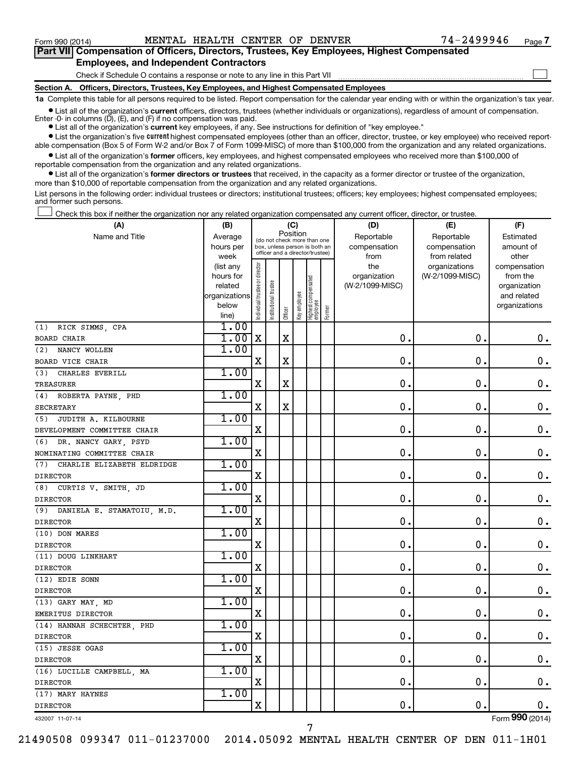Form 990 (2014) MENTAL HEALTH CENTER OF DENVER 74-2499946 Page 7

## Part VII Compensation of Officers, Directors, Trustees, Key Employees, Highest Compensated Employees, and Independent Contractors

Check if Schedule O contains a response or note to any line in this Part VII ☐

### Section A. Officers, Directors, Trustees, Key Employees, and Highest Compensated Employees

**1a** Complete this table for all persons required to be listed. Report compensation for the calendar year ending with or within the organization's tax year.

- List all of the organization's **current** officers, directors, trustees (whether individuals or organizations), regardless of amount of compensation. Enter -0- in columns (D), (E), and (F) if no compensation was paid.
- List all of the organization's **current** key employees, if any. See instructions for definition of "key employee."
- List the organization's five **current** highest compensated employees (other than an officer, director, trustee, or key employee) who received reportable compensation (Box 5 of Form W-2 and/or Box 7 of Form 1099-MISC) of more than $100,000 from the organization and any related organizations.
- List all of the organization's **former** officers, key employees, and highest compensated employees who received more than $100,000 of reportable compensation from the organization and any related organizations.
- List all of the organization's **former directors or trustees** that received, in the capacity as a former director or trustee of the organization, more than $10,000 of reportable compensation from the organization and any related organizations.

List persons in the following order: individual trustees or directors; institutional trustees; officers; key employees; highest compensated employees; and former such persons.

☐ Check this box if neither the organization nor any related organization compensated any current officer, director, or trustee.

| (A) Name and Title | (B) Average hours per week (list any hours for related organizations below line) | (C) Position: Individual trustee or director | Institutional trustee | Officer | Key employee | Highest compensated employee | Former | (D) Reportable compensation from the organization (W-2/1099-MISC) | (E) Reportable compensation from related organizations (W-2/1099-MISC) | (F) Estimated amount of other compensation from the organization and related organizations |
|---|---|---|---|---|---|---|---|---|---|---|
| (1) RICK SIMMS, CPA<br>BOARD CHAIR | 1.00<br>1.00 | X | | X | | | | 0. | 0. | 0. |
| (2) NANCY WOLLEN<br>BOARD VICE CHAIR | 1.00 | X | | X | | | | 0. | 0. | 0. |
| (3) CHARLES EVERILL<br>TREASURER | 1.00 | X | | X | | | | 0. | 0. | 0. |
| (4) ROBERTA PAYNE, PHD<br>SECRETARY | 1.00 | X | | X | | | | 0. | 0. | 0. |
| (5) JUDITH A. KILBOURNE<br>DEVELOPMENT COMMITTEE CHAIR | 1.00 | X | | | | | | 0. | 0. | 0. |
| (6) DR. NANCY GARY, PSYD<br>NOMINATING COMMITTEE CHAIR | 1.00 | X | | | | | | 0. | 0. | 0. |
| (7) CHARLIE ELIZABETH ELDRIDGE<br>DIRECTOR | 1.00 | X | | | | | | 0. | 0. | 0. |
| (8) CURTIS V. SMITH, JD<br>DIRECTOR | 1.00 | X | | | | | | 0. | 0. | 0. |
| (9) DANIELA E. STAMATOIU, M.D.<br>DIRECTOR | 1.00 | X | | | | | | 0. | 0. | 0. |
| (10) DON MARES<br>DIRECTOR | 1.00 | X | | | | | | 0. | 0. | 0. |
| (11) DOUG LINKHART<br>DIRECTOR | 1.00 | X | | | | | | 0. | 0. | 0. |
| (12) EDIE SONN<br>DIRECTOR | 1.00 | X | | | | | | 0. | 0. | 0. |
| (13) GARY MAY, MD<br>EMERITUS DIRECTOR | 1.00 | X | | | | | | 0. | 0. | 0. |
| (14) HANNAH SCHECHTER, PHD<br>DIRECTOR | 1.00 | X | | | | | | 0. | 0. | 0. |
| (15) JESSE OGAS<br>DIRECTOR | 1.00 | X | | | | | | 0. | 0. | 0. |
| (16) LUCILLE CAMPBELL, MA<br>DIRECTOR | 1.00 | X | | | | | | 0. | 0. | 0. |
| (17) MARY HAYNES<br>DIRECTOR | 1.00 | X | | | | | | 0. | 0. | 0. |

432007 11-07-14 Form **990** (2014)

21490508 099347 011-01237000 2014.05092 MENTAL HEALTH CENTER OF DEN 011-1H01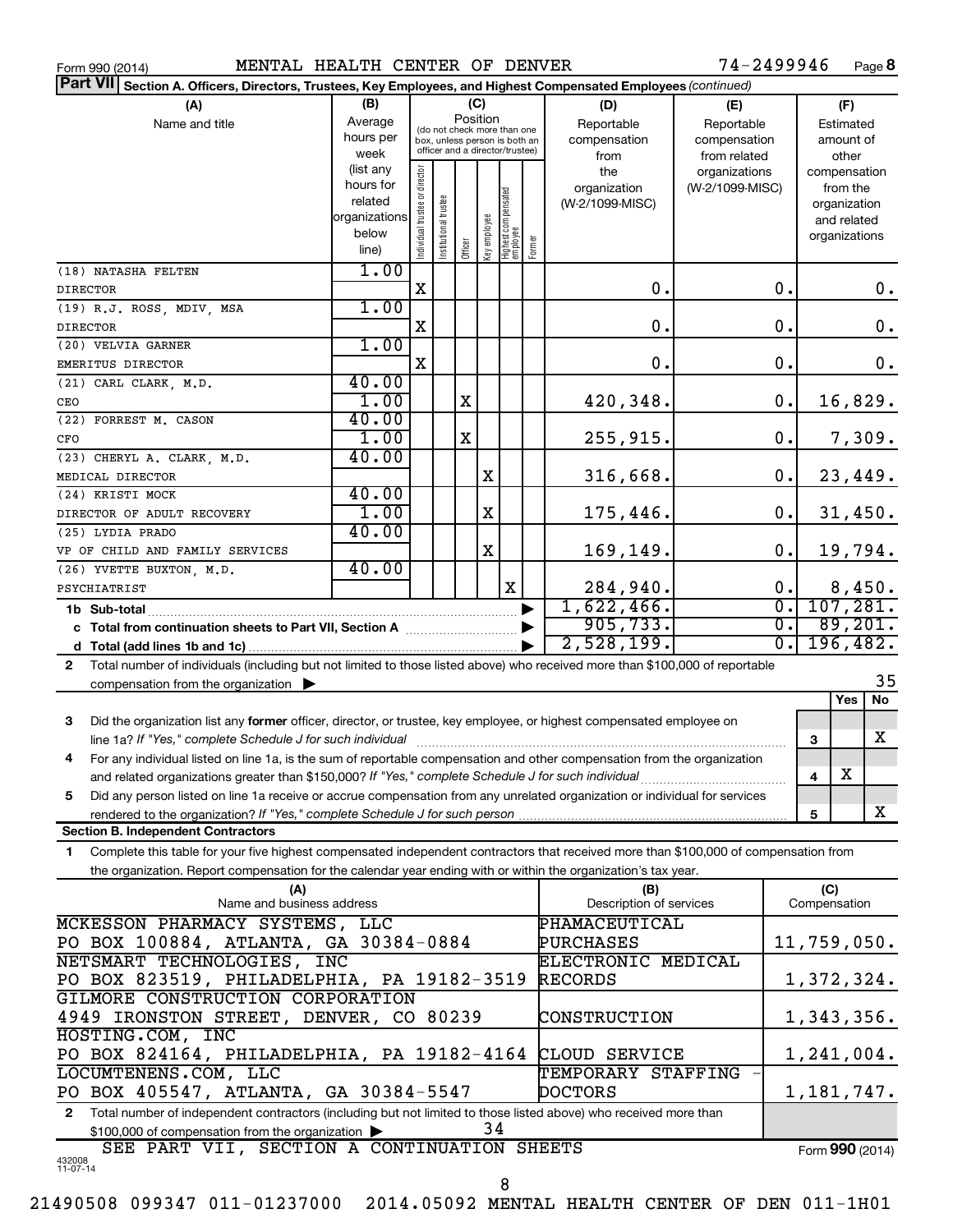Form 990 (2014) MENTAL HEALTH CENTER OF DENVER 74-2499946 Page 8

**Part VII Section A. Officers, Directors, Trustees, Key Employees, and Highest Compensated Employees** *(continued)*

| (A) Name and title | (B) Average hours per week (list any hours for related organizations below line) | (C) Individual trustee or director | Institutional trustee | Officer | Key employee | Highest compensated employee | Former | (D) Reportable compensation from the organization (W-2/1099-MISC) | (E) Reportable compensation from related organizations (W-2/1099-MISC) | (F) Estimated amount of other compensation from the organization and related organizations |
|---|---|---|---|---|---|---|---|---|---|---|
| (18) NATASHA FELTEN<br>DIRECTOR | 1.00 | X | | | | | | 0. | 0. | 0. |
| (19) R.J. ROSS, MDIV, MSA<br>DIRECTOR | 1.00 | X | | | | | | 0. | 0. | 0. |
| (20) VELVIA GARNER<br>EMERITUS DIRECTOR | 1.00 | X | | | | | | 0. | 0. | 0. |
| (21) CARL CLARK, M.D.<br>CEO | 40.00<br>1.00 | | | X | | | | 420,348. | 0. | 16,829. |
| (22) FORREST M. CASON<br>CFO | 40.00<br>1.00 | | | X | | | | 255,915. | 0. | 7,309. |
| (23) CHERYL A. CLARK, M.D.<br>MEDICAL DIRECTOR | 40.00 | | | | X | | | 316,668. | 0. | 23,449. |
| (24) KRISTI MOCK<br>DIRECTOR OF ADULT RECOVERY | 40.00<br>1.00 | | | | X | | | 175,446. | 0. | 31,450. |
| (25) LYDIA PRADO<br>VP OF CHILD AND FAMILY SERVICES | 40.00 | | | | X | | | 169,149. | 0. | 19,794. |
| (26) YVETTE BUXTON, M.D.<br>PSYCHIATRIST | 40.00 | | | | | X | | 284,940. | 0. | 8,450. |
| **1b Sub-total** | | | | | | | | 1,622,466. | 0. | 107,281. |
| **c Total from continuation sheets to Part VII, Section A** | | | | | | | | 905,733. | 0. | 89,201. |
| **d Total (add lines 1b and 1c)** | | | | | | | | 2,528,199. | 0. | 196,482. |

**2** Total number of individuals (including but not limited to those listed above) who received more than $100,000 of reportable compensation from the organization ▶ 35

| | | Yes | No |
|---|---|---|---|
| **3** Did the organization list any **former** officer, director, or trustee, key employee, or highest compensated employee on line 1a? *If "Yes," complete Schedule J for such individual* | 3 | | X |
| **4** For any individual listed on line 1a, is the sum of reportable compensation and other compensation from the organization and related organizations greater than $150,000? *If "Yes," complete Schedule J for such individual* | 4 | X | |
| **5** Did any person listed on line 1a receive or accrue compensation from any unrelated organization or individual for services rendered to the organization? *If "Yes," complete Schedule J for such person* | 5 | | X |

**Section B. Independent Contractors**

**1** Complete this table for your five highest compensated independent contractors that received more than $100,000 of compensation from the organization. Report compensation for the calendar year ending with or within the organization's tax year.

| (A) Name and business address | (B) Description of services | (C) Compensation |
|---|---|---|
| MCKESSON PHARMACY SYSTEMS, LLC<br>PO BOX 100884, ATLANTA, GA 30384-0884 | PHAMACEUTICAL PURCHASES | 11,759,050. |
| NETSMART TECHNOLOGIES, INC<br>PO BOX 823519, PHILADELPHIA, PA 19182-3519 | ELECTRONIC MEDICAL RECORDS | 1,372,324. |
| GILMORE CONSTRUCTION CORPORATION<br>4949 IRONSTON STREET, DENVER, CO 80239 | CONSTRUCTION | 1,343,356. |
| HOSTING.COM, INC<br>PO BOX 824164, PHILADELPHIA, PA 19182-4164 | CLOUD SERVICE | 1,241,004. |
| LOCUMTENENS.COM, LLC<br>PO BOX 405547, ATLANTA, GA 30384-5547 | TEMPORARY STAFFING - DOCTORS | 1,181,747. |

**2** Total number of independent contractors (including but not limited to those listed above) who received more than $100,000 of compensation from the organization ▶ 34

SEE PART VII, SECTION A CONTINUATION SHEETS

Form **990** (2014)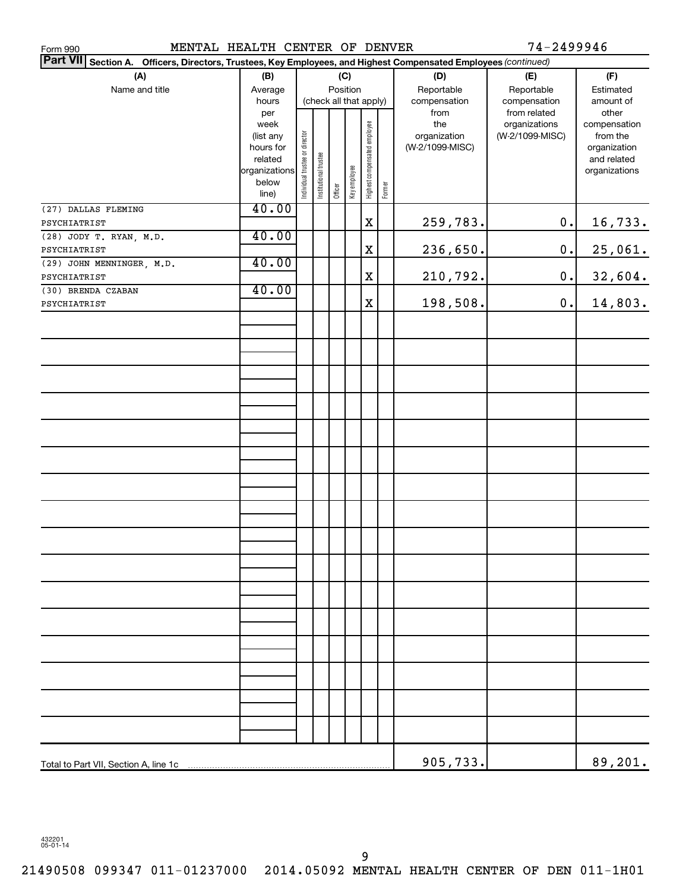Form 990 MENTAL HEALTH CENTER OF DENVER 74-2499946

**Part VII Section A. Officers, Directors, Trustees, Key Employees, and Highest Compensated Employees** *(continued)*

| (A) Name and title | (B) Average hours per week (list any hours for related organizations below line) | (C) Position (check all that apply): Individual trustee or director | Institutional trustee | Officer | Key employee | Highest compensated employee | Former | (D) Reportable compensation from the organization (W-2/1099-MISC) | (E) Reportable compensation from related organizations (W-2/1099-MISC) | (F) Estimated amount of other compensation from the organization and related organizations |
|---|---|---|---|---|---|---|---|---|---|---|
| (27) DALLAS FLEMING<br>PSYCHIATRIST | 40.00 | | | | | X | | 259,783. | 0. | 16,733. |
| (28) JODY T. RYAN, M.D.<br>PSYCHIATRIST | 40.00 | | | | | X | | 236,650. | 0. | 25,061. |
| (29) JOHN MENNINGER, M.D.<br>PSYCHIATRIST | 40.00 | | | | | X | | 210,792. | 0. | 32,604. |
| (30) BRENDA CZABAN<br>PSYCHIATRIST | 40.00 | | | | | X | | 198,508. | 0. | 14,803. |
| Total to Part VII, Section A, line 1c | | | | | | | | 905,733. | | 89,201. |

432201
05-01-14

21490508 099347 011-01237000 2014.05092 MENTAL HEALTH CENTER OF DEN 011-1H01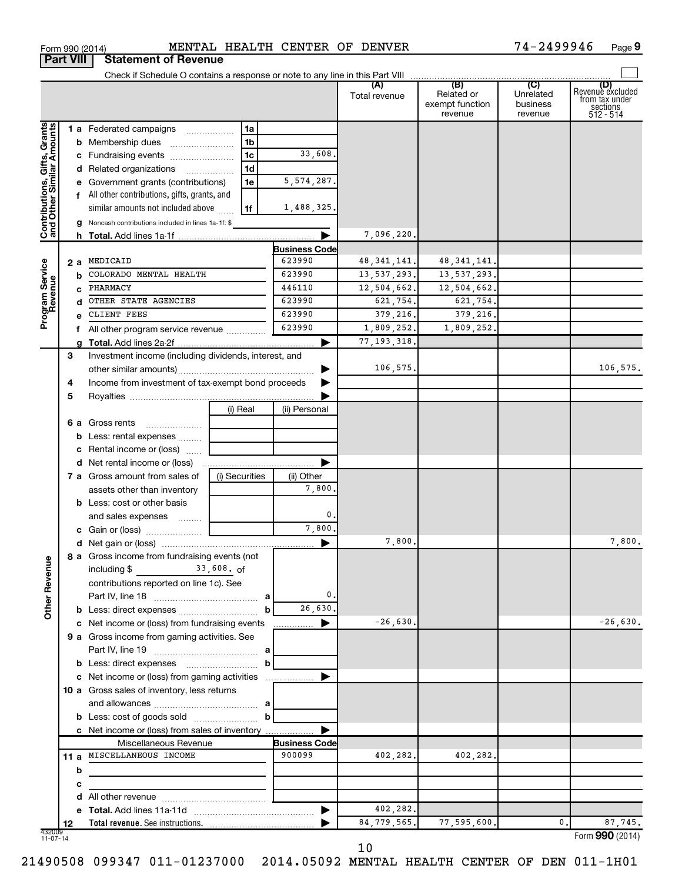Form 990 (2014) MENTAL HEALTH CENTER OF DENVER 74-2499946 Page 9

## Part VIII Statement of Revenue

Check if Schedule O contains a response or note to any line in this Part VIII

| | | | | (A) Total revenue | (B) Related or exempt function revenue | (C) Unrelated business revenue | (D) Revenue excluded from tax under sections 512 - 514 |
|---|---|---|---|---|---|---|---|
| **Contributions, Gifts, Grants and Other Similar Amounts** | 1a Federated campaigns | 1a | | | | | |
| | b Membership dues | 1b | | | | | |
| | c Fundraising events | 1c | 33,608. | | | | |
| | d Related organizations | 1d | | | | | |
| | e Government grants (contributions) | 1e | 5,574,287. | | | | |
| | f All other contributions, gifts, grants, and similar amounts not included above | 1f | 1,488,325. | | | | |
| | g Noncash contributions included in lines 1a-1f: $ | | | | | | |
| | h **Total.** Add lines 1a-1f | | ▶ | 7,096,220. | | | |
| **Program Service Revenue** | | | **Business Code** | | | | |
| | 2a MEDICAID | | 623990 | 48,341,141. | 48,341,141. | | |
| | b COLORADO MENTAL HEALTH | | 623990 | 13,537,293. | 13,537,293. | | |
| | c PHARMACY | | 446110 | 12,504,662. | 12,504,662. | | |
| | d OTHER STATE AGENCIES | | 623990 | 621,754. | 621,754. | | |
| | e CLIENT FEES | | 623990 | 379,216. | 379,216. | | |
| | f All other program service revenue | | 623990 | 1,809,252. | 1,809,252. | | |
| | g **Total.** Add lines 2a-2f | | ▶ | 77,193,318. | | | |
| | 3 Investment income (including dividends, interest, and other similar amounts) | | ▶ | 106,575. | | | 106,575. |
| | 4 Income from investment of tax-exempt bond proceeds | | ▶ | | | | |
| | 5 Royalties | | ▶ | | | | |
| | | (i) Real | (ii) Personal | | | | |
| | 6a Gross rents | | | | | | |
| | b Less: rental expenses | | | | | | |
| | c Rental income or (loss) | | | | | | |
| | d Net rental income or (loss) | | ▶ | | | | |
| | 7a Gross amount from sales of assets other than inventory | (i) Securities | (ii) Other 7,800. | | | | |
| | b Less: cost or other basis and sales expenses | | 0. | | | | |
| | c Gain or (loss) | | 7,800. | | | | |
| | d Net gain or (loss) | | ▶ | 7,800. | | | 7,800. |
| **Other Revenue** | 8a Gross income from fundraising events (not including $ 33,608. of contributions reported on line 1c). See Part IV, line 18 | a | 0. | | | | |
| | b Less: direct expenses | b | 26,630. | | | | |
| | c Net income or (loss) from fundraising events | | ▶ | -26,630. | | | -26,630. |
| | 9a Gross income from gaming activities. See Part IV, line 19 | a | | | | | |
| | b Less: direct expenses | b | | | | | |
| | c Net income or (loss) from gaming activities | | ▶ | | | | |
| | 10a Gross sales of inventory, less returns and allowances | a | | | | | |
| | b Less: cost of goods sold | b | | | | | |
| | c Net income or (loss) from sales of inventory | | ▶ | | | | |
| | Miscellaneous Revenue | | **Business Code** | | | | |
| | 11a MISCELLANEOUS INCOME | | 900099 | 402,282. | 402,282. | | |
| | b | | | | | | |
| | c | | | | | | |
| | d All other revenue | | | | | | |
| | e **Total.** Add lines 11a-11d | | ▶ | 402,282. | | | |
| | 12 **Total revenue.** See instructions. | | ▶ | 84,779,565. | 77,595,600. | 0. | 87,745. |

432009 11-07-14

Form **990** (2014)

21490508 099347 011-01237000 2014.05092 MENTAL HEALTH CENTER OF DEN 011-1H01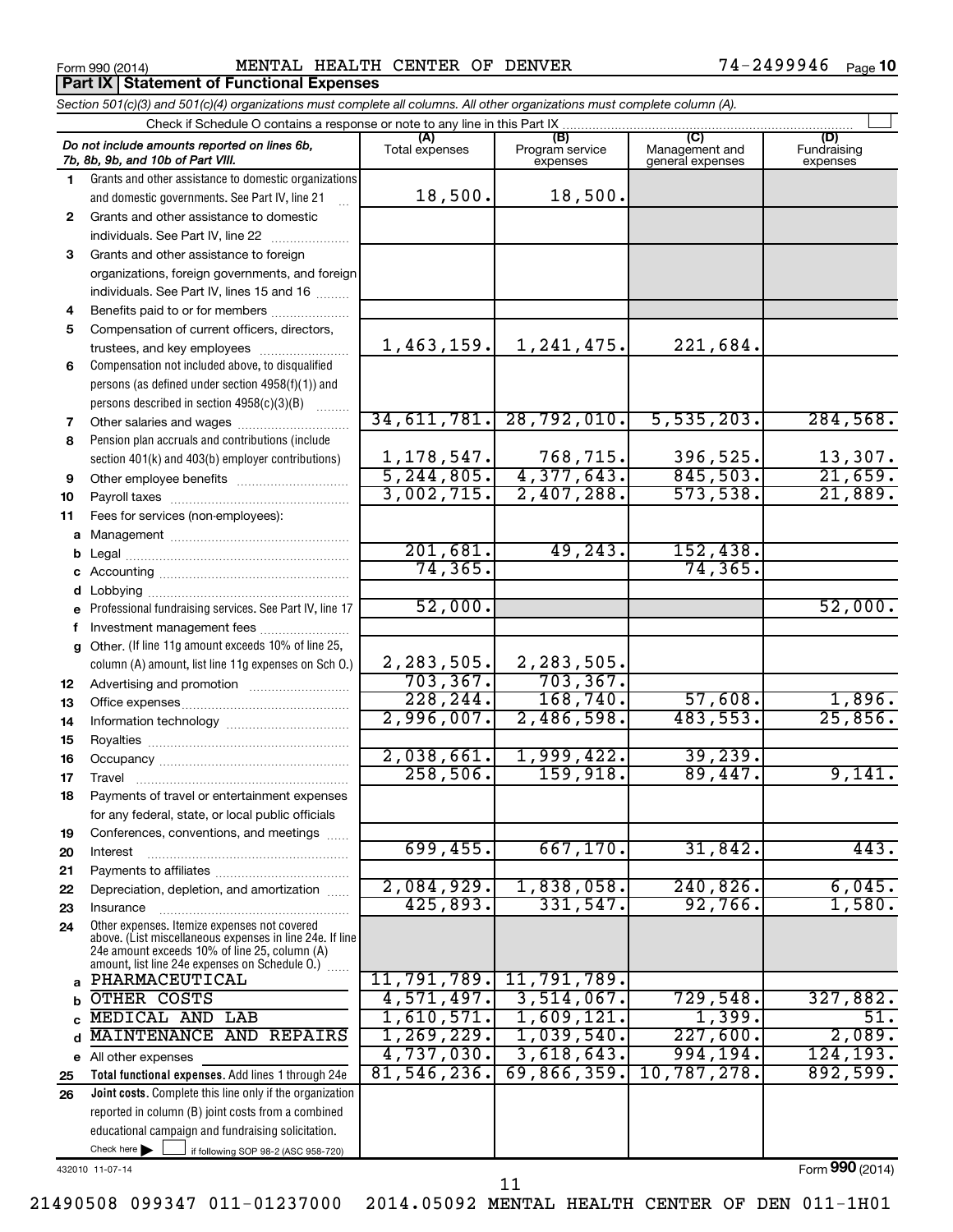Form 990 (2014) MENTAL HEALTH CENTER OF DENVER 74-2499946 Page **10**

**Part IX Statement of Functional Expenses**

*Section 501(c)(3) and 501(c)(4) organizations must complete all columns. All other organizations must complete column (A).*

Check if Schedule O contains a response or note to any line in this Part IX ☐

| | *Do not include amounts reported on lines 6b, 7b, 8b, 9b, and 10b of Part VIII.* | (A) Total expenses | (B) Program service expenses | (C) Management and general expenses | (D) Fundraising expenses |
|---|---|---|---|---|---|
| 1 | Grants and other assistance to domestic organizations and domestic governments. See Part IV, line 21 | 18,500. | 18,500. | | |
| 2 | Grants and other assistance to domestic individuals. See Part IV, line 22 | | | | |
| 3 | Grants and other assistance to foreign organizations, foreign governments, and foreign individuals. See Part IV, lines 15 and 16 | | | | |
| 4 | Benefits paid to or for members | | | | |
| 5 | Compensation of current officers, directors, trustees, and key employees | 1,463,159. | 1,241,475. | 221,684. | |
| 6 | Compensation not included above, to disqualified persons (as defined under section 4958(f)(1)) and persons described in section 4958(c)(3)(B) | | | | |
| 7 | Other salaries and wages | 34,611,781. | 28,792,010. | 5,535,203. | 284,568. |
| 8 | Pension plan accruals and contributions (include section 401(k) and 403(b) employer contributions) | 1,178,547. | 768,715. | 396,525. | 13,307. |
| 9 | Other employee benefits | 5,244,805. | 4,377,643. | 845,503. | 21,659. |
| 10 | Payroll taxes | 3,002,715. | 2,407,288. | 573,538. | 21,889. |
| 11 | Fees for services (non-employees): | | | | |
| a | Management | | | | |
| b | Legal | 201,681. | 49,243. | 152,438. | |
| c | Accounting | 74,365. | | 74,365. | |
| d | Lobbying | | | | |
| e | Professional fundraising services. See Part IV, line 17 | 52,000. | | | 52,000. |
| f | Investment management fees | | | | |
| g | Other. (If line 11g amount exceeds 10% of line 25, column (A) amount, list line 11g expenses on Sch O.) | 2,283,505. | 2,283,505. | | |
| 12 | Advertising and promotion | 703,367. | 703,367. | | |
| 13 | Office expenses | 228,244. | 168,740. | 57,608. | 1,896. |
| 14 | Information technology | 2,996,007. | 2,486,598. | 483,553. | 25,856. |
| 15 | Royalties | | | | |
| 16 | Occupancy | 2,038,661. | 1,999,422. | 39,239. | |
| 17 | Travel | 258,506. | 159,918. | 89,447. | 9,141. |
| 18 | Payments of travel or entertainment expenses for any federal, state, or local public officials | | | | |
| 19 | Conferences, conventions, and meetings | | | | |
| 20 | Interest | 699,455. | 667,170. | 31,842. | 443. |
| 21 | Payments to affiliates | | | | |
| 22 | Depreciation, depletion, and amortization | 2,084,929. | 1,838,058. | 240,826. | 6,045. |
| 23 | Insurance | 425,893. | 331,547. | 92,766. | 1,580. |
| 24 | Other expenses. Itemize expenses not covered above. (List miscellaneous expenses in line 24e. If line 24e amount exceeds 10% of line 25, column (A) amount, list line 24e expenses on Schedule O.) | | | | |
| a | PHARMACEUTICAL | 11,791,789. | 11,791,789. | | |
| b | OTHER COSTS | 4,571,497. | 3,514,067. | 729,548. | 327,882. |
| c | MEDICAL AND LAB | 1,610,571. | 1,609,121. | 1,399. | 51. |
| d | MAINTENANCE AND REPAIRS | 1,269,229. | 1,039,540. | 227,600. | 2,089. |
| e | All other expenses | 4,737,030. | 3,618,643. | 994,194. | 124,193. |
| 25 | **Total functional expenses.** Add lines 1 through 24e | 81,546,236. | 69,866,359. | 10,787,278. | 892,599. |
| 26 | **Joint costs.** Complete this line only if the organization reported in column (B) joint costs from a combined educational campaign and fundraising solicitation. Check here ☐ if following SOP 98-2 (ASC 958-720) | | | | |

432010 11-07-14

Form **990** (2014)

21490508 099347 011-01237000 2014.05092 MENTAL HEALTH CENTER OF DEN 011-1H01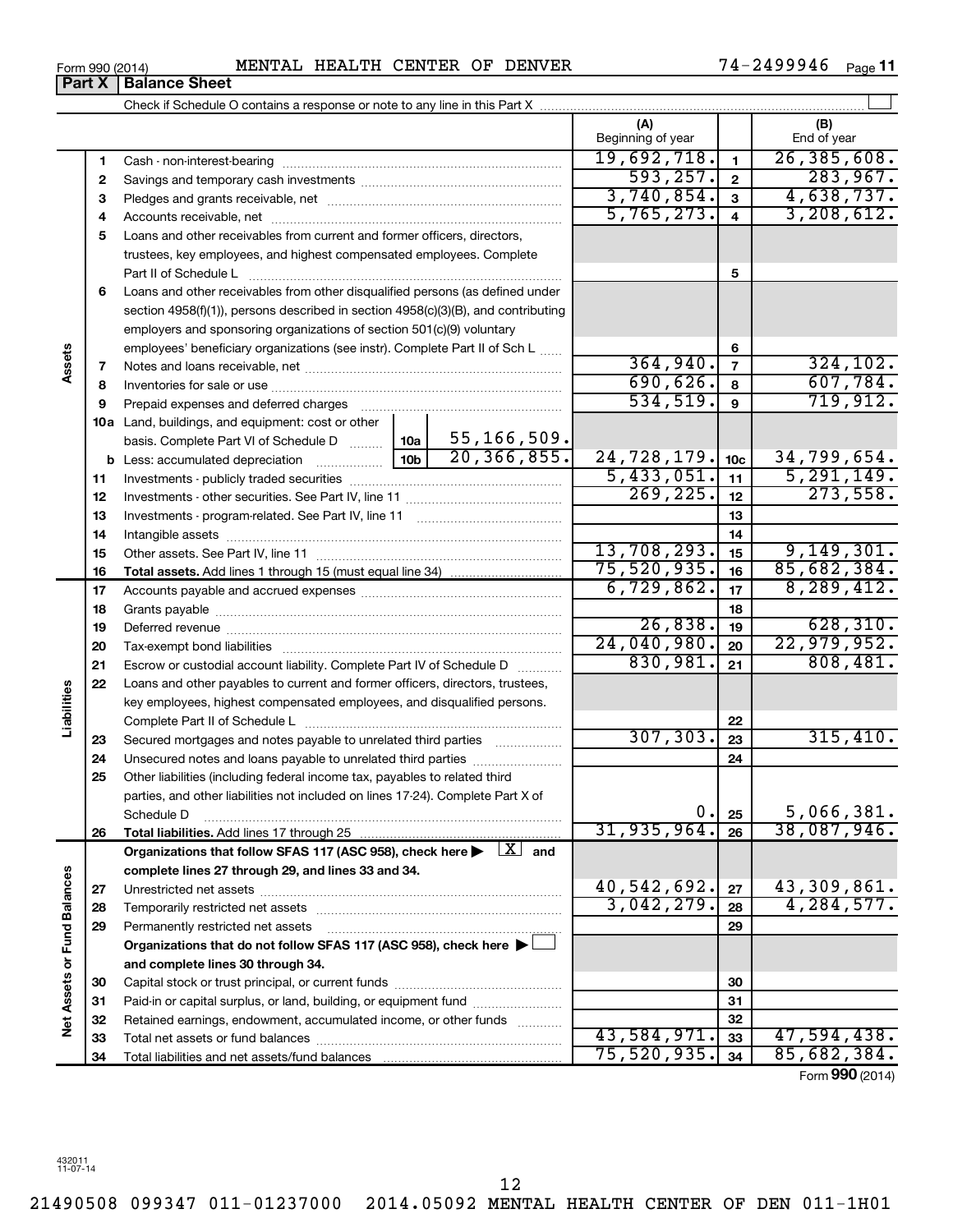Form 990 (2014) MENTAL HEALTH CENTER OF DENVER 74-2499946 Page 11

**Part X | Balance Sheet**

Check if Schedule O contains a response or note to any line in this Part X

| | | | (A) Beginning of year | | (B) End of year |
|---|---|---|---|---|---|
| **Assets** | 1 | Cash - non-interest-bearing | 19,692,718. | 1 | 26,385,608. |
| | 2 | Savings and temporary cash investments | 593,257. | 2 | 283,967. |
| | 3 | Pledges and grants receivable, net | 3,740,854. | 3 | 4,638,737. |
| | 4 | Accounts receivable, net | 5,765,273. | 4 | 3,208,612. |
| | 5 | Loans and other receivables from current and former officers, directors, trustees, key employees, and highest compensated employees. Complete Part II of Schedule L | | 5 | |
| | 6 | Loans and other receivables from other disqualified persons (as defined under section 4958(f)(1)), persons described in section 4958(c)(3)(B), and contributing employers and sponsoring organizations of section 501(c)(9) voluntary employees' beneficiary organizations (see instr). Complete Part II of Sch L | | 6 | |
| | 7 | Notes and loans receivable, net | 364,940. | 7 | 324,102. |
| | 8 | Inventories for sale or use | 690,626. | 8 | 607,784. |
| | 9 | Prepaid expenses and deferred charges | 534,519. | 9 | 719,912. |
| | 10a | Land, buildings, and equipment: cost or other basis. Complete Part VI of Schedule D — 10a: 55,166,509. | | | |
| | b | Less: accumulated depreciation — 10b: 20,366,855. | 24,728,179. | 10c | 34,799,654. |
| | 11 | Investments - publicly traded securities | 5,433,051. | 11 | 5,291,149. |
| | 12 | Investments - other securities. See Part IV, line 11 | 269,225. | 12 | 273,558. |
| | 13 | Investments - program-related. See Part IV, line 11 | | 13 | |
| | 14 | Intangible assets | | 14 | |
| | 15 | Other assets. See Part IV, line 11 | 13,708,293. | 15 | 9,149,301. |
| | 16 | **Total assets.** Add lines 1 through 15 (must equal line 34) | 75,520,935. | 16 | 85,682,384. |
| **Liabilities** | 17 | Accounts payable and accrued expenses | 6,729,862. | 17 | 8,289,412. |
| | 18 | Grants payable | | 18 | |
| | 19 | Deferred revenue | 26,838. | 19 | 628,310. |
| | 20 | Tax-exempt bond liabilities | 24,040,980. | 20 | 22,979,952. |
| | 21 | Escrow or custodial account liability. Complete Part IV of Schedule D | 830,981. | 21 | 808,481. |
| | 22 | Loans and other payables to current and former officers, directors, trustees, key employees, highest compensated employees, and disqualified persons. Complete Part II of Schedule L | | 22 | |
| | 23 | Secured mortgages and notes payable to unrelated third parties | 307,303. | 23 | 315,410. |
| | 24 | Unsecured notes and loans payable to unrelated third parties | | 24 | |
| | 25 | Other liabilities (including federal income tax, payables to related third parties, and other liabilities not included on lines 17-24). Complete Part X of Schedule D | 0. | 25 | 5,066,381. |
| | 26 | **Total liabilities.** Add lines 17 through 25 | 31,935,964. | 26 | 38,087,946. |
| **Net Assets or Fund Balances** | | **Organizations that follow SFAS 117 (ASC 958), check here ▶ [X] and complete lines 27 through 29, and lines 33 and 34.** | | | |
| | 27 | Unrestricted net assets | 40,542,692. | 27 | 43,309,861. |
| | 28 | Temporarily restricted net assets | 3,042,279. | 28 | 4,284,577. |
| | 29 | Permanently restricted net assets | | 29 | |
| | | **Organizations that do not follow SFAS 117 (ASC 958), check here ▶ [ ] and complete lines 30 through 34.** | | | |
| | 30 | Capital stock or trust principal, or current funds | | 30 | |
| | 31 | Paid-in or capital surplus, or land, building, or equipment fund | | 31 | |
| | 32 | Retained earnings, endowment, accumulated income, or other funds | | 32 | |
| | 33 | Total net assets or fund balances | 43,584,971. | 33 | 47,594,438. |
| | 34 | Total liabilities and net assets/fund balances | 75,520,935. | 34 | 85,682,384. |

Form **990** (2014)

432011 11-07-14

21490508 099347 011-01237000 2014.05092 MENTAL HEALTH CENTER OF DEN 011-1H01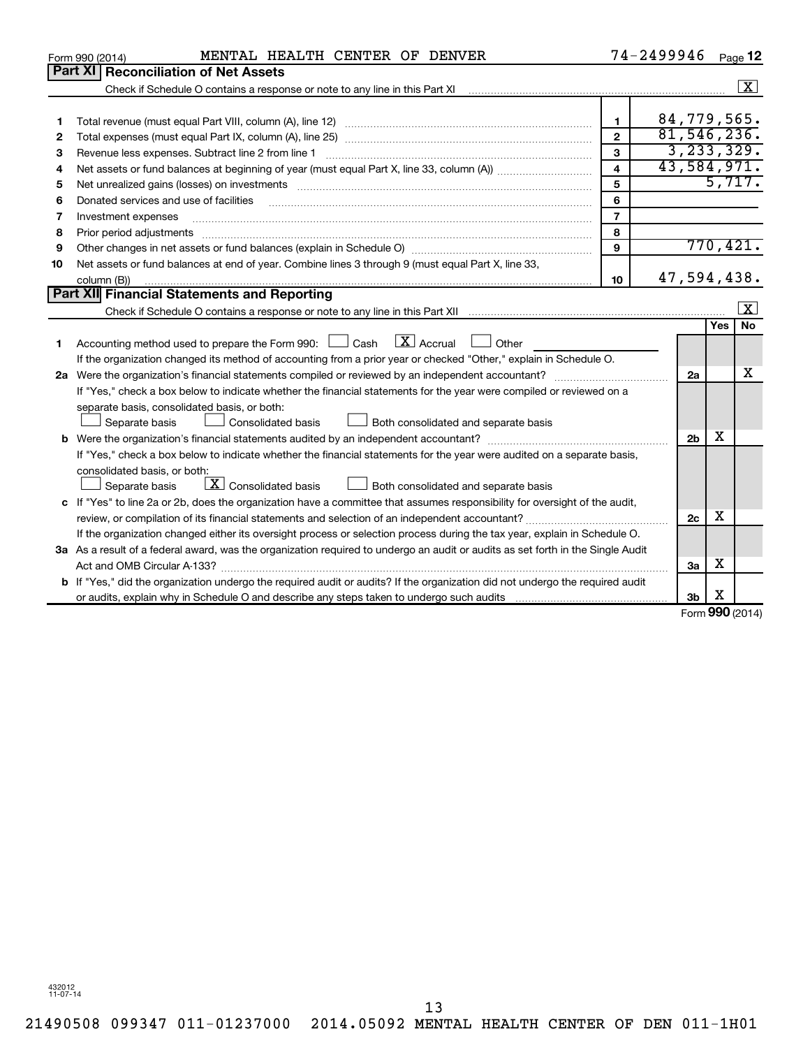Form 990 (2014) MENTAL HEALTH CENTER OF DENVER 74-2499946 Page 12

## Part XI Reconciliation of Net Assets

Check if Schedule O contains a response or note to any line in this Part XI ..... [X]

| | | | |
|---|---|---|---|
| 1 | Total revenue (must equal Part VIII, column (A), line 12) | 1 | 84,779,565. |
| 2 | Total expenses (must equal Part IX, column (A), line 25) | 2 | 81,546,236. |
| 3 | Revenue less expenses. Subtract line 2 from line 1 | 3 | 3,233,329. |
| 4 | Net assets or fund balances at beginning of year (must equal Part X, line 33, column (A)) | 4 | 43,584,971. |
| 5 | Net unrealized gains (losses) on investments | 5 | 5,717. |
| 6 | Donated services and use of facilities | 6 | |
| 7 | Investment expenses | 7 | |
| 8 | Prior period adjustments | 8 | |
| 9 | Other changes in net assets or fund balances (explain in Schedule O) | 9 | 770,421. |
| 10 | Net assets or fund balances at end of year. Combine lines 3 through 9 (must equal Part X, line 33, column (B)) | 10 | 47,594,438. |

## Part XII Financial Statements and Reporting

Check if Schedule O contains a response or note to any line in this Part XII ..... [X]

| | | | Yes | No |
|---|---|---|---|---|
| 1 | Accounting method used to prepare the Form 990: [ ] Cash [X] Accrual [ ] Other ______ If the organization changed its method of accounting from a prior year or checked "Other," explain in Schedule O. | | | |
| 2a | Were the organization's financial statements compiled or reviewed by an independent accountant? If "Yes," check a box below to indicate whether the financial statements for the year were compiled or reviewed on a separate basis, consolidated basis, or both: [ ] Separate basis [ ] Consolidated basis [ ] Both consolidated and separate basis | 2a | | X |
| b | Were the organization's financial statements audited by an independent accountant? If "Yes," check a box below to indicate whether the financial statements for the year were audited on a separate basis, consolidated basis, or both: [ ] Separate basis [X] Consolidated basis [ ] Both consolidated and separate basis | 2b | X | |
| c | If "Yes" to line 2a or 2b, does the organization have a committee that assumes responsibility for oversight of the audit, review, or compilation of its financial statements and selection of an independent accountant? If the organization changed either its oversight process or selection process during the tax year, explain in Schedule O. | 2c | X | |
| 3a | As a result of a federal award, was the organization required to undergo an audit or audits as set forth in the Single Audit Act and OMB Circular A-133? | 3a | X | |
| b | If "Yes," did the organization undergo the required audit or audits? If the organization did not undergo the required audit or audits, explain why in Schedule O and describe any steps taken to undergo such audits | 3b | X | |

Form 990 (2014)

432012 11-07-14

21490508 099347 011-01237000 2014.05092 MENTAL HEALTH CENTER OF DEN 011-1H01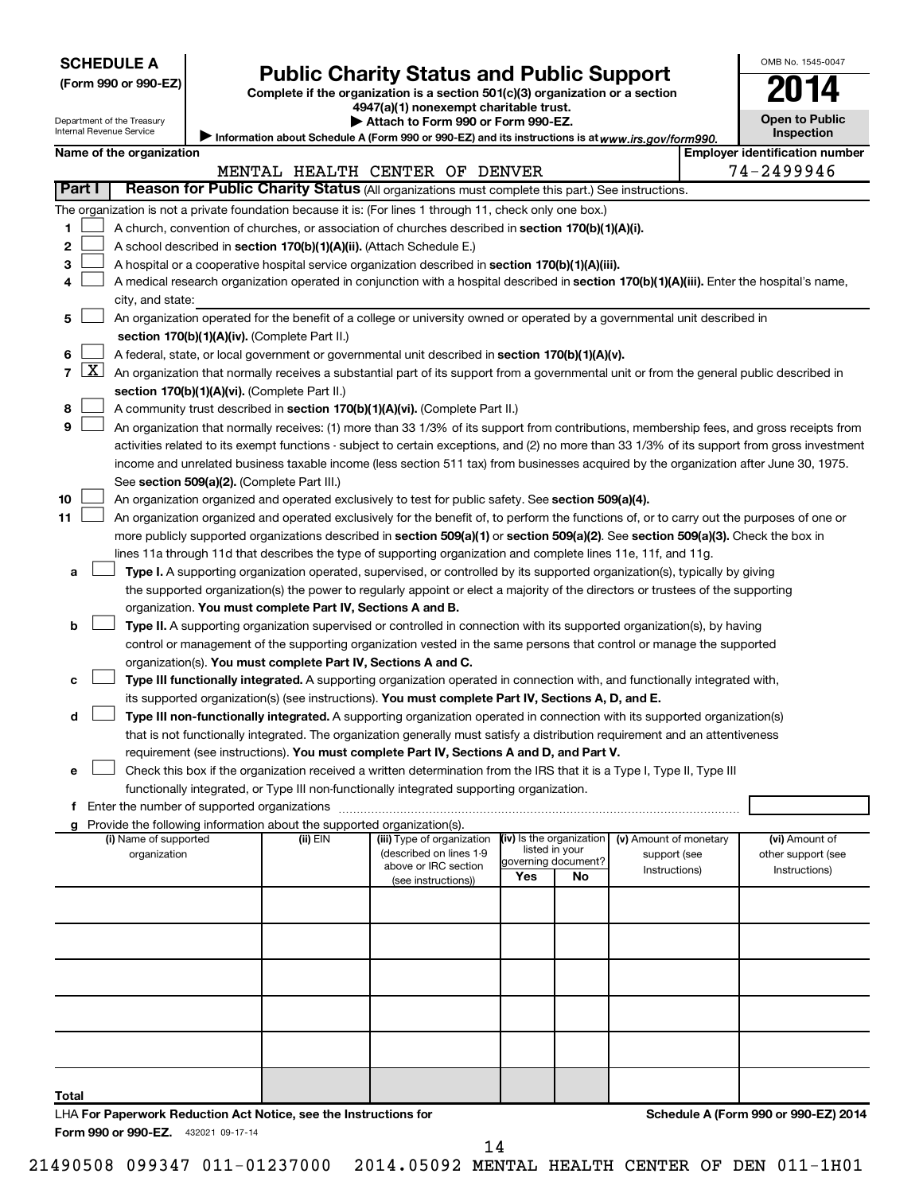**SCHEDULE A**
**(Form 990 or 990-EZ)**

Department of the Treasury
Internal Revenue Service

# Public Charity Status and Public Support

**Complete if the organization is a section 501(c)(3) organization or a section 4947(a)(1) nonexempt charitable trust.**
**▶ Attach to Form 990 or Form 990-EZ.**
▶ Information about Schedule A (Form 990 or 990-EZ) and its instructions is at *www.irs.gov/form990.*

OMB No. 1545-0047
**2014**
**Open to Public Inspection**

**Name of the organization:** MENTAL HEALTH CENTER OF DENVER
**Employer identification number:** 74-2499946

## Part I — Reason for Public Charity Status (All organizations must complete this part.) See instructions.

The organization is not a private foundation because it is: (For lines 1 through 11, check only one box.)

1. ☐ A church, convention of churches, or association of churches described in **section 170(b)(1)(A)(i).**
2. ☐ A school described in **section 170(b)(1)(A)(ii).** (Attach Schedule E.)
3. ☐ A hospital or a cooperative hospital service organization described in **section 170(b)(1)(A)(iii).**
4. ☐ A medical research organization operated in conjunction with a hospital described in **section 170(b)(1)(A)(iii).** Enter the hospital's name, city, and state:
5. ☐ An organization operated for the benefit of a college or university owned or operated by a governmental unit described in **section 170(b)(1)(A)(iv).** (Complete Part II.)
6. ☐ A federal, state, or local government or governmental unit described in **section 170(b)(1)(A)(v).**
7. ☒ An organization that normally receives a substantial part of its support from a governmental unit or from the general public described in **section 170(b)(1)(A)(vi).** (Complete Part II.)
8. ☐ A community trust described in **section 170(b)(1)(A)(vi).** (Complete Part II.)
9. ☐ An organization that normally receives: (1) more than 33 1/3% of its support from contributions, membership fees, and gross receipts from activities related to its exempt functions - subject to certain exceptions, and (2) no more than 33 1/3% of its support from gross investment income and unrelated business taxable income (less section 511 tax) from businesses acquired by the organization after June 30, 1975. See **section 509(a)(2).** (Complete Part III.)
10. ☐ An organization organized and operated exclusively to test for public safety. See **section 509(a)(4).**
11. ☐ An organization organized and operated exclusively for the benefit of, to perform the functions of, or to carry out the purposes of one or more publicly supported organizations described in **section 509(a)(1)** or **section 509(a)(2).** See **section 509(a)(3).** Check the box in lines 11a through 11d that describes the type of supporting organization and complete lines 11e, 11f, and 11g.
   - **a** ☐ **Type I.** A supporting organization operated, supervised, or controlled by its supported organization(s), typically by giving the supported organization(s) the power to regularly appoint or elect a majority of the directors or trustees of the supporting organization. **You must complete Part IV, Sections A and B.**
   - **b** ☐ **Type II.** A supporting organization supervised or controlled in connection with its supported organization(s), by having control or management of the supporting organization vested in the same persons that control or manage the supported organization(s). **You must complete Part IV, Sections A and C.**
   - **c** ☐ **Type III functionally integrated.** A supporting organization operated in connection with, and functionally integrated with, its supported organization(s) (see instructions). **You must complete Part IV, Sections A, D, and E.**
   - **d** ☐ **Type III non-functionally integrated.** A supporting organization operated in connection with its supported organization(s) that is not functionally integrated. The organization generally must satisfy a distribution requirement and an attentiveness requirement (see instructions). **You must complete Part IV, Sections A and D, and Part V.**
   - **e** ☐ Check this box if the organization received a written determination from the IRS that it is a Type I, Type II, Type III functionally integrated, or Type III non-functionally integrated supporting organization.
   - **f** Enter the number of supported organizations
   - **g** Provide the following information about the supported organization(s).

| (i) Name of supported organization | (ii) EIN | (iii) Type of organization (described on lines 1-9 above or IRC section (see instructions)) | (iv) Is the organization listed in your governing document? Yes | No | (v) Amount of monetary support (see Instructions) | (vi) Amount of other support (see Instructions) |
|---|---|---|---|---|---|---|
| | | | | | | |
| | | | | | | |
| | | | | | | |
| | | | | | | |
| | | | | | | |
| | | | | | | |
| **Total** | | | | | | |

LHA **For Paperwork Reduction Act Notice, see the Instructions for Form 990 or 990-EZ.** 432021 09-17-14

**Schedule A (Form 990 or 990-EZ) 2014**

21490508 099347 011-01237000 2014.05092 MENTAL HEALTH CENTER OF DEN 011-1H01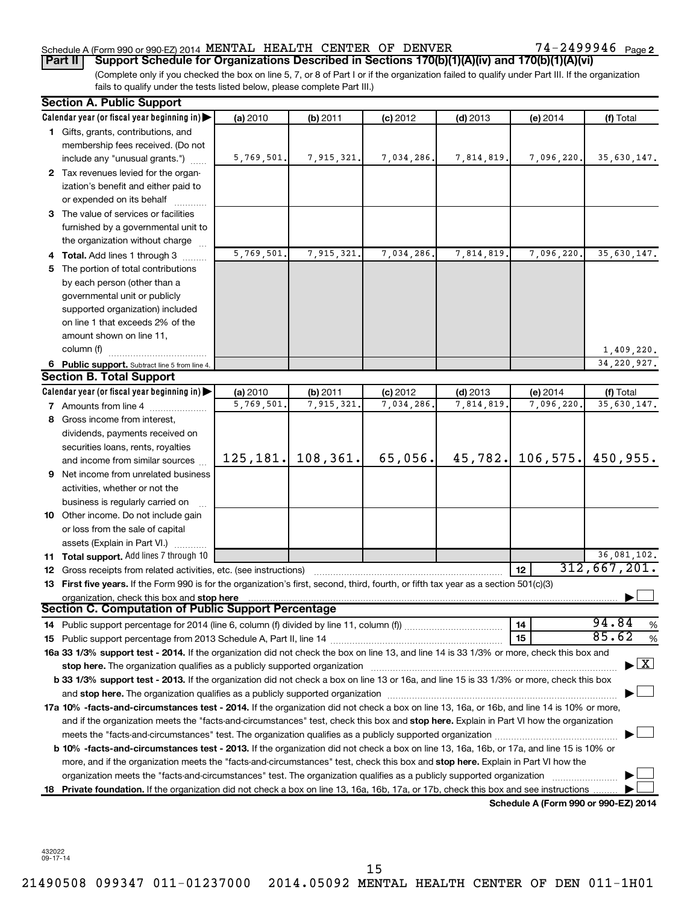Schedule A (Form 990 or 990-EZ) 2014 MENTAL HEALTH CENTER OF DENVER 74-2499946 Page 2

**Part II** **Support Schedule for Organizations Described in Sections 170(b)(1)(A)(iv) and 170(b)(1)(A)(vi)**

(Complete only if you checked the box on line 5, 7, or 8 of Part I or if the organization failed to qualify under Part III. If the organization fails to qualify under the tests listed below, please complete Part III.)

## Section A. Public Support

| Calendar year (or fiscal year beginning in) | (a) 2010 | (b) 2011 | (c) 2012 | (d) 2013 | (e) 2014 | (f) Total |
|---|---|---|---|---|---|---|
| **1** Gifts, grants, contributions, and membership fees received. (Do not include any "unusual grants.") | 5,769,501. | 7,915,321. | 7,034,286. | 7,814,819. | 7,096,220. | 35,630,147. |
| **2** Tax revenues levied for the organization's benefit and either paid to or expended on its behalf | | | | | | |
| **3** The value of services or facilities furnished by a governmental unit to the organization without charge | | | | | | |
| **4 Total.** Add lines 1 through 3 | 5,769,501. | 7,915,321. | 7,034,286. | 7,814,819. | 7,096,220. | 35,630,147. |
| **5** The portion of total contributions by each person (other than a governmental unit or publicly supported organization) included on line 1 that exceeds 2% of the amount shown on line 11, column (f) | | | | | | 1,409,220. |
| **6 Public support.** Subtract line 5 from line 4. | | | | | | 34,220,927. |

## Section B. Total Support

| Calendar year (or fiscal year beginning in) | (a) 2010 | (b) 2011 | (c) 2012 | (d) 2013 | (e) 2014 | (f) Total |
|---|---|---|---|---|---|---|
| **7** Amounts from line 4 | 5,769,501. | 7,915,321. | 7,034,286. | 7,814,819. | 7,096,220. | 35,630,147. |
| **8** Gross income from interest, dividends, payments received on securities loans, rents, royalties and income from similar sources | 125,181. | 108,361. | 65,056. | 45,782. | 106,575. | 450,955. |
| **9** Net income from unrelated business activities, whether or not the business is regularly carried on | | | | | | |
| **10** Other income. Do not include gain or loss from the sale of capital assets (Explain in Part VI.) | | | | | | |
| **11 Total support.** Add lines 7 through 10 | | | | | | 36,081,102. |

**12** Gross receipts from related activities, etc. (see instructions) — **12** — 312,667,201.

**13 First five years.** If the Form 990 is for the organization's first, second, third, fourth, or fifth tax year as a section 501(c)(3) organization, check this box and **stop here** ☐

## Section C. Computation of Public Support Percentage

**14** Public support percentage for 2014 (line 6, column (f) divided by line 11, column (f)) — **14** — 94.84 %

**15** Public support percentage from 2013 Schedule A, Part II, line 14 — **15** — 85.62 %

**16a 33 1/3% support test - 2014.** If the organization did not check the box on line 13, and line 14 is 33 1/3% or more, check this box and **stop here.** The organization qualifies as a publicly supported organization ☒

**b 33 1/3% support test - 2013.** If the organization did not check a box on line 13 or 16a, and line 15 is 33 1/3% or more, check this box and **stop here.** The organization qualifies as a publicly supported organization ☐

**17a 10% -facts-and-circumstances test - 2014.** If the organization did not check a box on line 13, 16a, or 16b, and line 14 is 10% or more, and if the organization meets the "facts-and-circumstances" test, check this box and **stop here.** Explain in Part VI how the organization meets the "facts-and-circumstances" test. The organization qualifies as a publicly supported organization ☐

**b 10% -facts-and-circumstances test - 2013.** If the organization did not check a box on line 13, 16a, 16b, or 17a, and line 15 is 10% or more, and if the organization meets the "facts-and-circumstances" test, check this box and **stop here.** Explain in Part VI how the organization meets the "facts-and-circumstances" test. The organization qualifies as a publicly supported organization ☐

**18 Private foundation.** If the organization did not check a box on line 13, 16a, 16b, 17a, or 17b, check this box and see instructions ☐

**Schedule A (Form 990 or 990-EZ) 2014**

432022 09-17-14

21490508 099347 011-01237000 2014.05092 MENTAL HEALTH CENTER OF DEN 011-1H01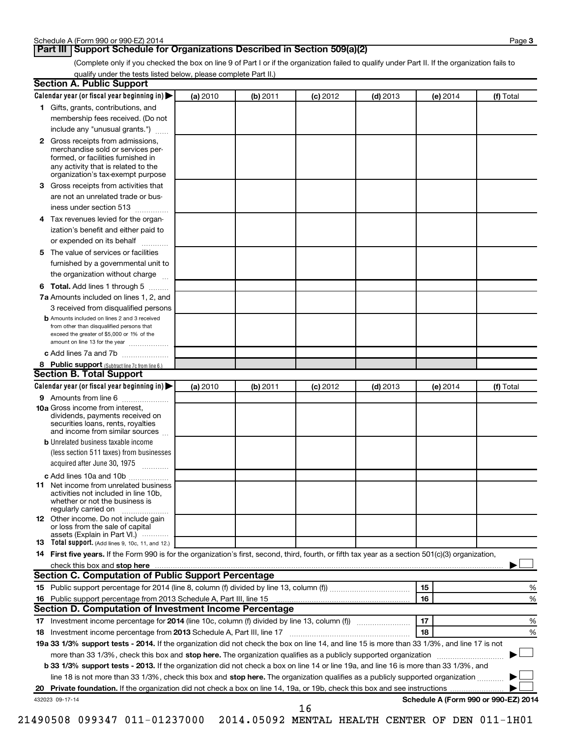Schedule A (Form 990 or 990-EZ) 2014

## Part III Support Schedule for Organizations Described in Section 509(a)(2)

(Complete only if you checked the box on line 9 of Part I or if the organization failed to qualify under Part II. If the organization fails to qualify under the tests listed below, please complete Part II.)

### Section A. Public Support

| Calendar year (or fiscal year beginning in) ▶ | (a) 2010 | (b) 2011 | (c) 2012 | (d) 2013 | (e) 2014 | (f) Total |
|---|---|---|---|---|---|---|
| **1** Gifts, grants, contributions, and membership fees received. (Do not include any "unusual grants.") | | | | | | |
| **2** Gross receipts from admissions, merchandise sold or services performed, or facilities furnished in any activity that is related to the organization's tax-exempt purpose | | | | | | |
| **3** Gross receipts from activities that are not an unrelated trade or business under section 513 | | | | | | |
| **4** Tax revenues levied for the organization's benefit and either paid to or expended on its behalf | | | | | | |
| **5** The value of services or facilities furnished by a governmental unit to the organization without charge | | | | | | |
| **6 Total.** Add lines 1 through 5 | | | | | | |
| **7a** Amounts included on lines 1, 2, and 3 received from disqualified persons | | | | | | |
| **b** Amounts included on lines 2 and 3 received from other than disqualified persons that exceed the greater of $5,000 or 1% of the amount on line 13 for the year | | | | | | |
| **c** Add lines 7a and 7b | | | | | | |
| **8 Public support** (Subtract line 7c from line 6.) | | | | | | |

### Section B. Total Support

| Calendar year (or fiscal year beginning in) ▶ | (a) 2010 | (b) 2011 | (c) 2012 | (d) 2013 | (e) 2014 | (f) Total |
|---|---|---|---|---|---|---|
| **9** Amounts from line 6 | | | | | | |
| **10a** Gross income from interest, dividends, payments received on securities loans, rents, royalties and income from similar sources | | | | | | |
| **b** Unrelated business taxable income (less section 511 taxes) from businesses acquired after June 30, 1975 | | | | | | |
| **c** Add lines 10a and 10b | | | | | | |
| **11** Net income from unrelated business activities not included in line 10b, whether or not the business is regularly carried on | | | | | | |
| **12** Other income. Do not include gain or loss from the sale of capital assets (Explain in Part VI.) | | | | | | |
| **13 Total support.** (Add lines 9, 10c, 11, and 12.) | | | | | | |

**14 First five years.** If the Form 990 is for the organization's first, second, third, fourth, or fifth tax year as a section 501(c)(3) organization, check this box and **stop here** ▶ ☐

### Section C. Computation of Public Support Percentage

| | | | |
|---|---|---|---|
| **15** | Public support percentage for 2014 (line 8, column (f) divided by line 13, column (f)) | 15 | % |
| **16** | Public support percentage from 2013 Schedule A, Part III, line 15 | 16 | % |

### Section D. Computation of Investment Income Percentage

| | | | |
|---|---|---|---|
| **17** | Investment income percentage for **2014** (line 10c, column (f) divided by line 13, column (f)) | 17 | % |
| **18** | Investment income percentage from **2013** Schedule A, Part III, line 17 | 18 | % |

**19a 33 1/3% support tests - 2014.** If the organization did not check the box on line 14, and line 15 is more than 33 1/3%, and line 17 is not more than 33 1/3%, check this box and **stop here.** The organization qualifies as a publicly supported organization ▶ ☐

**b 33 1/3% support tests - 2013.** If the organization did not check a box on line 14 or line 19a, and line 16 is more than 33 1/3%, and line 18 is not more than 33 1/3%, check this box and **stop here.** The organization qualifies as a publicly supported organization ▶ ☐

**20 Private foundation.** If the organization did not check a box on line 14, 19a, or 19b, check this box and see instructions ▶ ☐

432023 09-17-14

**Schedule A (Form 990 or 990-EZ) 2014**

21490508 099347 011-01237000 2014.05092 MENTAL HEALTH CENTER OF DEN 011-1H01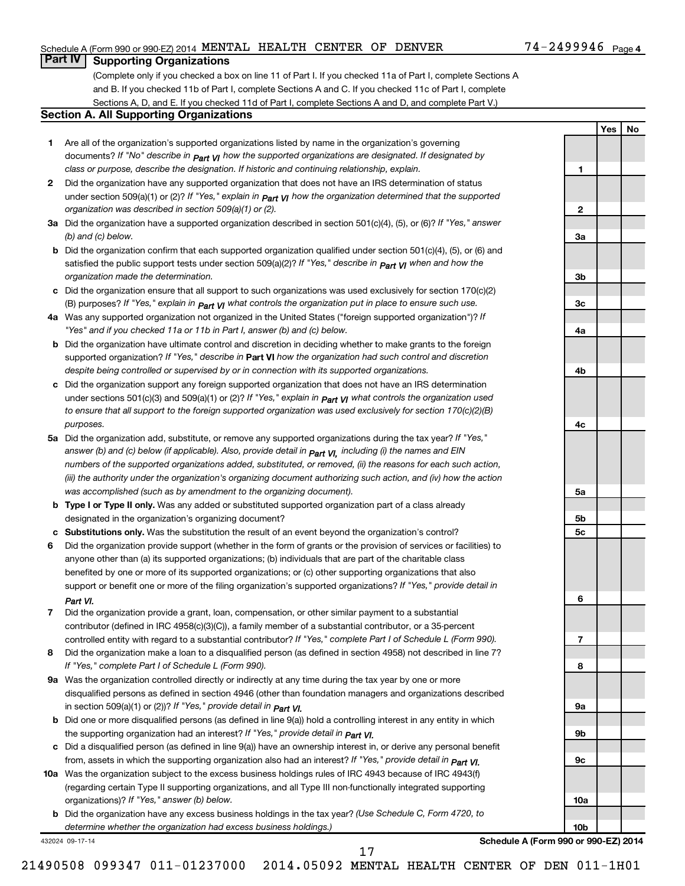Schedule A (Form 990 or 990-EZ) 2014 MENTAL HEALTH CENTER OF DENVER 74-2499946 Page 4

## Part IV Supporting Organizations

(Complete only if you checked a box on line 11 of Part I. If you checked 11a of Part I, complete Sections A and B. If you checked 11b of Part I, complete Sections A and C. If you checked 11c of Part I, complete Sections A, D, and E. If you checked 11d of Part I, complete Sections A and D, and complete Part V.)

### Section A. All Supporting Organizations

| | | Line | Yes | No |
|---|---|---|---|---|
| **1** | Are all of the organization's supported organizations listed by name in the organization's governing documents? *If "No" describe in Part VI how the supported organizations are designated. If designated by class or purpose, describe the designation. If historic and continuing relationship, explain.* | 1 | | |
| **2** | Did the organization have any supported organization that does not have an IRS determination of status under section 509(a)(1) or (2)? *If "Yes," explain in Part VI how the organization determined that the supported organization was described in section 509(a)(1) or (2).* | 2 | | |
| **3a** | Did the organization have a supported organization described in section 501(c)(4), (5), or (6)? *If "Yes," answer (b) and (c) below.* | 3a | | |
| **b** | Did the organization confirm that each supported organization qualified under section 501(c)(4), (5), or (6) and satisfied the public support tests under section 509(a)(2)? *If "Yes," describe in Part VI when and how the organization made the determination.* | 3b | | |
| **c** | Did the organization ensure that all support to such organizations was used exclusively for section 170(c)(2)(B) purposes? *If "Yes," explain in Part VI what controls the organization put in place to ensure such use.* | 3c | | |
| **4a** | Was any supported organization not organized in the United States ("foreign supported organization")? *If "Yes" and if you checked 11a or 11b in Part I, answer (b) and (c) below.* | 4a | | |
| **b** | Did the organization have ultimate control and discretion in deciding whether to make grants to the foreign supported organization? *If "Yes," describe in* **Part VI** *how the organization had such control and discretion despite being controlled or supervised by or in connection with its supported organizations.* | 4b | | |
| **c** | Did the organization support any foreign supported organization that does not have an IRS determination under sections 501(c)(3) and 509(a)(1) or (2)? *If "Yes," explain in Part VI what controls the organization used to ensure that all support to the foreign supported organization was used exclusively for section 170(c)(2)(B) purposes.* | 4c | | |
| **5a** | Did the organization add, substitute, or remove any supported organizations during the tax year? *If "Yes," answer (b) and (c) below (if applicable). Also, provide detail in Part VI, including (i) the names and EIN numbers of the supported organizations added, substituted, or removed, (ii) the reasons for each such action, (iii) the authority under the organization's organizing document authorizing such action, and (iv) how the action was accomplished (such as by amendment to the organizing document).* | 5a | | |
| **b** | **Type I or Type II only.** Was any added or substituted supported organization part of a class already designated in the organization's organizing document? | 5b | | |
| **c** | **Substitutions only.** Was the substitution the result of an event beyond the organization's control? | 5c | | |
| **6** | Did the organization provide support (whether in the form of grants or the provision of services or facilities) to anyone other than (a) its supported organizations; (b) individuals that are part of the charitable class benefited by one or more of its supported organizations; or (c) other supporting organizations that also support or benefit one or more of the filing organization's supported organizations? *If "Yes," provide detail in Part VI.* | 6 | | |
| **7** | Did the organization provide a grant, loan, compensation, or other similar payment to a substantial contributor (defined in IRC 4958(c)(3)(C)), a family member of a substantial contributor, or a 35-percent controlled entity with regard to a substantial contributor? *If "Yes," complete Part I of Schedule L (Form 990).* | 7 | | |
| **8** | Did the organization make a loan to a disqualified person (as defined in section 4958) not described in line 7? *If "Yes," complete Part I of Schedule L (Form 990).* | 8 | | |
| **9a** | Was the organization controlled directly or indirectly at any time during the tax year by one or more disqualified persons as defined in section 4946 (other than foundation managers and organizations described in section 509(a)(1) or (2))? *If "Yes," provide detail in Part VI.* | 9a | | |
| **b** | Did one or more disqualified persons (as defined in line 9(a)) hold a controlling interest in any entity in which the supporting organization had an interest? *If "Yes," provide detail in Part VI.* | 9b | | |
| **c** | Did a disqualified person (as defined in line 9(a)) have an ownership interest in, or derive any personal benefit from, assets in which the supporting organization also had an interest? *If "Yes," provide detail in Part VI.* | 9c | | |
| **10a** | Was the organization subject to the excess business holdings rules of IRC 4943 because of IRC 4943(f) (regarding certain Type II supporting organizations, and all Type III non-functionally integrated supporting organizations)? *If "Yes," answer (b) below.* | 10a | | |
| **b** | Did the organization have any excess business holdings in the tax year? *(Use Schedule C, Form 4720, to determine whether the organization had excess business holdings.)* | 10b | | |

432024 09-17-14 **Schedule A (Form 990 or 990-EZ) 2014**

21490508 099347 011-01237000 2014.05092 MENTAL HEALTH CENTER OF DEN 011-1H01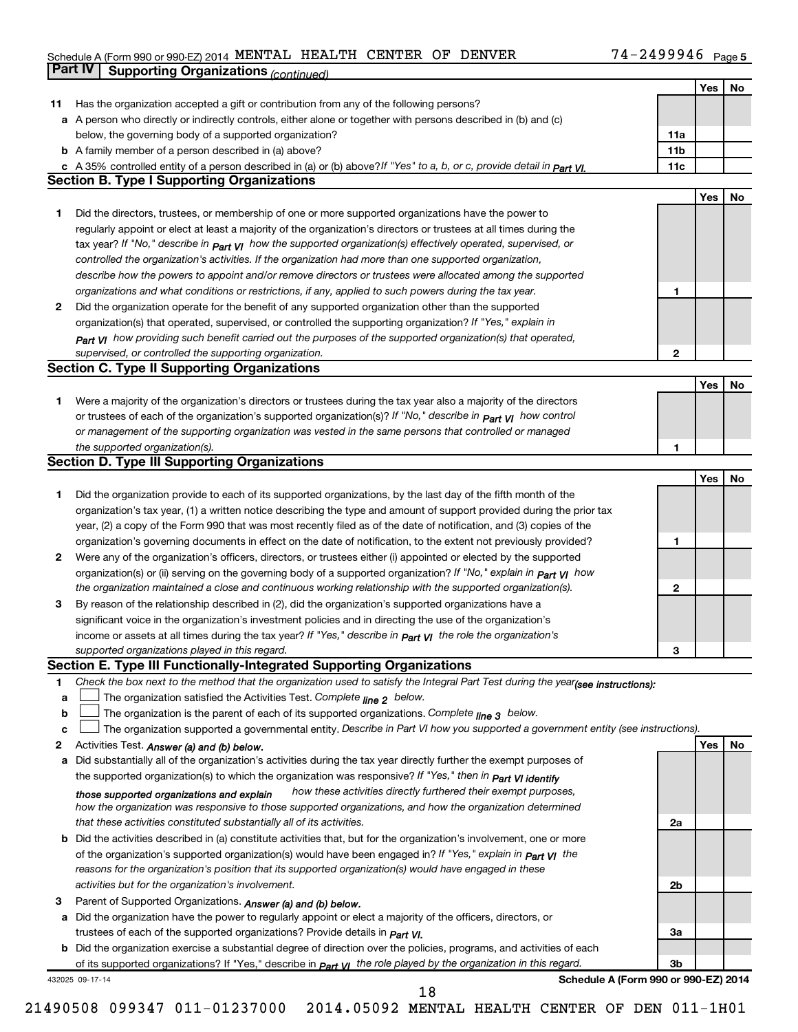Schedule A (Form 990 or 990-EZ) 2014 MENTAL HEALTH CENTER OF DENVER 74-2499946 Page 5

## Part IV Supporting Organizations *(continued)*

| | | | Yes | No |
|---|---|---|---|---|
| **11** | Has the organization accepted a gift or contribution from any of the following persons? | | | |
| **a** | A person who directly or indirectly controls, either alone or together with persons described in (b) and (c) below, the governing body of a supported organization? | **11a** | | |
| **b** | A family member of a person described in (a) above? | **11b** | | |
| **c** | A 35% controlled entity of a person described in (a) or (b) above? *If "Yes" to a, b, or c, provide detail in Part VI.* | **11c** | | |

### Section B. Type I Supporting Organizations

| | | | Yes | No |
|---|---|---|---|---|
| **1** | Did the directors, trustees, or membership of one or more supported organizations have the power to regularly appoint or elect at least a majority of the organization's directors or trustees at all times during the tax year? *If "No," describe in Part VI how the supported organization(s) effectively operated, supervised, or controlled the organization's activities. If the organization had more than one supported organization, describe how the powers to appoint and/or remove directors or trustees were allocated among the supported organizations and what conditions or restrictions, if any, applied to such powers during the tax year.* | **1** | | |
| **2** | Did the organization operate for the benefit of any supported organization other than the supported organization(s) that operated, supervised, or controlled the supporting organization? *If "Yes," explain in Part VI how providing such benefit carried out the purposes of the supported organization(s) that operated, supervised, or controlled the supporting organization.* | **2** | | |

### Section C. Type II Supporting Organizations

| | | | Yes | No |
|---|---|---|---|---|
| **1** | Were a majority of the organization's directors or trustees during the tax year also a majority of the directors or trustees of each of the organization's supported organization(s)? *If "No," describe in Part VI how control or management of the supporting organization was vested in the same persons that controlled or managed the supported organization(s).* | **1** | | |

### Section D. Type III Supporting Organizations

| | | | Yes | No |
|---|---|---|---|---|
| **1** | Did the organization provide to each of its supported organizations, by the last day of the fifth month of the organization's tax year, (1) a written notice describing the type and amount of support provided during the prior tax year, (2) a copy of the Form 990 that was most recently filed as of the date of notification, and (3) copies of the organization's governing documents in effect on the date of notification, to the extent not previously provided? | **1** | | |
| **2** | Were any of the organization's officers, directors, or trustees either (i) appointed or elected by the supported organization(s) or (ii) serving on the governing body of a supported organization? *If "No," explain in Part VI how the organization maintained a close and continuous working relationship with the supported organization(s).* | **2** | | |
| **3** | By reason of the relationship described in (2), did the organization's supported organizations have a significant voice in the organization's investment policies and in directing the use of the organization's income or assets at all times during the tax year? *If "Yes," describe in Part VI the role the organization's supported organizations played in this regard.* | **3** | | |

### Section E. Type III Functionally-Integrated Supporting Organizations

**1** *Check the box next to the method that the organization used to satisfy the Integral Part Test during the year (see instructions):*

- **a** ☐ The organization satisfied the Activities Test. *Complete line 2 below.*
- **b** ☐ The organization is the parent of each of its supported organizations. *Complete line 3 below.*
- **c** ☐ The organization supported a governmental entity. *Describe in Part VI how you supported a government entity (see instructions).*

| | | | Yes | No |
|---|---|---|---|---|
| **2** | Activities Test. *Answer (a) and (b) below.* | | | |
| **a** | Did substantially all of the organization's activities during the tax year directly further the exempt purposes of the supported organization(s) to which the organization was responsive? *If "Yes," then in Part VI identify those supported organizations and explain how these activities directly furthered their exempt purposes, how the organization was responsive to those supported organizations, and how the organization determined that these activities constituted substantially all of its activities.* | **2a** | | |
| **b** | Did the activities described in (a) constitute activities that, but for the organization's involvement, one or more of the organization's supported organization(s) would have been engaged in? *If "Yes," explain in Part VI the reasons for the organization's position that its supported organization(s) would have engaged in these activities but for the organization's involvement.* | **2b** | | |
| **3** | Parent of Supported Organizations. *Answer (a) and (b) below.* | | | |
| **a** | Did the organization have the power to regularly appoint or elect a majority of the officers, directors, or trustees of each of the supported organizations? *Provide details in Part VI.* | **3a** | | |
| **b** | Did the organization exercise a substantial degree of direction over the policies, programs, and activities of each of its supported organizations? If "Yes," describe in *Part VI the role played by the organization in this regard.* | **3b** | | |

432025 09-17-14 **Schedule A (Form 990 or 990-EZ) 2014**

21490508 099347 011-01237000 2014.05092 MENTAL HEALTH CENTER OF DEN 011-1H01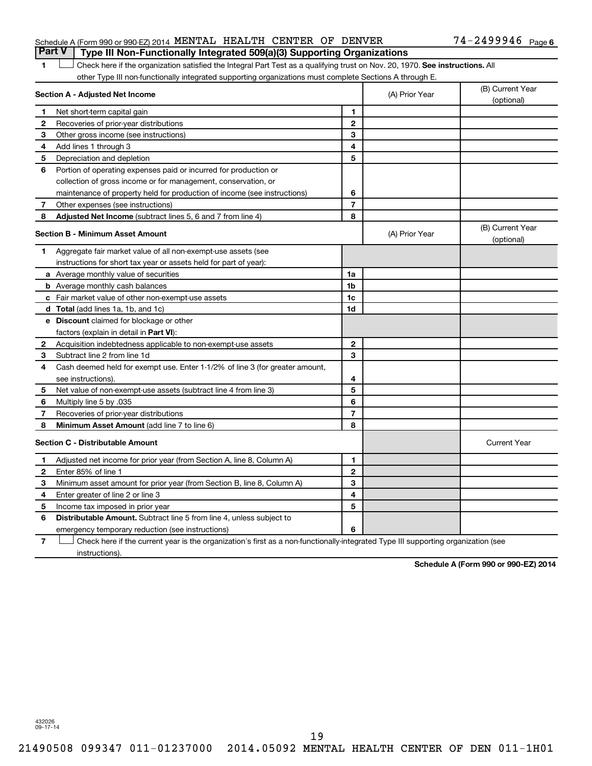Schedule A (Form 990 or 990-EZ) 2014 MENTAL HEALTH CENTER OF DENVER 74-2499946 Page 6

## Part V Type III Non-Functionally Integrated 509(a)(3) Supporting Organizations

1 ☐ Check here if the organization satisfied the Integral Part Test as a qualifying trust on Nov. 20, 1970. **See instructions.** All other Type III non-functionally integrated supporting organizations must complete Sections A through E.

| **Section A - Adjusted Net Income** | | (A) Prior Year | (B) Current Year (optional) |
|---|---|---|---|
| 1 Net short-term capital gain | 1 | | |
| 2 Recoveries of prior-year distributions | 2 | | |
| 3 Other gross income (see instructions) | 3 | | |
| 4 Add lines 1 through 3 | 4 | | |
| 5 Depreciation and depletion | 5 | | |
| 6 Portion of operating expenses paid or incurred for production or collection of gross income or for management, conservation, or maintenance of property held for production of income (see instructions) | 6 | | |
| 7 Other expenses (see instructions) | 7 | | |
| 8 **Adjusted Net Income** (subtract lines 5, 6 and 7 from line 4) | 8 | | |

| **Section B - Minimum Asset Amount** | | (A) Prior Year | (B) Current Year (optional) |
|---|---|---|---|
| 1 Aggregate fair market value of all non-exempt-use assets (see instructions for short tax year or assets held for part of year): | | | |
| a Average monthly value of securities | 1a | | |
| b Average monthly cash balances | 1b | | |
| c Fair market value of other non-exempt-use assets | 1c | | |
| d **Total** (add lines 1a, 1b, and 1c) | 1d | | |
| e **Discount** claimed for blockage or other factors (explain in detail in **Part VI**): | | | |
| 2 Acquisition indebtedness applicable to non-exempt-use assets | 2 | | |
| 3 Subtract line 2 from line 1d | 3 | | |
| 4 Cash deemed held for exempt use. Enter 1-1/2% of line 3 (for greater amount, see instructions). | 4 | | |
| 5 Net value of non-exempt-use assets (subtract line 4 from line 3) | 5 | | |
| 6 Multiply line 5 by .035 | 6 | | |
| 7 Recoveries of prior-year distributions | 7 | | |
| 8 **Minimum Asset Amount** (add line 7 to line 6) | 8 | | |

| **Section C - Distributable Amount** | | | Current Year |
|---|---|---|---|
| 1 Adjusted net income for prior year (from Section A, line 8, Column A) | 1 | | |
| 2 Enter 85% of line 1 | 2 | | |
| 3 Minimum asset amount for prior year (from Section B, line 8, Column A) | 3 | | |
| 4 Enter greater of line 2 or line 3 | 4 | | |
| 5 Income tax imposed in prior year | 5 | | |
| 6 **Distributable Amount.** Subtract line 5 from line 4, unless subject to emergency temporary reduction (see instructions) | 6 | | |

7 ☐ Check here if the current year is the organization's first as a non-functionally-integrated Type III supporting organization (see instructions).

**Schedule A (Form 990 or 990-EZ) 2014**

432026 09-17-14

21490508 099347 011-01237000 2014.05092 MENTAL HEALTH CENTER OF DEN 011-1H01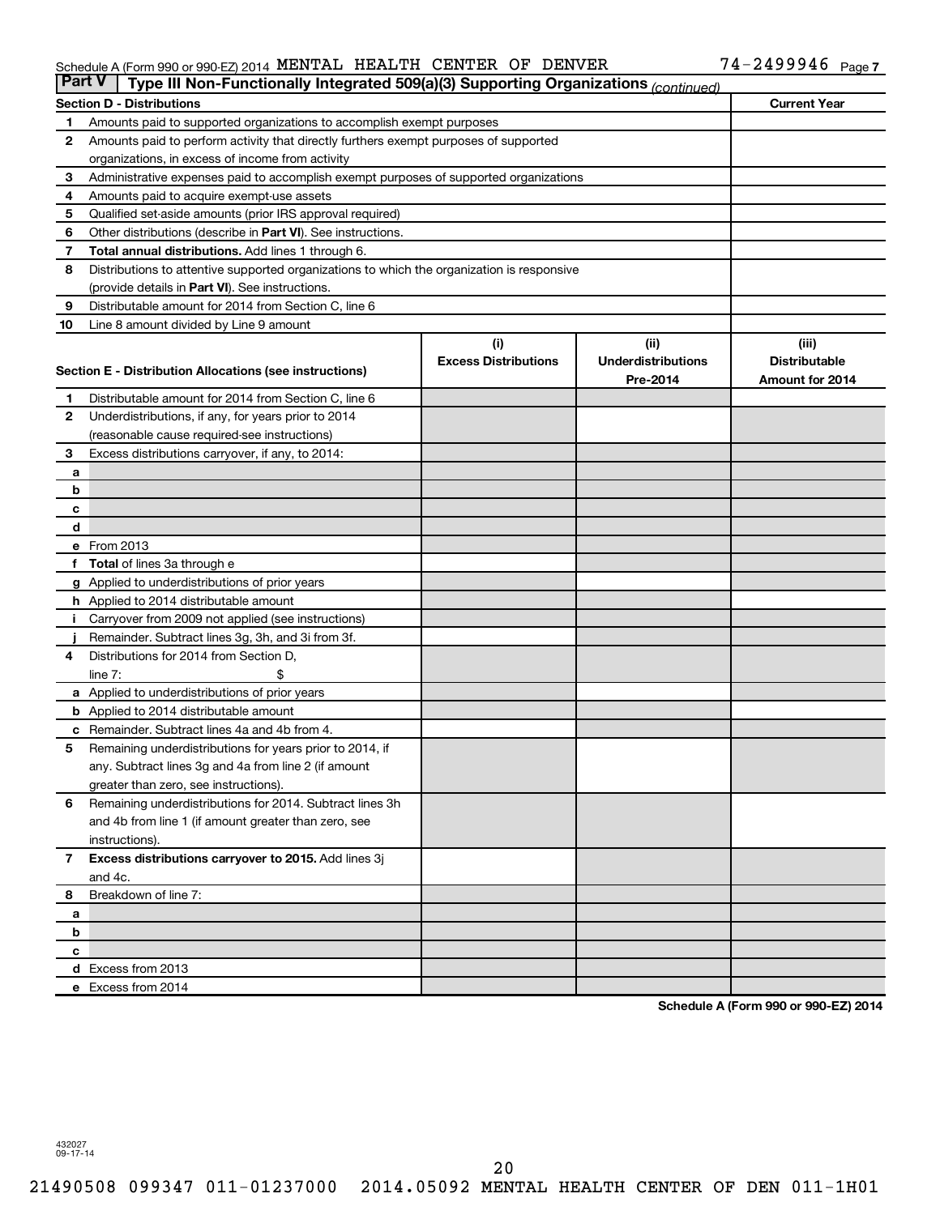Schedule A (Form 990 or 990-EZ) 2014 MENTAL HEALTH CENTER OF DENVER 74-2499946 Page 7

## Part V Type III Non-Functionally Integrated 509(a)(3) Supporting Organizations *(continued)*

| Section D - Distributions | | Current Year |
|---|---|---|
| 1 | Amounts paid to supported organizations to accomplish exempt purposes | |
| 2 | Amounts paid to perform activity that directly furthers exempt purposes of supported organizations, in excess of income from activity | |
| 3 | Administrative expenses paid to accomplish exempt purposes of supported organizations | |
| 4 | Amounts paid to acquire exempt-use assets | |
| 5 | Qualified set-aside amounts (prior IRS approval required) | |
| 6 | Other distributions (describe in **Part VI**). See instructions. | |
| 7 | **Total annual distributions.** Add lines 1 through 6. | |
| 8 | Distributions to attentive supported organizations to which the organization is responsive (provide details in **Part VI**). See instructions. | |
| 9 | Distributable amount for 2014 from Section C, line 6 | |
| 10 | Line 8 amount divided by Line 9 amount | |

| Section E - Distribution Allocations (see instructions) | | (i) Excess Distributions | (ii) Underdistributions Pre-2014 | (iii) Distributable Amount for 2014 |
|---|---|---|---|---|
| 1 | Distributable amount for 2014 from Section C, line 6 | | | |
| 2 | Underdistributions, if any, for years prior to 2014 (reasonable cause required-see instructions) | | | |
| 3 | Excess distributions carryover, if any, to 2014: | | | |
| a | | | | |
| b | | | | |
| c | | | | |
| d | | | | |
| e | From 2013 | | | |
| f | **Total** of lines 3a through e | | | |
| g | Applied to underdistributions of prior years | | | |
| h | Applied to 2014 distributable amount | | | |
| i | Carryover from 2009 not applied (see instructions) | | | |
| j | Remainder. Subtract lines 3g, 3h, and 3i from 3f. | | | |
| 4 | Distributions for 2014 from Section D, line 7: $ | | | |
| a | Applied to underdistributions of prior years | | | |
| b | Applied to 2014 distributable amount | | | |
| c | Remainder. Subtract lines 4a and 4b from 4. | | | |
| 5 | Remaining underdistributions for years prior to 2014, if any. Subtract lines 3g and 4a from line 2 (if amount greater than zero, see instructions). | | | |
| 6 | Remaining underdistributions for 2014. Subtract lines 3h and 4b from line 1 (if amount greater than zero, see instructions). | | | |
| 7 | **Excess distributions carryover to 2015.** Add lines 3j and 4c. | | | |
| 8 | Breakdown of line 7: | | | |
| a | | | | |
| b | | | | |
| c | | | | |
| d | Excess from 2013 | | | |
| e | Excess from 2014 | | | |

**Schedule A (Form 990 or 990-EZ) 2014**

432027 09-17-14

21490508 099347 011-01237000 2014.05092 MENTAL HEALTH CENTER OF DEN 011-1H01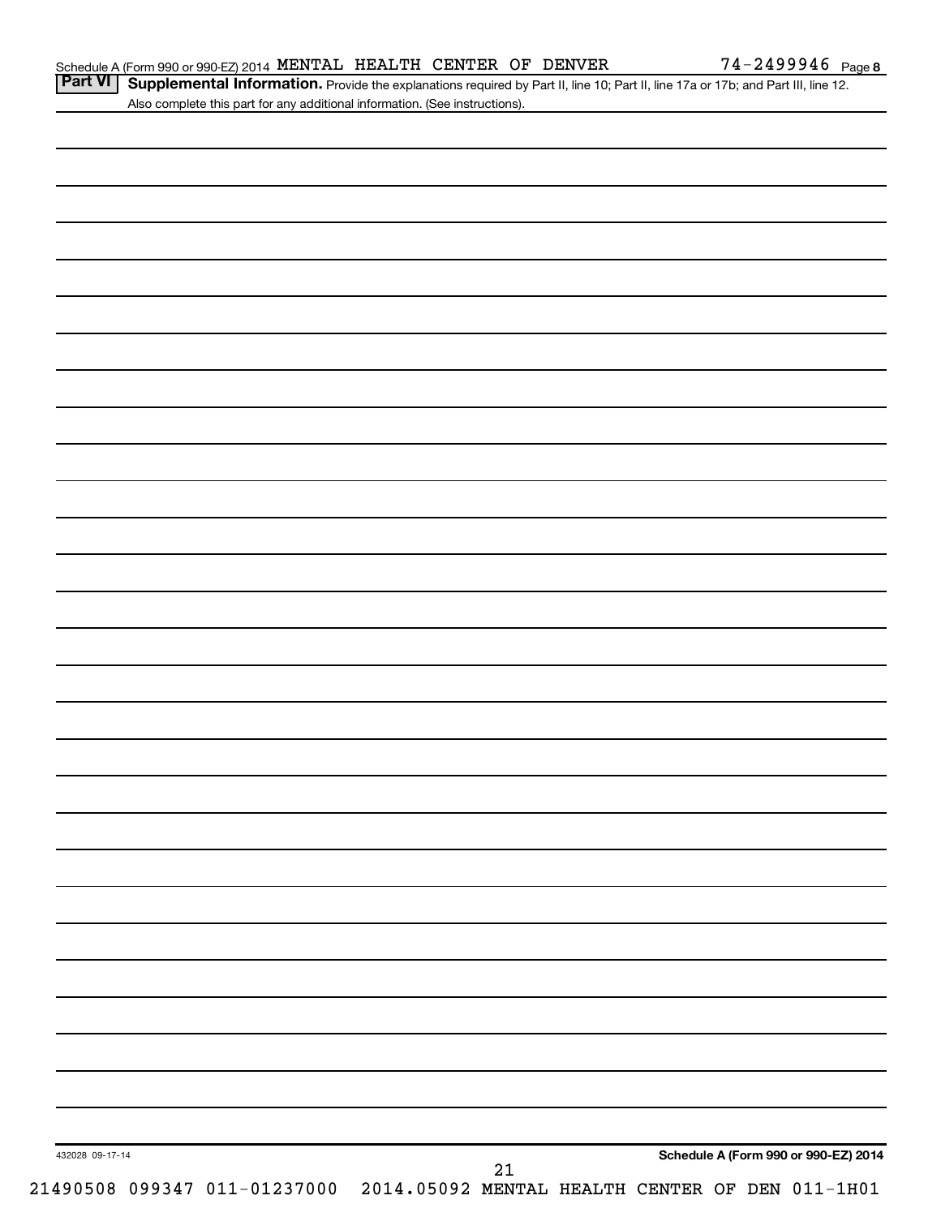**Part VI** **Supplemental Information.** Provide the explanations required by Part II, line 10; Part II, line 17a or 17b; and Part III, line 12. Also complete this part for any additional information. (See instructions).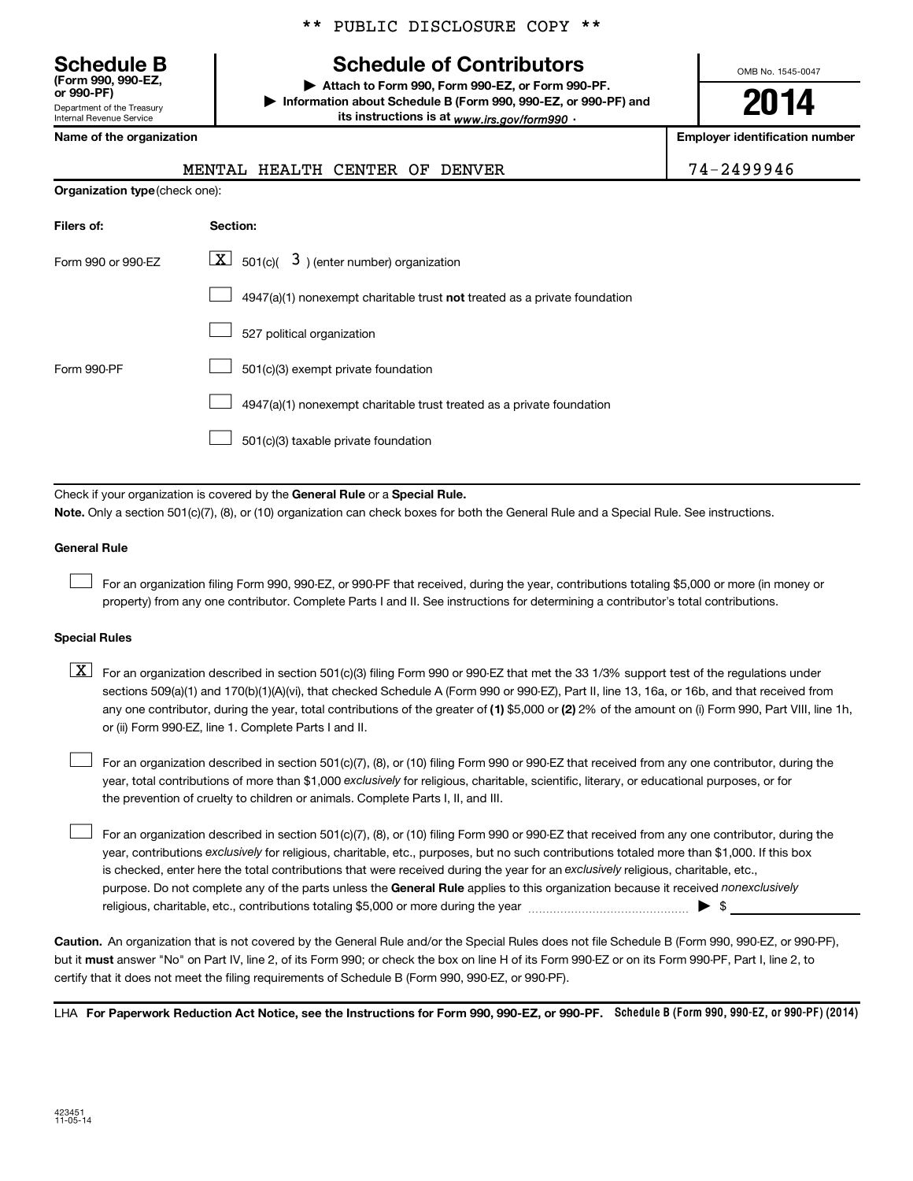** PUBLIC DISCLOSURE COPY **

**Schedule B**
**(Form 990, 990-EZ, or 990-PF)**
Department of the Treasury
Internal Revenue Service

# Schedule of Contributors

▶ **Attach to Form 990, Form 990-EZ, or Form 990-PF.**
▶ **Information about Schedule B (Form 990, 990-EZ, or 990-PF) and its instructions is at** *www.irs.gov/form990*.

OMB No. 1545-0047

**2014**

| Name of the organization | Employer identification number |
|---|---|
| MENTAL HEALTH CENTER OF DENVER | 74-2499946 |

**Organization type** (check one):

| Filers of: | Section: |
|---|---|
| Form 990 or 990-EZ | [X] 501(c)( 3 ) (enter number) organization |
| | [ ] 4947(a)(1) nonexempt charitable trust **not** treated as a private foundation |
| | [ ] 527 political organization |
| Form 990-PF | [ ] 501(c)(3) exempt private foundation |
| | [ ] 4947(a)(1) nonexempt charitable trust treated as a private foundation |
| | [ ] 501(c)(3) taxable private foundation |

Check if your organization is covered by the **General Rule** or a **Special Rule.**

**Note.** Only a section 501(c)(7), (8), or (10) organization can check boxes for both the General Rule and a Special Rule. See instructions.

**General Rule**

[ ] For an organization filing Form 990, 990-EZ, or 990-PF that received, during the year, contributions totaling $5,000 or more (in money or property) from any one contributor. Complete Parts I and II. See instructions for determining a contributor's total contributions.

**Special Rules**

[X] For an organization described in section 501(c)(3) filing Form 990 or 990-EZ that met the 33 1/3% support test of the regulations under sections 509(a)(1) and 170(b)(1)(A)(vi), that checked Schedule A (Form 990 or 990-EZ), Part II, line 13, 16a, or 16b, and that received from any one contributor, during the year, total contributions of the greater of **(1)** $5,000 or **(2)** 2% of the amount on (i) Form 990, Part VIII, line 1h, or (ii) Form 990-EZ, line 1. Complete Parts I and II.

[ ] For an organization described in section 501(c)(7), (8), or (10) filing Form 990 or 990-EZ that received from any one contributor, during the year, total contributions of more than $1,000 *exclusively* for religious, charitable, scientific, literary, or educational purposes, or for the prevention of cruelty to children or animals. Complete Parts I, II, and III.

[ ] For an organization described in section 501(c)(7), (8), or (10) filing Form 990 or 990-EZ that received from any one contributor, during the year, contributions *exclusively* for religious, charitable, etc., purposes, but no such contributions totaled more than $1,000. If this box is checked, enter here the total contributions that were received during the year for an *exclusively* religious, charitable, etc., purpose. Do not complete any of the parts unless the **General Rule** applies to this organization because it received *nonexclusively* religious, charitable, etc., contributions totaling $5,000 or more during the year ▶ $ ____________

**Caution.** An organization that is not covered by the General Rule and/or the Special Rules does not file Schedule B (Form 990, 990-EZ, or 990-PF), but it **must** answer "No" on Part IV, line 2, of its Form 990; or check the box on line H of its Form 990-EZ or on its Form 990-PF, Part I, line 2, to certify that it does not meet the filing requirements of Schedule B (Form 990, 990-EZ, or 990-PF).

LHA **For Paperwork Reduction Act Notice, see the Instructions for Form 990, 990-EZ, or 990-PF.** **Schedule B (Form 990, 990-EZ, or 990-PF) (2014)**

423451
11-05-14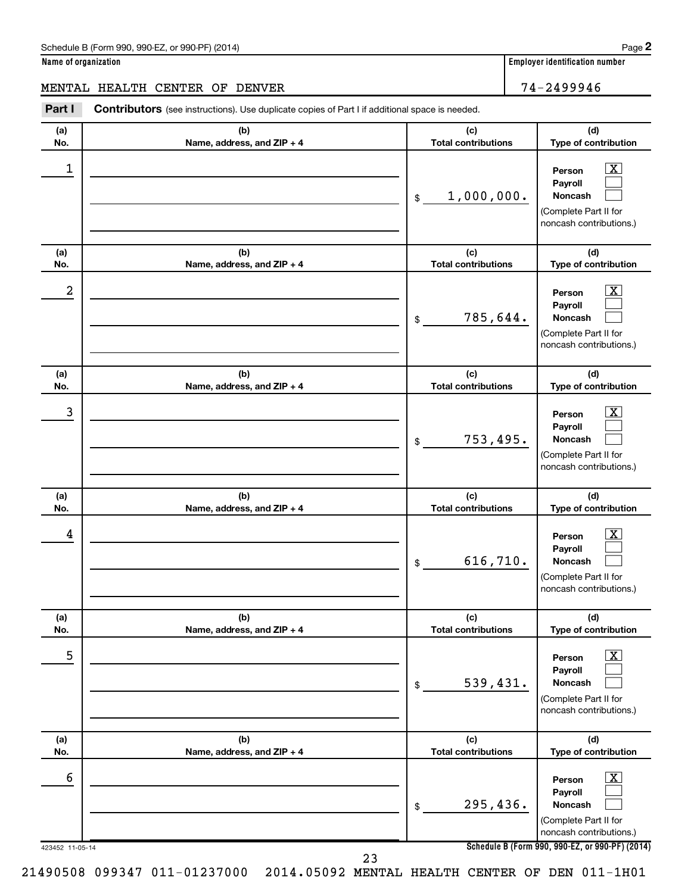Schedule B (Form 990, 990-EZ, or 990-PF) (2014) Page **2**

**Name of organization**

MENTAL HEALTH CENTER OF DENVER

**Employer identification number**

74-2499946

**Part I** **Contributors** (see instructions). Use duplicate copies of Part I if additional space is needed.

| (a) No. | (b) Name, address, and ZIP + 4 | (c) Total contributions | (d) Type of contribution |
|---|---|---|---|
| 1 | | $ 1,000,000. | Person [X] Payroll [ ] Noncash [ ] (Complete Part II for noncash contributions.) |
| 2 | | $ 785,644. | Person [X] Payroll [ ] Noncash [ ] (Complete Part II for noncash contributions.) |
| 3 | | $ 753,495. | Person [X] Payroll [ ] Noncash [ ] (Complete Part II for noncash contributions.) |
| 4 | | $ 616,710. | Person [X] Payroll [ ] Noncash [ ] (Complete Part II for noncash contributions.) |
| 5 | | $ 539,431. | Person [X] Payroll [ ] Noncash [ ] (Complete Part II for noncash contributions.) |
| 6 | | $ 295,436. | Person [X] Payroll [ ] Noncash [ ] (Complete Part II for noncash contributions.) |

423452 11-05-14

**Schedule B (Form 990, 990-EZ, or 990-PF) (2014)**

21490508 099347 011-01237000 2014.05092 MENTAL HEALTH CENTER OF DEN 011-1H01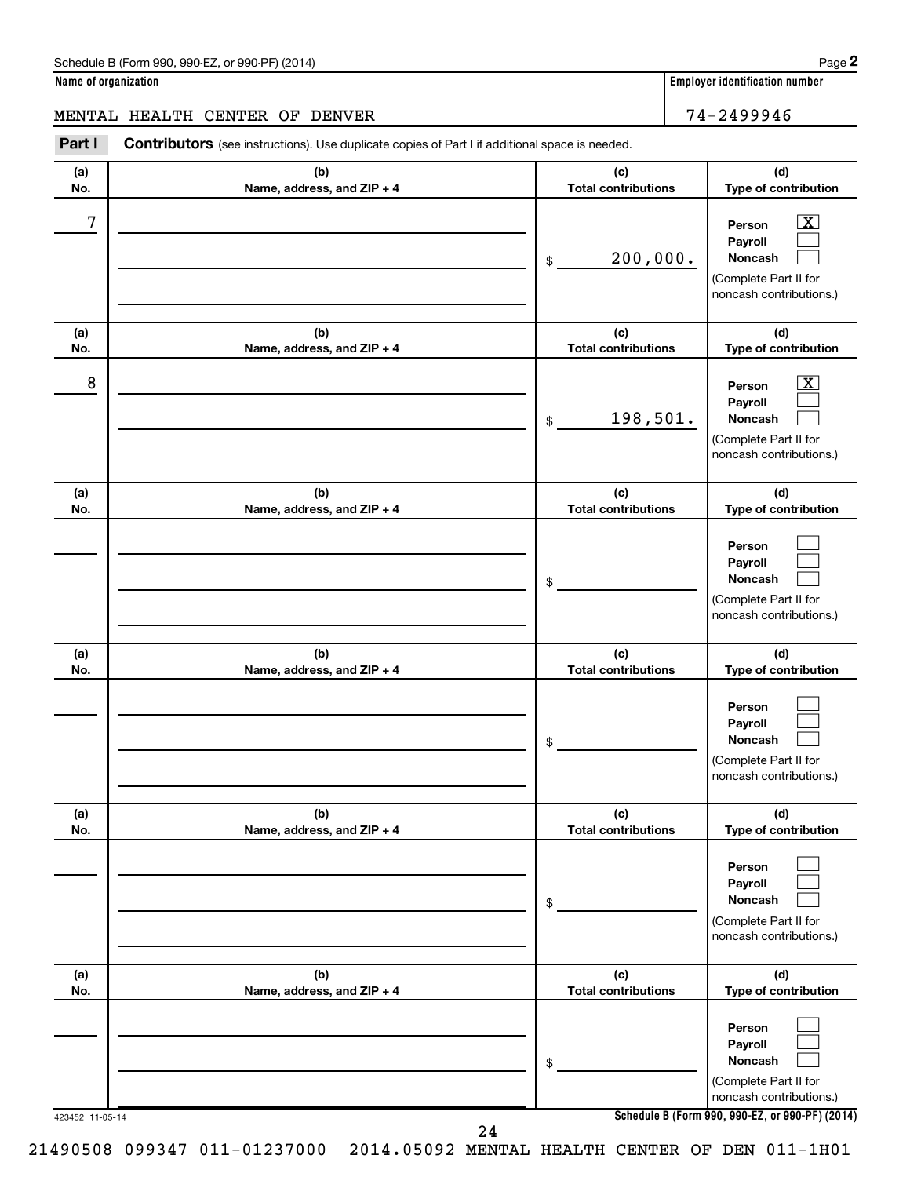Schedule B (Form 990, 990-EZ, or 990-PF) (2014)

**Name of organization**

MENTAL HEALTH CENTER OF DENVER

**Employer identification number**

74-2499946

**Part I** **Contributors** (see instructions). Use duplicate copies of Part I if additional space is needed.

| (a) No. | (b) Name, address, and ZIP + 4 | (c) Total contributions | (d) Type of contribution |
|---|---|---|---|
| 7 | | $ 200,000. | Person [X] Payroll [ ] Noncash [ ] (Complete Part II for noncash contributions.) |
| 8 | | $ 198,501. | Person [X] Payroll [ ] Noncash [ ] (Complete Part II for noncash contributions.) |
| | | $ | Person [ ] Payroll [ ] Noncash [ ] (Complete Part II for noncash contributions.) |
| | | $ | Person [ ] Payroll [ ] Noncash [ ] (Complete Part II for noncash contributions.) |
| | | $ | Person [ ] Payroll [ ] Noncash [ ] (Complete Part II for noncash contributions.) |
| | | $ | Person [ ] Payroll [ ] Noncash [ ] (Complete Part II for noncash contributions.) |

423452 11-05-14

**Schedule B (Form 990, 990-EZ, or 990-PF) (2014)**

21490508 099347 011-01237000 2014.05092 MENTAL HEALTH CENTER OF DEN 011-1H01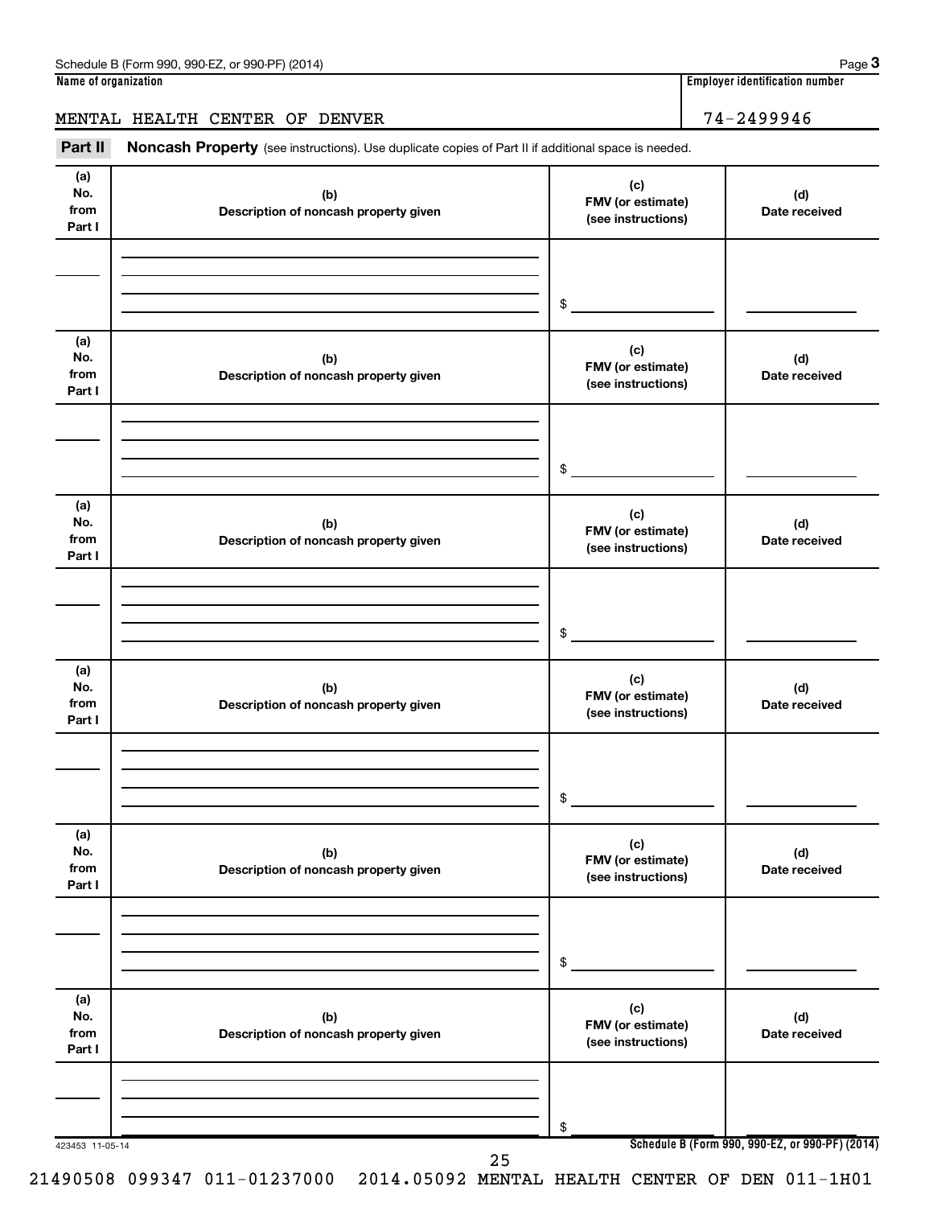Schedule B (Form 990, 990-EZ, or 990-PF) (2014) Page 3

**Name of organization**

MENTAL HEALTH CENTER OF DENVER

**Employer identification number**

74-2499946

**Part II** **Noncash Property** (see instructions). Use duplicate copies of Part II if additional space is needed.

| (a) No. from Part I | (b) Description of noncash property given | (c) FMV (or estimate) (see instructions) | (d) Date received |
|---|---|---|---|
| | | $ | |

| (a) No. from Part I | (b) Description of noncash property given | (c) FMV (or estimate) (see instructions) | (d) Date received |
|---|---|---|---|
| | | $ | |

| (a) No. from Part I | (b) Description of noncash property given | (c) FMV (or estimate) (see instructions) | (d) Date received |
|---|---|---|---|
| | | $ | |

| (a) No. from Part I | (b) Description of noncash property given | (c) FMV (or estimate) (see instructions) | (d) Date received |
|---|---|---|---|
| | | $ | |

| (a) No. from Part I | (b) Description of noncash property given | (c) FMV (or estimate) (see instructions) | (d) Date received |
|---|---|---|---|
| | | $ | |

| (a) No. from Part I | (b) Description of noncash property given | (c) FMV (or estimate) (see instructions) | (d) Date received |
|---|---|---|---|
| | | $ | |

423453 11-05-14

**Schedule B (Form 990, 990-EZ, or 990-PF) (2014)**

21490508 099347 011-01237000 2014.05092 MENTAL HEALTH CENTER OF DEN 011-1H01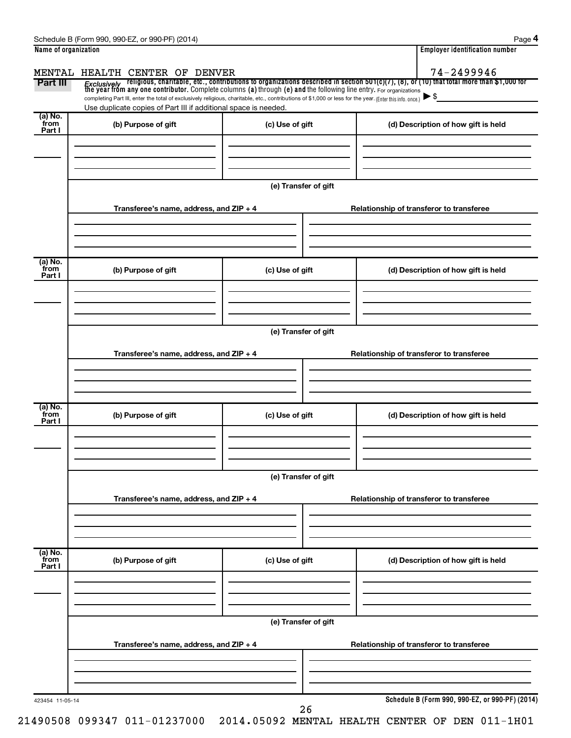Schedule B (Form 990, 990-EZ, or 990-PF) (2014)

| Name of organization | Employer identification number |
| --- | --- |
| MENTAL HEALTH CENTER OF DENVER | 74-2499946 |

**Part III** *Exclusively* religious, charitable, etc., contributions to organizations described in section 501(c)(7), (8), or (10) that total more than $1,000 for the year from any one contributor. Complete columns (a) through (e) and the following line entry. For organizations completing Part III, enter the total of exclusively religious, charitable, etc., contributions of $1,000 or less for the year. (Enter this info. once.) ▶ $

Use duplicate copies of Part III if additional space is needed.

| (a) No. from Part I | (b) Purpose of gift | (c) Use of gift | (d) Description of how gift is held |
| --- | --- | --- | --- |
| | | | |

(e) Transfer of gift

| Transferee's name, address, and ZIP + 4 | Relationship of transferor to transferee |
| --- | --- |
| | |

| (a) No. from Part I | (b) Purpose of gift | (c) Use of gift | (d) Description of how gift is held |
| --- | --- | --- | --- |
| | | | |

(e) Transfer of gift

| Transferee's name, address, and ZIP + 4 | Relationship of transferor to transferee |
| --- | --- |
| | |

| (a) No. from Part I | (b) Purpose of gift | (c) Use of gift | (d) Description of how gift is held |
| --- | --- | --- | --- |
| | | | |

(e) Transfer of gift

| Transferee's name, address, and ZIP + 4 | Relationship of transferor to transferee |
| --- | --- |
| | |

| (a) No. from Part I | (b) Purpose of gift | (c) Use of gift | (d) Description of how gift is held |
| --- | --- | --- | --- |
| | | | |

(e) Transfer of gift

| Transferee's name, address, and ZIP + 4 | Relationship of transferor to transferee |
| --- | --- |
| | |

423454 11-05-14

Schedule B (Form 990, 990-EZ, or 990-PF) (2014)

21490508 099347 011-01237000 2014.05092 MENTAL HEALTH CENTER OF DEN 011-1H01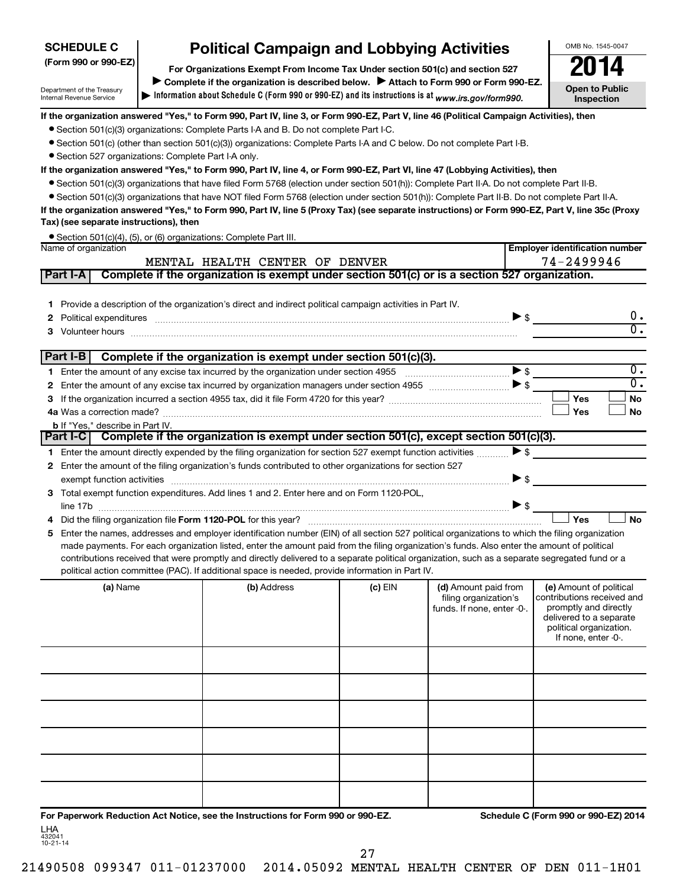**SCHEDULE C (Form 990 or 990-EZ)**

Department of the Treasury
Internal Revenue Service

# Political Campaign and Lobbying Activities

**For Organizations Exempt From Income Tax Under section 501(c) and section 527**

▶ **Complete if the organization is described below.** ▶ **Attach to Form 990 or Form 990-EZ.**

▶ **Information about Schedule C (Form 990 or 990-EZ) and its instructions is at** *www.irs.gov/form990.*

OMB No. 1545-0047

**2014**

**Open to Public Inspection**

**If the organization answered "Yes," to Form 990, Part IV, line 3, or Form 990-EZ, Part V, line 46 (Political Campaign Activities), then**

- Section 501(c)(3) organizations: Complete Parts I-A and B. Do not complete Part I-C.
- Section 501(c) (other than section 501(c)(3)) organizations: Complete Parts I-A and C below. Do not complete Part I-B.
- Section 527 organizations: Complete Part I-A only.

**If the organization answered "Yes," to Form 990, Part IV, line 4, or Form 990-EZ, Part VI, line 47 (Lobbying Activities), then**

- Section 501(c)(3) organizations that have filed Form 5768 (election under section 501(h)): Complete Part II-A. Do not complete Part II-B.
- Section 501(c)(3) organizations that have NOT filed Form 5768 (election under section 501(h)): Complete Part II-B. Do not complete Part II-A.

**If the organization answered "Yes," to Form 990, Part IV, line 5 (Proxy Tax) (see separate instructions) or Form 990-EZ, Part V, line 35c (Proxy Tax) (see separate instructions), then**

- Section 501(c)(4), (5), or (6) organizations: Complete Part III.

| Name of organization | Employer identification number |
|---|---|
| MENTAL HEALTH CENTER OF DENVER | 74-2499946 |

## Part I-A Complete if the organization is exempt under section 501(c) or is a section 527 organization.

1. Provide a description of the organization's direct and indirect political campaign activities in Part IV.
2. Political expenditures ▶ $ 0.
3. Volunteer hours 0.

## Part I-B Complete if the organization is exempt under section 501(c)(3).

1. Enter the amount of any excise tax incurred by the organization under section 4955 ▶ $ 0.
2. Enter the amount of any excise tax incurred by organization managers under section 4955 ▶ $ 0.
3. If the organization incurred a section 4955 tax, did it file Form 4720 for this year? ☐ Yes ☐ No

4a Was a correction made? ☐ Yes ☐ No

**b** If "Yes," describe in Part IV.

## Part I-C Complete if the organization is exempt under section 501(c), except section 501(c)(3).

1. Enter the amount directly expended by the filing organization for section 527 exempt function activities ▶ $
2. Enter the amount of the filing organization's funds contributed to other organizations for section 527 exempt function activities ▶ $
3. Total exempt function expenditures. Add lines 1 and 2. Enter here and on Form 1120-POL, line 17b ▶ $
4. Did the filing organization file **Form 1120-POL** for this year? ☐ Yes ☐ No
5. Enter the names, addresses and employer identification number (EIN) of all section 527 political organizations to which the filing organization made payments. For each organization listed, enter the amount paid from the filing organization's funds. Also enter the amount of political contributions received that were promptly and directly delivered to a separate political organization, such as a separate segregated fund or a political action committee (PAC). If additional space is needed, provide information in Part IV.

| (a) Name | (b) Address | (c) EIN | (d) Amount paid from filing organization's funds. If none, enter -0-. | (e) Amount of political contributions received and promptly and directly delivered to a separate political organization. If none, enter -0-. |
|---|---|---|---|---|
| | | | | |
| | | | | |
| | | | | |
| | | | | |
| | | | | |
| | | | | |

**For Paperwork Reduction Act Notice, see the Instructions for Form 990 or 990-EZ.** **Schedule C (Form 990 or 990-EZ) 2014**

LHA
432041
10-21-14

21490508 099347 011-01237000 2014.05092 MENTAL HEALTH CENTER OF DEN 011-1H01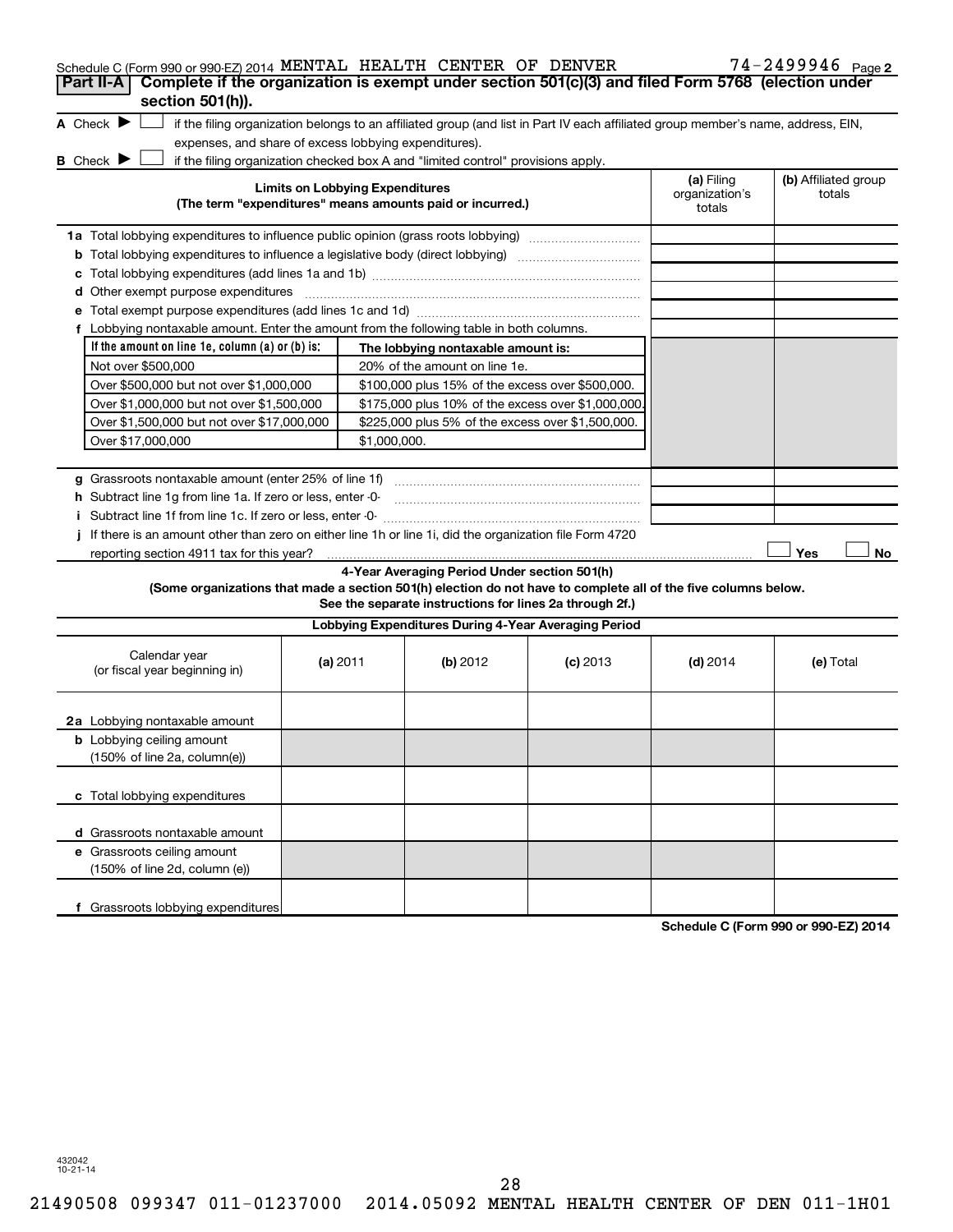Schedule C (Form 990 or 990-EZ) 2014 MENTAL HEALTH CENTER OF DENVER 74-2499946 Page 2

## Part II-A Complete if the organization is exempt under section 501(c)(3) and filed Form 5768 (election under section 501(h)).

**A** Check ▶ ☐ if the filing organization belongs to an affiliated group (and list in Part IV each affiliated group member's name, address, EIN, expenses, and share of excess lobbying expenditures).

**B** Check ▶ ☐ if the filing organization checked box A and "limited control" provisions apply.

| Limits on Lobbying Expenditures (The term "expenditures" means amounts paid or incurred.) | (a) Filing organization's totals | (b) Affiliated group totals |
|---|---|---|
| **1a** Total lobbying expenditures to influence public opinion (grass roots lobbying) | | |
| **b** Total lobbying expenditures to influence a legislative body (direct lobbying) | | |
| **c** Total lobbying expenditures (add lines 1a and 1b) | | |
| **d** Other exempt purpose expenditures | | |
| **e** Total exempt purpose expenditures (add lines 1c and 1d) | | |
| **f** Lobbying nontaxable amount. Enter the amount from the following table in both columns. | | |

| If the amount on line 1e, column (a) or (b) is: | The lobbying nontaxable amount is: |
|---|---|
| Not over $500,000 | 20% of the amount on line 1e. |
| Over $500,000 but not over $1,000,000 | $100,000 plus 15% of the excess over $500,000. |
| Over $1,000,000 but not over $1,500,000 | $175,000 plus 10% of the excess over $1,000,000. |
| Over $1,500,000 but not over $17,000,000 | $225,000 plus 5% of the excess over $1,500,000. |
| Over $17,000,000 | $1,000,000. |

| | (a) Filing organization's totals | (b) Affiliated group totals |
|---|---|---|
| **g** Grassroots nontaxable amount (enter 25% of line 1f) | | |
| **h** Subtract line 1g from line 1a. If zero or less, enter -0- | | |
| **i** Subtract line 1f from line 1c. If zero or less, enter -0- | | |

**j** If there is an amount other than zero on either line 1h or line 1i, did the organization file Form 4720 reporting section 4911 tax for this year? ☐ Yes ☐ No

### 4-Year Averaging Period Under section 501(h)

**(Some organizations that made a section 501(h) election do not have to complete all of the five columns below. See the separate instructions for lines 2a through 2f.)**

| Lobbying Expenditures During 4-Year Averaging Period | | | | | |
|---|---|---|---|---|---|
| Calendar year (or fiscal year beginning in) | (a) 2011 | (b) 2012 | (c) 2013 | (d) 2014 | (e) Total |
| **2a** Lobbying nontaxable amount | | | | | |
| **b** Lobbying ceiling amount (150% of line 2a, column(e)) | | | | | |
| **c** Total lobbying expenditures | | | | | |
| **d** Grassroots nontaxable amount | | | | | |
| **e** Grassroots ceiling amount (150% of line 2d, column (e)) | | | | | |
| **f** Grassroots lobbying expenditures | | | | | |

**Schedule C (Form 990 or 990-EZ) 2014**

432042 10-21-14

21490508 099347 011-01237000 2014.05092 MENTAL HEALTH CENTER OF DEN 011-1H01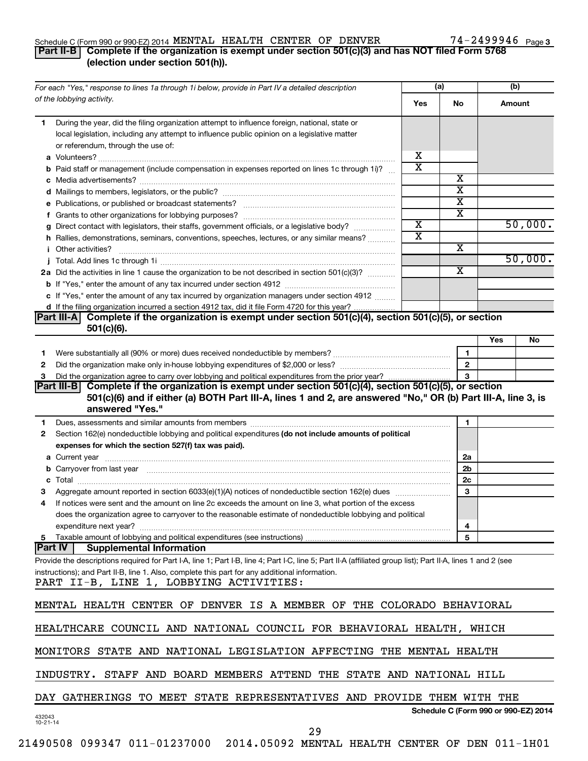Schedule C (Form 990 or 990-EZ) 2014 MENTAL HEALTH CENTER OF DENVER 74-2499946 Page 3

## Part II-B Complete if the organization is exempt under section 501(c)(3) and has NOT filed Form 5768 (election under section 501(h)).

| For each "Yes," response to lines 1a through 1i below, provide in Part IV a detailed description of the lobbying activity. | (a) Yes | (a) No | (b) Amount |
|---|---|---|---|
| **1** During the year, did the filing organization attempt to influence foreign, national, state or local legislation, including any attempt to influence public opinion on a legislative matter or referendum, through the use of: | | | |
| **a** Volunteers? | X | | |
| **b** Paid staff or management (include compensation in expenses reported on lines 1c through 1i)? | X | | |
| **c** Media advertisements? | | X | |
| **d** Mailings to members, legislators, or the public? | | X | |
| **e** Publications, or published or broadcast statements? | | X | |
| **f** Grants to other organizations for lobbying purposes? | | X | |
| **g** Direct contact with legislators, their staffs, government officials, or a legislative body? | X | | 50,000. |
| **h** Rallies, demonstrations, seminars, conventions, speeches, lectures, or any similar means? | X | | |
| **i** Other activities? | | X | |
| **j** Total. Add lines 1c through 1i | | | 50,000. |
| **2a** Did the activities in line 1 cause the organization to be not described in section 501(c)(3)? | | X | |
| **b** If "Yes," enter the amount of any tax incurred under section 4912 | | | |
| **c** If "Yes," enter the amount of any tax incurred by organization managers under section 4912 | | | |
| **d** If the filing organization incurred a section 4912 tax, did it file Form 4720 for this year? | | | |

## Part III-A Complete if the organization is exempt under section 501(c)(4), section 501(c)(5), or section 501(c)(6).

| | | Yes | No |
|---|---|---|---|
| **1** Were substantially all (90% or more) dues received nondeductible by members? | 1 | | |
| **2** Did the organization make only in-house lobbying expenditures of $2,000 or less? | 2 | | |
| **3** Did the organization agree to carry over lobbying and political expenditures from the prior year? | 3 | | |

## Part III-B Complete if the organization is exempt under section 501(c)(4), section 501(c)(5), or section 501(c)(6) and if either (a) BOTH Part III-A, lines 1 and 2, are answered "No," OR (b) Part III-A, line 3, is answered "Yes."

| | | |
|---|---|---|
| **1** Dues, assessments and similar amounts from members | 1 | |
| **2** Section 162(e) nondeductible lobbying and political expenditures **(do not include amounts of political expenses for which the section 527(f) tax was paid).** | | |
| **a** Current year | 2a | |
| **b** Carryover from last year | 2b | |
| **c** Total | 2c | |
| **3** Aggregate amount reported in section 6033(e)(1)(A) notices of nondeductible section 162(e) dues | 3 | |
| **4** If notices were sent and the amount on line 2c exceeds the amount on line 3, what portion of the excess does the organization agree to carryover to the reasonable estimate of nondeductible lobbying and political expenditure next year? | 4 | |
| **5** Taxable amount of lobbying and political expenditures (see instructions) | 5 | |

## Part IV Supplemental Information

Provide the descriptions required for Part I-A, line 1; Part I-B, line 4; Part I-C, line 5; Part II-A (affiliated group list); Part II-A, lines 1 and 2 (see instructions); and Part II-B, line 1. Also, complete this part for any additional information.

PART II-B, LINE 1, LOBBYING ACTIVITIES:

MENTAL HEALTH CENTER OF DENVER IS A MEMBER OF THE COLORADO BEHAVIORAL HEALTHCARE COUNCIL AND NATIONAL COUNCIL FOR BEHAVIORAL HEALTH, WHICH MONITORS STATE AND NATIONAL LEGISLATION AFFECTING THE MENTAL HEALTH INDUSTRY. STAFF AND BOARD MEMBERS ATTEND THE STATE AND NATIONAL HILL DAY GATHERINGS TO MEET STATE REPRESENTATIVES AND PROVIDE THEM WITH THE

Schedule C (Form 990 or 990-EZ) 2014

432043 10-21-14

21490508 099347 011-01237000 2014.05092 MENTAL HEALTH CENTER OF DEN 011-1H01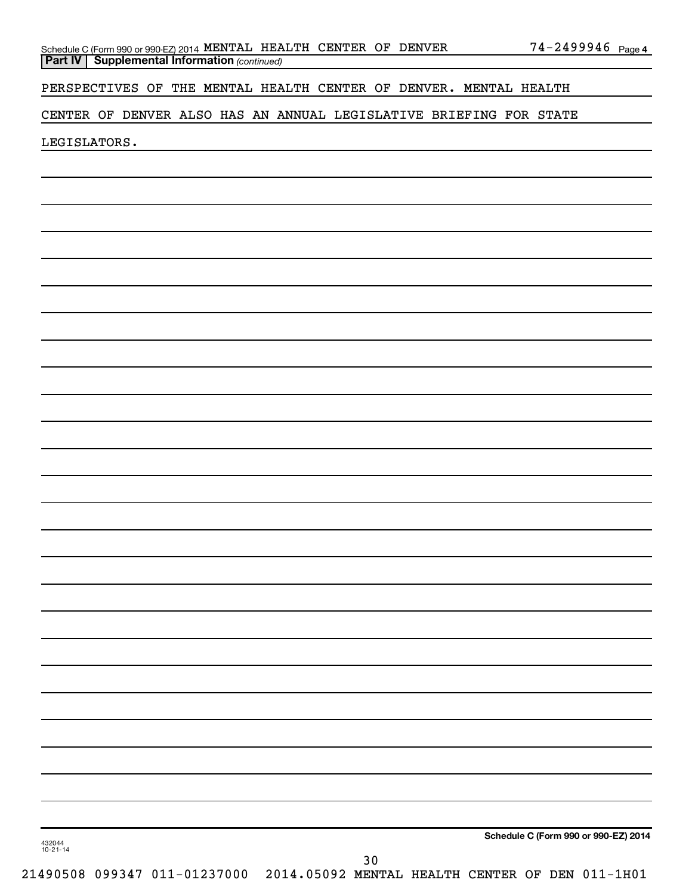Schedule C (Form 990 or 990-EZ) 2014 MENTAL HEALTH CENTER OF DENVER 74-2499946 Page 4

**Part IV | Supplemental Information** *(continued)*

PERSPECTIVES OF THE MENTAL HEALTH CENTER OF DENVER. MENTAL HEALTH CENTER OF DENVER ALSO HAS AN ANNUAL LEGISLATIVE BRIEFING FOR STATE LEGISLATORS.

432044 10-21-14

**Schedule C (Form 990 or 990-EZ) 2014**

21490508 099347 011-01237000 2014.05092 MENTAL HEALTH CENTER OF DEN 011-1H01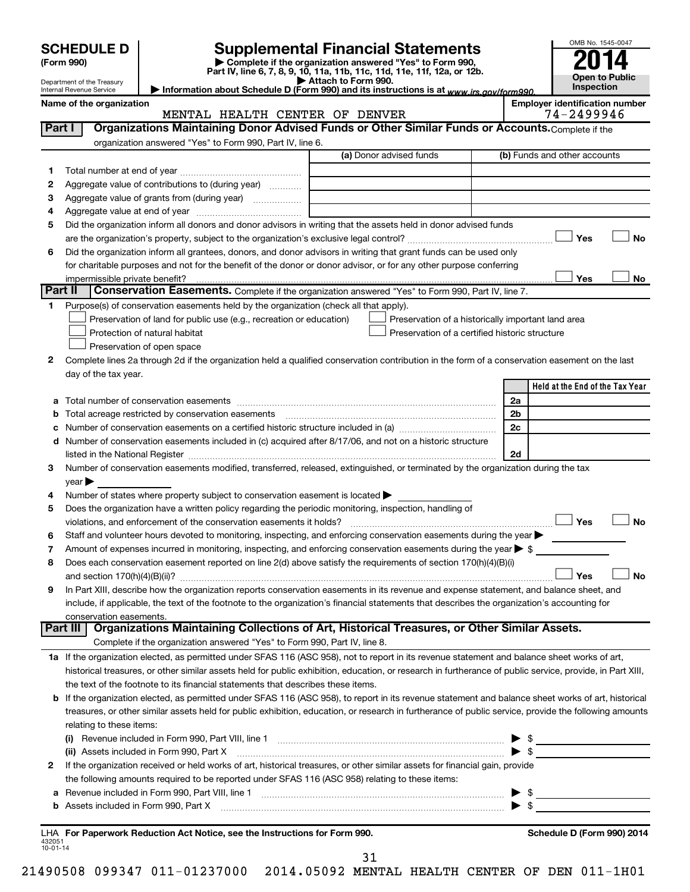# SCHEDULE D (Form 990)

Department of the Treasury
Internal Revenue Service

## Supplemental Financial Statements

▶ Complete if the organization answered "Yes" to Form 990, Part IV, line 6, 7, 8, 9, 10, 11a, 11b, 11c, 11d, 11e, 11f, 12a, or 12b.
▶ Attach to Form 990.
▶ Information about Schedule D (Form 990) and its instructions is at www.irs.gov/form990.

OMB No. 1545-0047

**2014**

**Open to Public Inspection**

Name of the organization: MENTAL HEALTH CENTER OF DENVER

Employer identification number: 74-2499946

### Part I — Organizations Maintaining Donor Advised Funds or Other Similar Funds or Accounts.

Complete if the organization answered "Yes" to Form 990, Part IV, line 6.

| | | (a) Donor advised funds | (b) Funds and other accounts |
|---|---|---|---|
| 1 | Total number at end of year | | |
| 2 | Aggregate value of contributions to (during year) | | |
| 3 | Aggregate value of grants from (during year) | | |
| 4 | Aggregate value at end of year | | |

5 Did the organization inform all donors and donor advisors in writing that the assets held in donor advised funds are the organization's property, subject to the organization's exclusive legal control? ☐ Yes ☐ No

6 Did the organization inform all grantees, donors, and donor advisors in writing that grant funds can be used only for charitable purposes and not for the benefit of the donor or donor advisor, or for any other purpose conferring impermissible private benefit? ☐ Yes ☐ No

### Part II — Conservation Easements.

Complete if the organization answered "Yes" to Form 990, Part IV, line 7.

1 Purpose(s) of conservation easements held by the organization (check all that apply).

- ☐ Preservation of land for public use (e.g., recreation or education)
- ☐ Protection of natural habitat
- ☐ Preservation of open space
- ☐ Preservation of a historically important land area
- ☐ Preservation of a certified historic structure

2 Complete lines 2a through 2d if the organization held a qualified conservation contribution in the form of a conservation easement on the last day of the tax year.

| | | | Held at the End of the Tax Year |
|---|---|---|---|
| a | Total number of conservation easements | 2a | |
| b | Total acreage restricted by conservation easements | 2b | |
| c | Number of conservation easements on a certified historic structure included in (a) | 2c | |
| d | Number of conservation easements included in (c) acquired after 8/17/06, and not on a historic structure listed in the National Register | 2d | |

3 Number of conservation easements modified, transferred, released, extinguished, or terminated by the organization during the tax year ▶

4 Number of states where property subject to conservation easement is located ▶

5 Does the organization have a written policy regarding the periodic monitoring, inspection, handling of violations, and enforcement of the conservation easements it holds? ☐ Yes ☐ No

6 Staff and volunteer hours devoted to monitoring, inspecting, and enforcing conservation easements during the year ▶

7 Amount of expenses incurred in monitoring, inspecting, and enforcing conservation easements during the year ▶ $

8 Does each conservation easement reported on line 2(d) above satisfy the requirements of section 170(h)(4)(B)(i) and section 170(h)(4)(B)(ii)? ☐ Yes ☐ No

9 In Part XIII, describe how the organization reports conservation easements in its revenue and expense statement, and balance sheet, and include, if applicable, the text of the footnote to the organization's financial statements that describes the organization's accounting for conservation easements.

### Part III — Organizations Maintaining Collections of Art, Historical Treasures, or Other Similar Assets.

Complete if the organization answered "Yes" to Form 990, Part IV, line 8.

1a If the organization elected, as permitted under SFAS 116 (ASC 958), not to report in its revenue statement and balance sheet works of art, historical treasures, or other similar assets held for public exhibition, education, or research in furtherance of public service, provide, in Part XIII, the text of the footnote to its financial statements that describes these items.

b If the organization elected, as permitted under SFAS 116 (ASC 958), to report in its revenue statement and balance sheet works of art, historical treasures, or other similar assets held for public exhibition, education, or research in furtherance of public service, provide the following amounts relating to these items:

(i) Revenue included in Form 990, Part VIII, line 1 ▶ $

(ii) Assets included in Form 990, Part X ▶ $

2 If the organization received or held works of art, historical treasures, or other similar assets for financial gain, provide the following amounts required to be reported under SFAS 116 (ASC 958) relating to these items:

a Revenue included in Form 990, Part VIII, line 1 ▶ $

b Assets included in Form 990, Part X ▶ $

LHA For Paperwork Reduction Act Notice, see the Instructions for Form 990.

Schedule D (Form 990) 2014

432051 10-01-14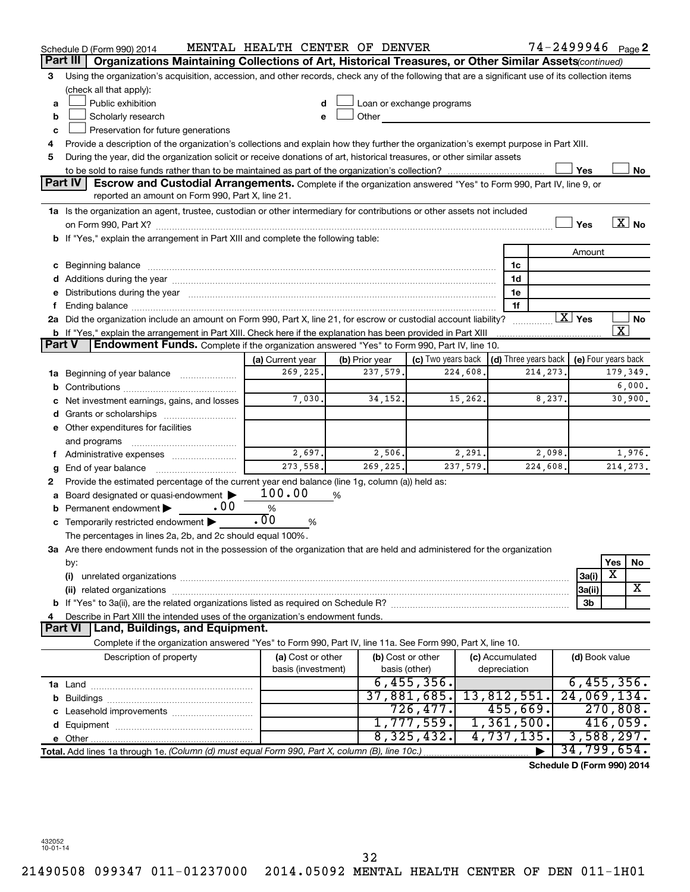Schedule D (Form 990) 2014 MENTAL HEALTH CENTER OF DENVER 74-2499946 Page 2

## Part III Organizations Maintaining Collections of Art, Historical Treasures, or Other Similar Assets *(continued)*

3 Using the organization's acquisition, accession, and other records, check any of the following that are a significant use of its collection items (check all that apply):

a ☐ Public exhibition
b ☐ Scholarly research
c ☐ Preservation for future generations
d ☐ Loan or exchange programs
e ☐ Other

4 Provide a description of the organization's collections and explain how they further the organization's exempt purpose in Part XIII.

5 During the year, did the organization solicit or receive donations of art, historical treasures, or other similar assets to be sold to raise funds rather than to be maintained as part of the organization's collection? ☐ Yes ☐ No

## Part IV Escrow and Custodial Arrangements.

Complete if the organization answered "Yes" to Form 990, Part IV, line 9, or reported an amount on Form 990, Part X, line 21.

1a Is the organization an agent, trustee, custodian or other intermediary for contributions or other assets not included on Form 990, Part X? ☐ Yes ☒ No

b If "Yes," explain the arrangement in Part XIII and complete the following table:

| | | Amount |
|---|---|---|
| c Beginning balance | 1c | |
| d Additions during the year | 1d | |
| e Distributions during the year | 1e | |
| f Ending balance | 1f | |

2a Did the organization include an amount on Form 990, Part X, line 21, for escrow or custodial account liability? ☒ Yes ☐ No

b If "Yes," explain the arrangement in Part XIII. Check here if the explanation has been provided in Part XIII ☒

## Part V Endowment Funds.

Complete if the organization answered "Yes" to Form 990, Part IV, line 10.

| | (a) Current year | (b) Prior year | (c) Two years back | (d) Three years back | (e) Four years back |
|---|---|---|---|---|---|
| 1a Beginning of year balance | 269,225. | 237,579. | 224,608. | 214,273. | 179,349. |
| b Contributions | | | | | 6,000. |
| c Net investment earnings, gains, and losses | 7,030. | 34,152. | 15,262. | 8,237. | 30,900. |
| d Grants or scholarships | | | | | |
| e Other expenditures for facilities and programs | | | | | |
| f Administrative expenses | 2,697. | 2,506. | 2,291. | 2,098. | 1,976. |
| g End of year balance | 273,558. | 269,225. | 237,579. | 224,608. | 214,273. |

2 Provide the estimated percentage of the current year end balance (line 1g, column (a)) held as:

a Board designated or quasi-endowment ▶ 100.00 %
b Permanent endowment ▶ .00 %
c Temporarily restricted endowment ▶ .00 %

The percentages in lines 2a, 2b, and 2c should equal 100%.

3a Are there endowment funds not in the possession of the organization that are held and administered for the organization by:

| | | Yes | No |
|---|---|---|---|
| (i) unrelated organizations | 3a(i) | X | |
| (ii) related organizations | 3a(ii) | | X |
| b If "Yes" to 3a(ii), are the related organizations listed as required on Schedule R? | 3b | | |

4 Describe in Part XIII the intended uses of the organization's endowment funds.

## Part VI Land, Buildings, and Equipment.

Complete if the organization answered "Yes" to Form 990, Part IV, line 11a. See Form 990, Part X, line 10.

| Description of property | (a) Cost or other basis (investment) | (b) Cost or other basis (other) | (c) Accumulated depreciation | (d) Book value |
|---|---|---|---|---|
| 1a Land | | 6,455,356. | | 6,455,356. |
| b Buildings | | 37,881,685. | 13,812,551. | 24,069,134. |
| c Leasehold improvements | | 726,477. | 455,669. | 270,808. |
| d Equipment | | 1,777,559. | 1,361,500. | 416,059. |
| e Other | | 8,325,432. | 4,737,135. | 3,588,297. |
| Total. Add lines 1a through 1e. *(Column (d) must equal Form 990, Part X, column (B), line 10c.)* | | | ▶ | 34,799,654. |

Schedule D (Form 990) 2014

432052
10-01-14

21490508 099347 011-01237000 2014.05092 MENTAL HEALTH CENTER OF DEN 011-1H01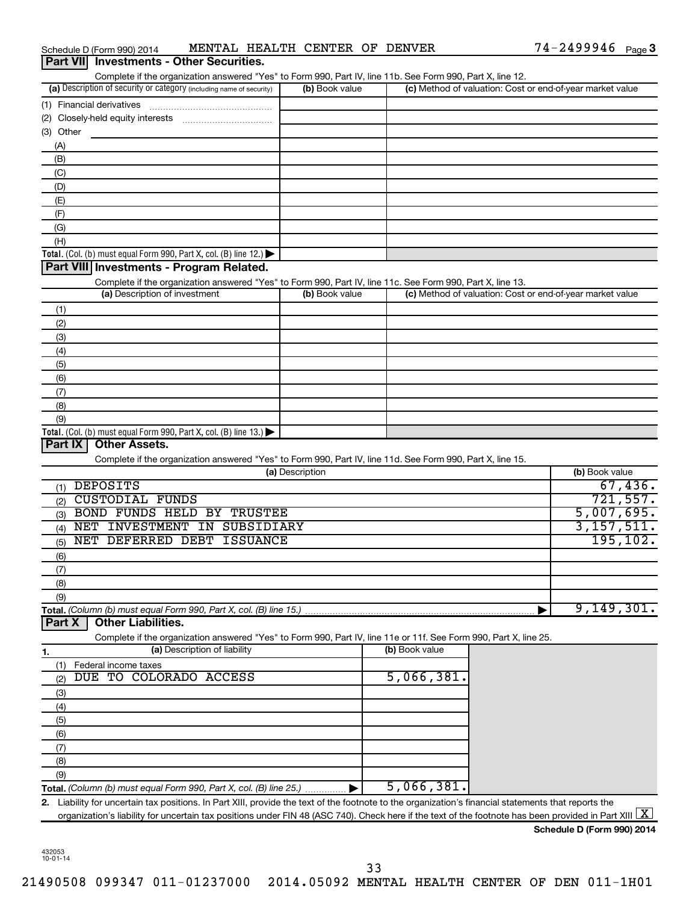Schedule D (Form 990) 2014 MENTAL HEALTH CENTER OF DENVER 74-2499946 Page 3

## Part VII Investments - Other Securities.

Complete if the organization answered "Yes" to Form 990, Part IV, line 11b. See Form 990, Part X, line 12.

| (a) Description of security or category (including name of security) | (b) Book value | (c) Method of valuation: Cost or end-of-year market value |
|---|---|---|
| (1) Financial derivatives | | |
| (2) Closely-held equity interests | | |
| (3) Other | | |
| (A) | | |
| (B) | | |
| (C) | | |
| (D) | | |
| (E) | | |
| (F) | | |
| (G) | | |
| (H) | | |
| **Total.** (Col. (b) must equal Form 990, Part X, col. (B) line 12.) | | |

## Part VIII Investments - Program Related.

Complete if the organization answered "Yes" to Form 990, Part IV, line 11c. See Form 990, Part X, line 13.

| (a) Description of investment | (b) Book value | (c) Method of valuation: Cost or end-of-year market value |
|---|---|---|
| (1) | | |
| (2) | | |
| (3) | | |
| (4) | | |
| (5) | | |
| (6) | | |
| (7) | | |
| (8) | | |
| (9) | | |
| **Total.** (Col. (b) must equal Form 990, Part X, col. (B) line 13.) | | |

## Part IX Other Assets.

Complete if the organization answered "Yes" to Form 990, Part IV, line 11d. See Form 990, Part X, line 15.

| (a) Description | (b) Book value |
|---|---|
| (1) DEPOSITS | 67,436. |
| (2) CUSTODIAL FUNDS | 721,557. |
| (3) BOND FUNDS HELD BY TRUSTEE | 5,007,695. |
| (4) NET INVESTMENT IN SUBSIDIARY | 3,157,511. |
| (5) NET DEFERRED DEBT ISSUANCE | 195,102. |
| (6) | |
| (7) | |
| (8) | |
| (9) | |
| **Total.** *(Column (b) must equal Form 990, Part X, col. (B) line 15.)* | 9,149,301. |

## Part X Other Liabilities.

Complete if the organization answered "Yes" to Form 990, Part IV, line 11e or 11f. See Form 990, Part X, line 25.

| 1. (a) Description of liability | (b) Book value |
|---|---|
| (1) Federal income taxes | |
| (2) DUE TO COLORADO ACCESS | 5,066,381. |
| (3) | |
| (4) | |
| (5) | |
| (6) | |
| (7) | |
| (8) | |
| (9) | |
| **Total.** *(Column (b) must equal Form 990, Part X, col. (B) line 25.)* | 5,066,381. |

2. Liability for uncertain tax positions. In Part XIII, provide the text of the footnote to the organization's financial statements that reports the organization's liability for uncertain tax positions under FIN 48 (ASC 740). Check here if the text of the footnote has been provided in Part XIII [X]

**Schedule D (Form 990) 2014**

432053 10-01-14

21490508 099347 011-01237000 2014.05092 MENTAL HEALTH CENTER OF DEN 011-1H01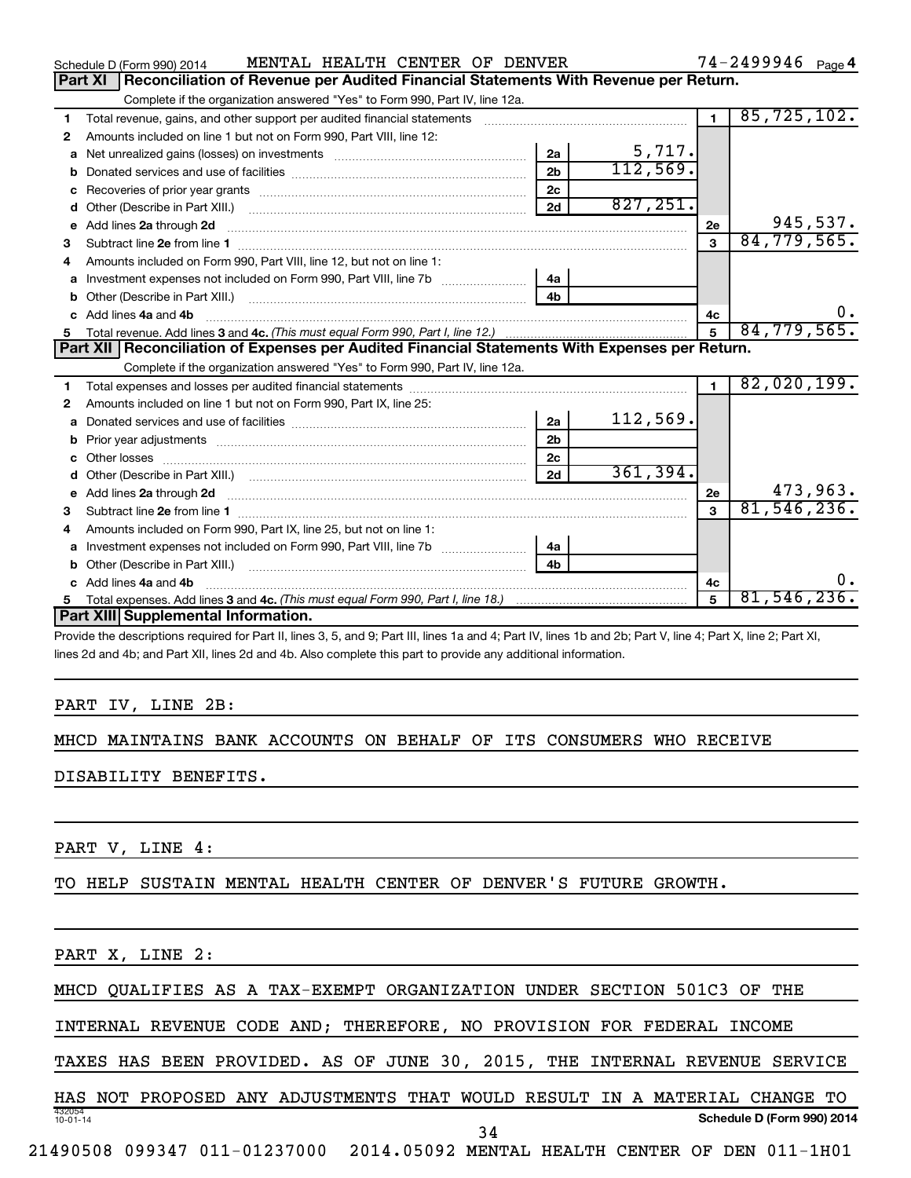Schedule D (Form 990) 2014 MENTAL HEALTH CENTER OF DENVER 74-2499946 Page 4

## Part XI Reconciliation of Revenue per Audited Financial Statements With Revenue per Return.

Complete if the organization answered "Yes" to Form 990, Part IV, line 12a.

| | | | | | |
|---|---|---|---|---|---|
| 1 | Total revenue, gains, and other support per audited financial statements | | | 1 | 85,725,102. |
| 2 | Amounts included on line 1 but not on Form 990, Part VIII, line 12: | | | | |
| a | Net unrealized gains (losses) on investments | 2a | 5,717. | | |
| b | Donated services and use of facilities | 2b | 112,569. | | |
| c | Recoveries of prior year grants | 2c | | | |
| d | Other (Describe in Part XIII.) | 2d | 827,251. | | |
| e | Add lines 2a through 2d | | | 2e | 945,537. |
| 3 | Subtract line 2e from line 1 | | | 3 | 84,779,565. |
| 4 | Amounts included on Form 990, Part VIII, line 12, but not on line 1: | | | | |
| a | Investment expenses not included on Form 990, Part VIII, line 7b | 4a | | | |
| b | Other (Describe in Part XIII.) | 4b | | | |
| c | Add lines 4a and 4b | | | 4c | 0. |
| 5 | Total revenue. Add lines 3 and 4c. *(This must equal Form 990, Part I, line 12.)* | | | 5 | 84,779,565. |

## Part XII Reconciliation of Expenses per Audited Financial Statements With Expenses per Return.

Complete if the organization answered "Yes" to Form 990, Part IV, line 12a.

| | | | | | |
|---|---|---|---|---|---|
| 1 | Total expenses and losses per audited financial statements | | | 1 | 82,020,199. |
| 2 | Amounts included on line 1 but not on Form 990, Part IX, line 25: | | | | |
| a | Donated services and use of facilities | 2a | 112,569. | | |
| b | Prior year adjustments | 2b | | | |
| c | Other losses | 2c | | | |
| d | Other (Describe in Part XIII.) | 2d | 361,394. | | |
| e | Add lines 2a through 2d | | | 2e | 473,963. |
| 3 | Subtract line 2e from line 1 | | | 3 | 81,546,236. |
| 4 | Amounts included on Form 990, Part IX, line 25, but not on line 1: | | | | |
| a | Investment expenses not included on Form 990, Part VIII, line 7b | 4a | | | |
| b | Other (Describe in Part XIII.) | 4b | | | |
| c | Add lines 4a and 4b | | | 4c | 0. |
| 5 | Total expenses. Add lines 3 and 4c. *(This must equal Form 990, Part I, line 18.)* | | | 5 | 81,546,236. |

## Part XIII Supplemental Information.

Provide the descriptions required for Part II, lines 3, 5, and 9; Part III, lines 1a and 4; Part IV, lines 1b and 2b; Part V, line 4; Part X, line 2; Part XI, lines 2d and 4b; and Part XII, lines 2d and 4b. Also complete this part to provide any additional information.

PART IV, LINE 2B:

MHCD MAINTAINS BANK ACCOUNTS ON BEHALF OF ITS CONSUMERS WHO RECEIVE DISABILITY BENEFITS.

PART V, LINE 4:

TO HELP SUSTAIN MENTAL HEALTH CENTER OF DENVER'S FUTURE GROWTH.

PART X, LINE 2:

MHCD QUALIFIES AS A TAX-EXEMPT ORGANIZATION UNDER SECTION 501C3 OF THE INTERNAL REVENUE CODE AND; THEREFORE, NO PROVISION FOR FEDERAL INCOME TAXES HAS BEEN PROVIDED. AS OF JUNE 30, 2015, THE INTERNAL REVENUE SERVICE HAS NOT PROPOSED ANY ADJUSTMENTS THAT WOULD RESULT IN A MATERIAL CHANGE TO

432054 10-01-14 Schedule D (Form 990) 2014

21490508 099347 011-01237000 2014.05092 MENTAL HEALTH CENTER OF DEN 011-1H01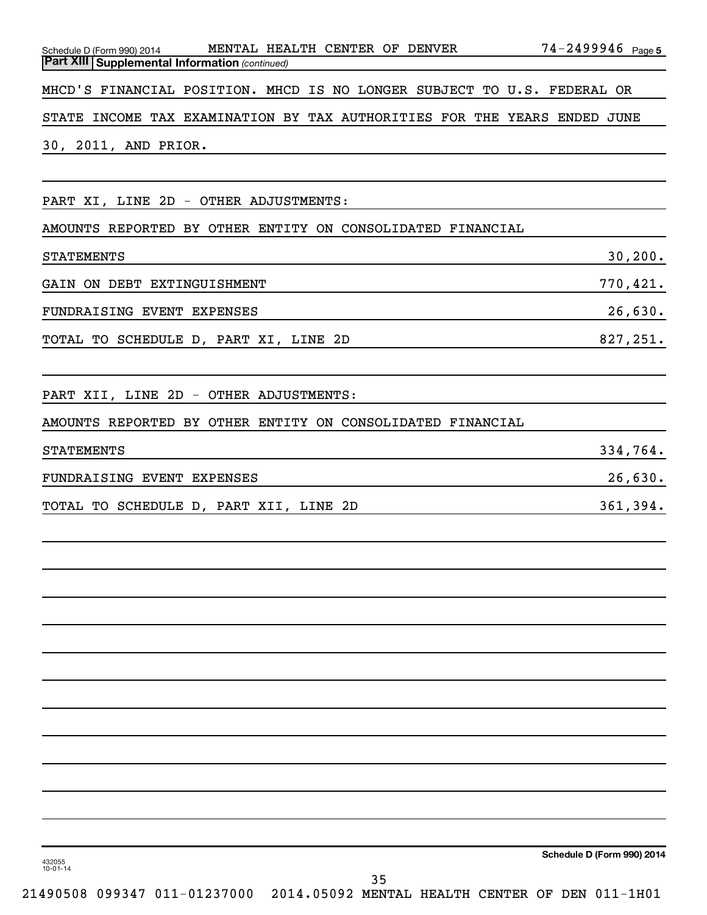## Part XIII Supplemental Information *(continued)*

MHCD'S FINANCIAL POSITION. MHCD IS NO LONGER SUBJECT TO U.S. FEDERAL OR STATE INCOME TAX EXAMINATION BY TAX AUTHORITIES FOR THE YEARS ENDED JUNE 30, 2011, AND PRIOR.

PART XI, LINE 2D - OTHER ADJUSTMENTS:

| | |
|---|---|
| AMOUNTS REPORTED BY OTHER ENTITY ON CONSOLIDATED FINANCIAL STATEMENTS | 30,200. |
| GAIN ON DEBT EXTINGUISHMENT | 770,421. |
| FUNDRAISING EVENT EXPENSES | 26,630. |
| TOTAL TO SCHEDULE D, PART XI, LINE 2D | 827,251. |

PART XII, LINE 2D - OTHER ADJUSTMENTS:

| | |
|---|---|
| AMOUNTS REPORTED BY OTHER ENTITY ON CONSOLIDATED FINANCIAL STATEMENTS | 334,764. |
| FUNDRAISING EVENT EXPENSES | 26,630. |
| TOTAL TO SCHEDULE D, PART XII, LINE 2D | 361,394. |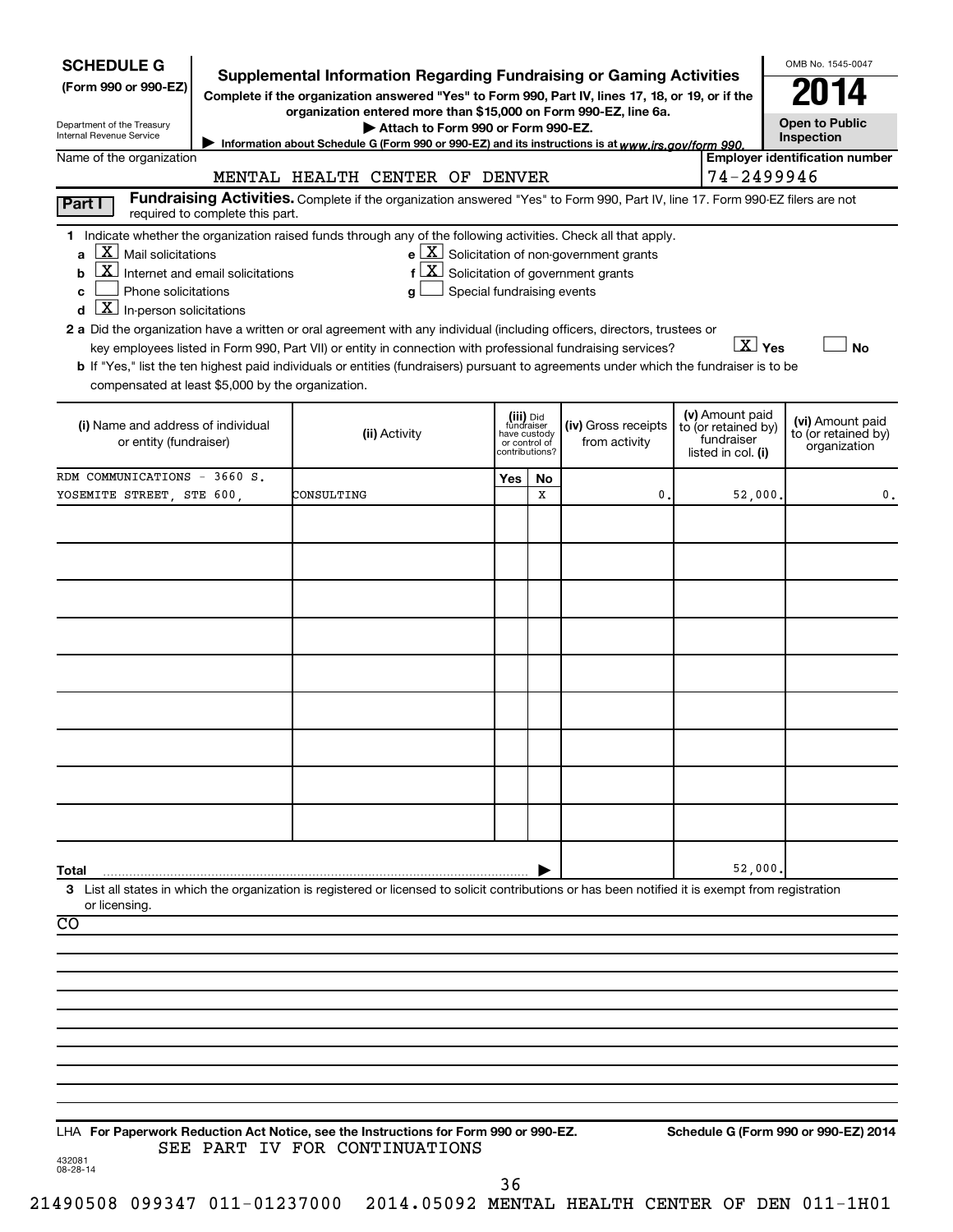# SCHEDULE G (Form 990 or 990-EZ)

Department of the Treasury
Internal Revenue Service

## Supplemental Information Regarding Fundraising or Gaming Activities

**Complete if the organization answered "Yes" to Form 990, Part IV, lines 17, 18, or 19, or if the organization entered more than $15,000 on Form 990-EZ, line 6a.**

▶ Attach to Form 990 or Form 990-EZ.

▶ Information about Schedule G (Form 990 or 990-EZ) and its instructions is at www.irs.gov/form 990.

OMB No. 1545-0047

**2014**

**Open to Public Inspection**

Name of the organization: MENTAL HEALTH CENTER OF DENVER

Employer identification number: 74-2499946

**Part I** **Fundraising Activities.** Complete if the organization answered "Yes" to Form 990, Part IV, line 17. Form 990-EZ filers are not required to complete this part.

1 Indicate whether the organization raised funds through any of the following activities. Check all that apply.

- a [X] Mail solicitations
- b [X] Internet and email solicitations
- c [ ] Phone solicitations
- d [X] In-person solicitations
- e [X] Solicitation of non-government grants
- f [X] Solicitation of government grants
- g [ ] Special fundraising events

2 a Did the organization have a written or oral agreement with any individual (including officers, directors, trustees or key employees listed in Form 990, Part VII) or entity in connection with professional fundraising services? [X] Yes [ ] No

b If "Yes," list the ten highest paid individuals or entities (fundraisers) pursuant to agreements under which the fundraiser is to be compensated at least $5,000 by the organization.

| (i) Name and address of individual or entity (fundraiser) | (ii) Activity | (iii) Did fundraiser have custody or control of contributions? Yes | No | (iv) Gross receipts from activity | (v) Amount paid to (or retained by) fundraiser listed in col. (i) | (vi) Amount paid to (or retained by) organization |
|---|---|---|---|---|---|---|
| RDM COMMUNICATIONS - 3660 S. YOSEMITE STREET, STE 600, | CONSULTING | | X | 0. | 52,000. | 0. |
| | | | | | | |
| | | | | | | |
| | | | | | | |
| | | | | | | |
| | | | | | | |
| | | | | | | |
| | | | | | | |
| | | | | | | |
| | | | | | | |
| **Total** | | | | | 52,000. | |

3 List all states in which the organization is registered or licensed to solicit contributions or has been notified it is exempt from registration or licensing.

CO

LHA **For Paperwork Reduction Act Notice, see the Instructions for Form 990 or 990-EZ.** SEE PART IV FOR CONTINUATIONS

**Schedule G (Form 990 or 990-EZ) 2014**

432081 08-28-14

21490508 099347 011-01237000 2014.05092 MENTAL HEALTH CENTER OF DEN 011-1H01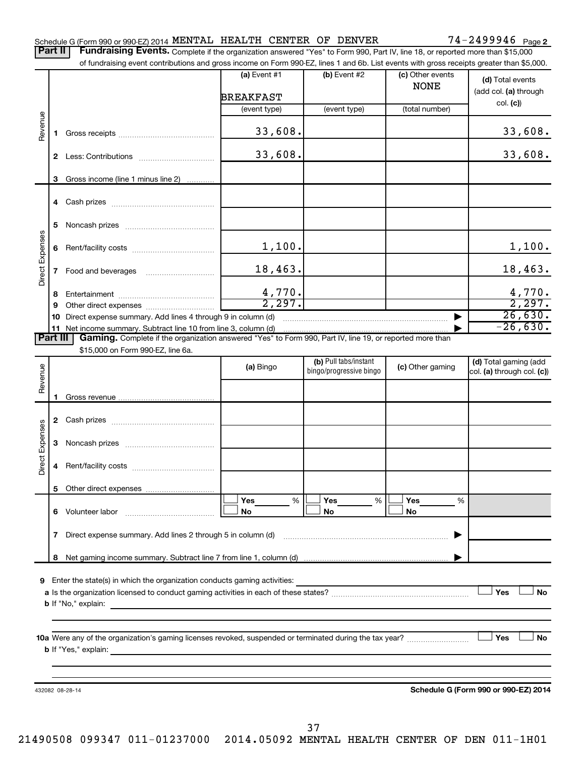Schedule G (Form 990 or 990-EZ) 2014 MENTAL HEALTH CENTER OF DENVER 74-2499946 Page 2

**Part II** **Fundraising Events.** Complete if the organization answered "Yes" to Form 990, Part IV, line 18, or reported more than $15,000 of fundraising event contributions and gross income on Form 990-EZ, lines 1 and 6b. List events with gross receipts greater than $5,000.

| | | (a) Event #1<br>BREAKFAST<br>(event type) | (b) Event #2<br><br>(event type) | (c) Other events<br>NONE<br>(total number) | (d) Total events (add col. (a) through col. (c)) |
|---|---|---|---|---|---|
| Revenue | 1 Gross receipts | 33,608. | | | 33,608. |
| | 2 Less: Contributions | 33,608. | | | 33,608. |
| | 3 Gross income (line 1 minus line 2) | | | | |
| Direct Expenses | 4 Cash prizes | | | | |
| | 5 Noncash prizes | | | | |
| | 6 Rent/facility costs | 1,100. | | | 1,100. |
| | 7 Food and beverages | 18,463. | | | 18,463. |
| | 8 Entertainment | 4,770. | | | 4,770. |
| | 9 Other direct expenses | 2,297. | | | 2,297. |
| | 10 Direct expense summary. Add lines 4 through 9 in column (d) | | | | 26,630. |
| | 11 Net income summary. Subtract line 10 from line 3, column (d) | | | | -26,630. |

**Part III** **Gaming.** Complete if the organization answered "Yes" to Form 990, Part IV, line 19, or reported more than $15,000 on Form 990-EZ, line 6a.

| | | (a) Bingo | (b) Pull tabs/instant bingo/progressive bingo | (c) Other gaming | (d) Total gaming (add col. (a) through col. (c)) |
|---|---|---|---|---|---|
| Revenue | 1 Gross revenue | | | | |
| Direct Expenses | 2 Cash prizes | | | | |
| | 3 Noncash prizes | | | | |
| | 4 Rent/facility costs | | | | |
| | 5 Other direct expenses | | | | |
| | 6 Volunteer labor | ☐ Yes ___ %<br>☐ No | ☐ Yes ___ %<br>☐ No | ☐ Yes ___ %<br>☐ No | |
| | 7 Direct expense summary. Add lines 2 through 5 in column (d) | | | | |
| | 8 Net gaming income summary. Subtract line 7 from line 1, column (d) | | | | |

9 Enter the state(s) in which the organization conducts gaming activities:

a Is the organization licensed to conduct gaming activities in each of these states? ☐ Yes ☐ No

b If "No," explain:

10a Were any of the organization's gaming licenses revoked, suspended or terminated during the tax year? ☐ Yes ☐ No

b If "Yes," explain:

432082 08-28-14 **Schedule G (Form 990 or 990-EZ) 2014**

21490508 099347 011-01237000 2014.05092 MENTAL HEALTH CENTER OF DEN 011-1H01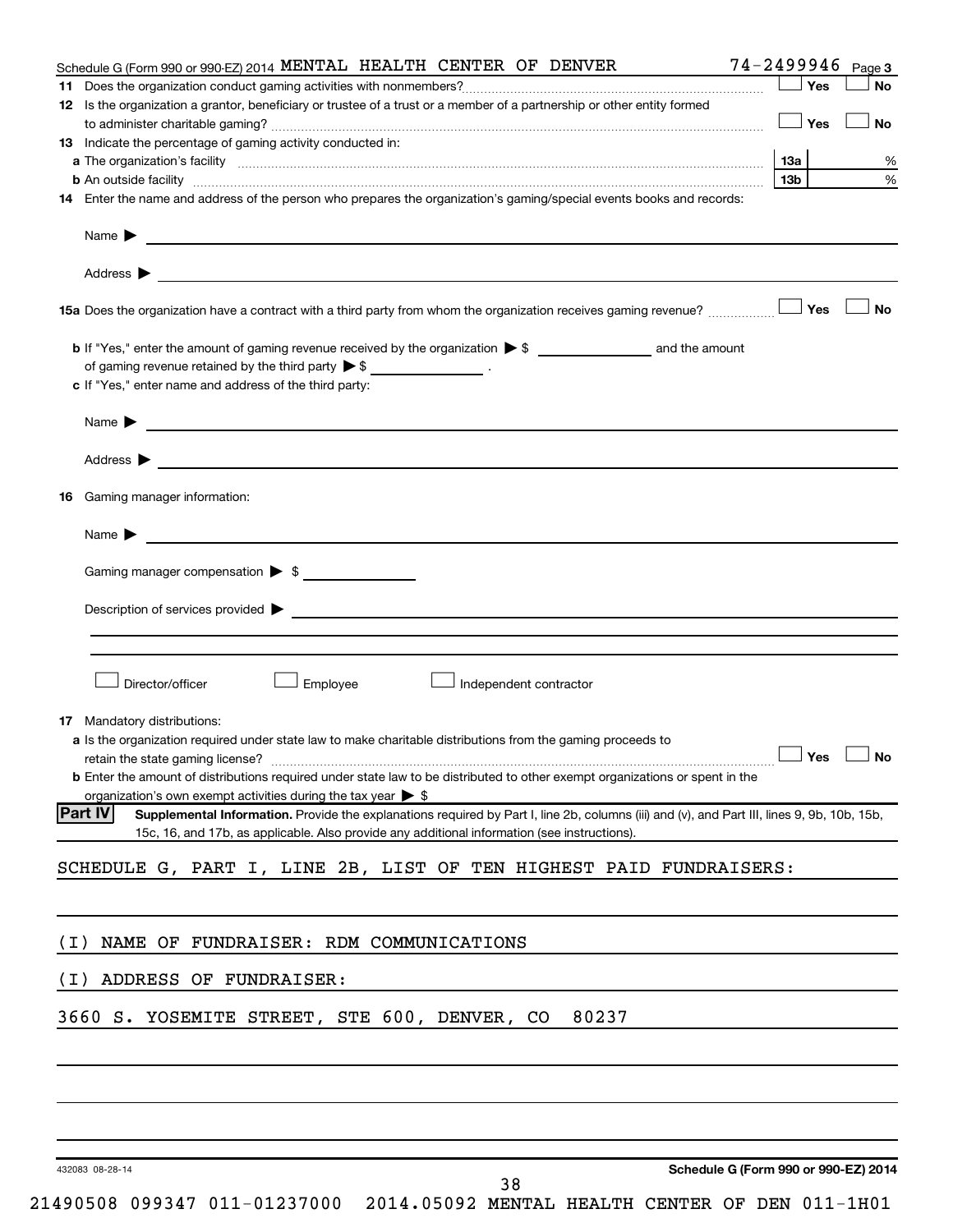Schedule G (Form 990 or 990-EZ) 2014 MENTAL HEALTH CENTER OF DENVER 74-2499946 Page 3

**11** Does the organization conduct gaming activities with nonmembers? ☐ Yes ☐ No

**12** Is the organization a grantor, beneficiary or trustee of a trust or a member of a partnership or other entity formed to administer charitable gaming? ☐ Yes ☐ No

**13** Indicate the percentage of gaming activity conducted in:

**a** The organization's facility ... **13a** %

**b** An outside facility ... **13b** %

**14** Enter the name and address of the person who prepares the organization's gaming/special events books and records:

Name ▶

Address ▶

**15a** Does the organization have a contract with a third party from whom the organization receives gaming revenue? ☐ Yes ☐ No

**b** If "Yes," enter the amount of gaming revenue received by the organization ▶ $ ________ and the amount of gaming revenue retained by the third party ▶ $ ________ .

**c** If "Yes," enter name and address of the third party:

Name ▶

Address ▶

**16** Gaming manager information:

Name ▶

Gaming manager compensation ▶ $

Description of services provided ▶

☐ Director/officer ☐ Employee ☐ Independent contractor

**17** Mandatory distributions:

**a** Is the organization required under state law to make charitable distributions from the gaming proceeds to retain the state gaming license? ☐ Yes ☐ No

**b** Enter the amount of distributions required under state law to be distributed to other exempt organizations or spent in the organization's own exempt activities during the tax year ▶ $

**Part IV** **Supplemental Information.** Provide the explanations required by Part I, line 2b, columns (iii) and (v), and Part III, lines 9, 9b, 10b, 15b, 15c, 16, and 17b, as applicable. Also provide any additional information (see instructions).

SCHEDULE G, PART I, LINE 2B, LIST OF TEN HIGHEST PAID FUNDRAISERS:

(I) NAME OF FUNDRAISER: RDM COMMUNICATIONS

(I) ADDRESS OF FUNDRAISER:

3660 S. YOSEMITE STREET, STE 600, DENVER, CO 80237

432083 08-28-14

Schedule G (Form 990 or 990-EZ) 2014

21490508 099347 011-01237000 2014.05092 MENTAL HEALTH CENTER OF DEN 011-1H01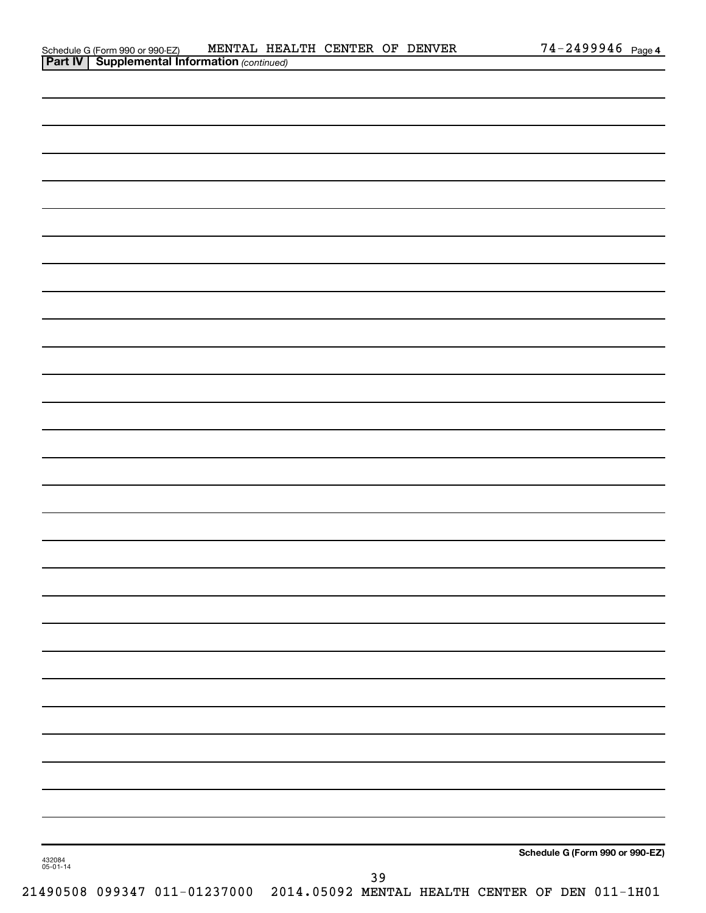Schedule G (Form 990 or 990-EZ) MENTAL HEALTH CENTER OF DENVER 74-2499946 Page 4

**Part IV | Supplemental Information** *(continued)*

432084
05-01-14

**Schedule G (Form 990 or 990-EZ)**

21490508 099347 011-01237000 2014.05092 MENTAL HEALTH CENTER OF DEN 011-1H01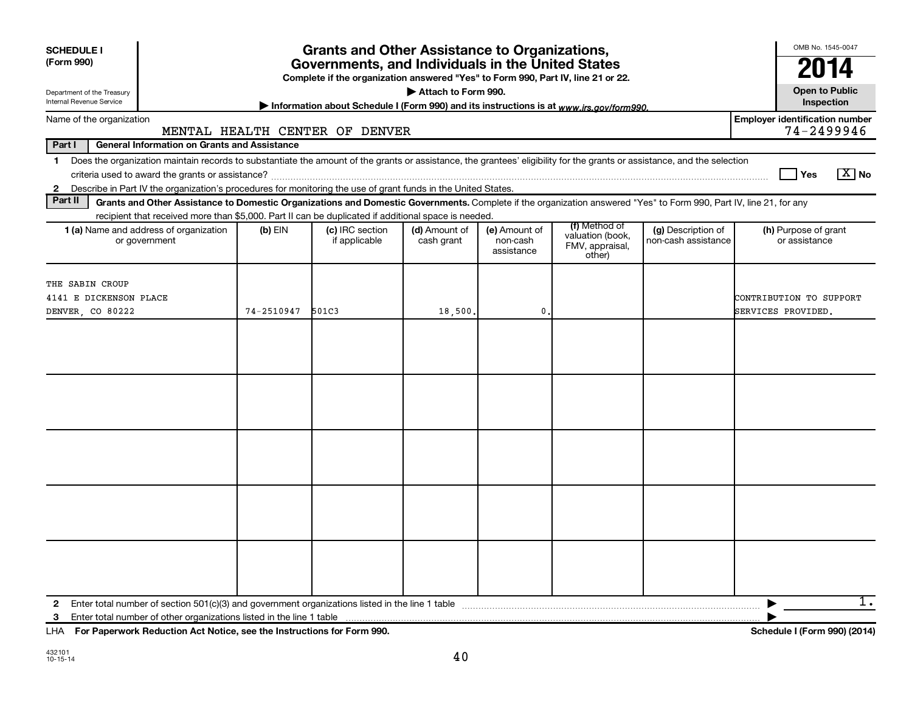**SCHEDULE I**
**(Form 990)**

Department of the Treasury
Internal Revenue Service

# Grants and Other Assistance to Organizations, Governments, and Individuals in the United States

**Complete if the organization answered "Yes" to Form 990, Part IV, line 21 or 22.**

**▶ Attach to Form 990.**

**▶ Information about Schedule I (Form 990) and its instructions is at** *www.irs.gov/form990.*

OMB No. 1545-0047

**2014**

**Open to Public Inspection**

Name of the organization: MENTAL HEALTH CENTER OF DENVER

**Employer identification number:** 74-2499946

**Part I — General Information on Grants and Assistance**

1 Does the organization maintain records to substantiate the amount of the grants or assistance, the grantees' eligibility for the grants or assistance, and the selection criteria used to award the grants or assistance? ☐ Yes ☒ No

2 Describe in Part IV the organization's procedures for monitoring the use of grant funds in the United States.

**Part II — Grants and Other Assistance to Domestic Organizations and Domestic Governments.** Complete if the organization answered "Yes" to Form 990, Part IV, line 21, for any recipient that received more than $5,000. Part II can be duplicated if additional space is needed.

| 1 (a) Name and address of organization or government | (b) EIN | (c) IRC section if applicable | (d) Amount of cash grant | (e) Amount of non-cash assistance | (f) Method of valuation (book, FMV, appraisal, other) | (g) Description of non-cash assistance | (h) Purpose of grant or assistance |
|---|---|---|---|---|---|---|---|
| THE SABIN CROUP<br>4141 E DICKENSON PLACE<br>DENVER, CO 80222 | 74-2510947 | 501C3 | 18,500. | 0. | | | CONTRIBUTION TO SUPPORT SERVICES PROVIDED. |
| | | | | | | | |
| | | | | | | | |
| | | | | | | | |
| | | | | | | | |
| | | | | | | | |

2 Enter total number of section 501(c)(3) and government organizations listed in the line 1 table ▶ 1.

3 Enter total number of other organizations listed in the line 1 table ▶

LHA **For Paperwork Reduction Act Notice, see the Instructions for Form 990.** **Schedule I (Form 990) (2014)**

432101
10-15-14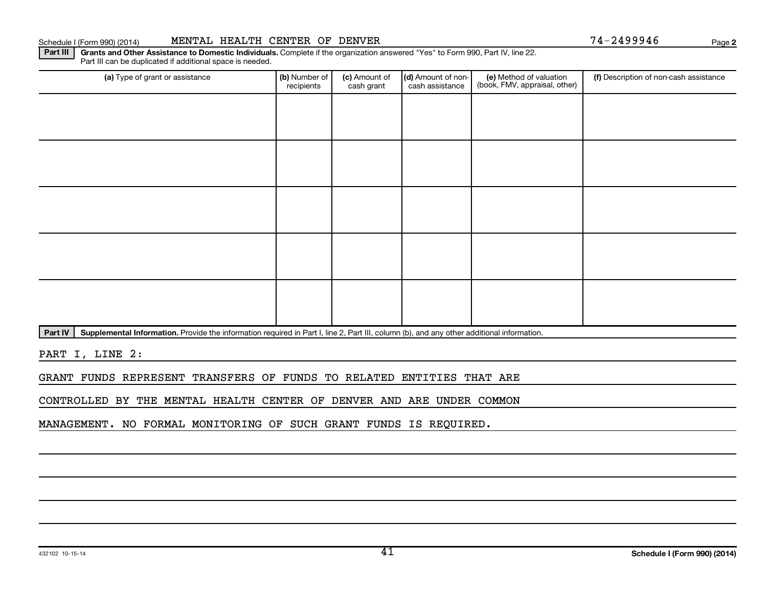Schedule I (Form 990) (2014) MENTAL HEALTH CENTER OF DENVER 74-2499946 Page **2**

**Part III** **Grants and Other Assistance to Domestic Individuals.** Complete if the organization answered "Yes" to Form 990, Part IV, line 22. Part III can be duplicated if additional space is needed.

| (a) Type of grant or assistance | (b) Number of recipients | (c) Amount of cash grant | (d) Amount of non-cash assistance | (e) Method of valuation (book, FMV, appraisal, other) | (f) Description of non-cash assistance |
|---|---|---|---|---|---|
| | | | | | |
| | | | | | |
| | | | | | |
| | | | | | |
| | | | | | |

**Part IV** **Supplemental Information.** Provide the information required in Part I, line 2, Part III, column (b), and any other additional information.

PART I, LINE 2:

GRANT FUNDS REPRESENT TRANSFERS OF FUNDS TO RELATED ENTITIES THAT ARE CONTROLLED BY THE MENTAL HEALTH CENTER OF DENVER AND ARE UNDER COMMON MANAGEMENT. NO FORMAL MONITORING OF SUCH GRANT FUNDS IS REQUIRED.

432102 10-15-14 **Schedule I (Form 990) (2014)**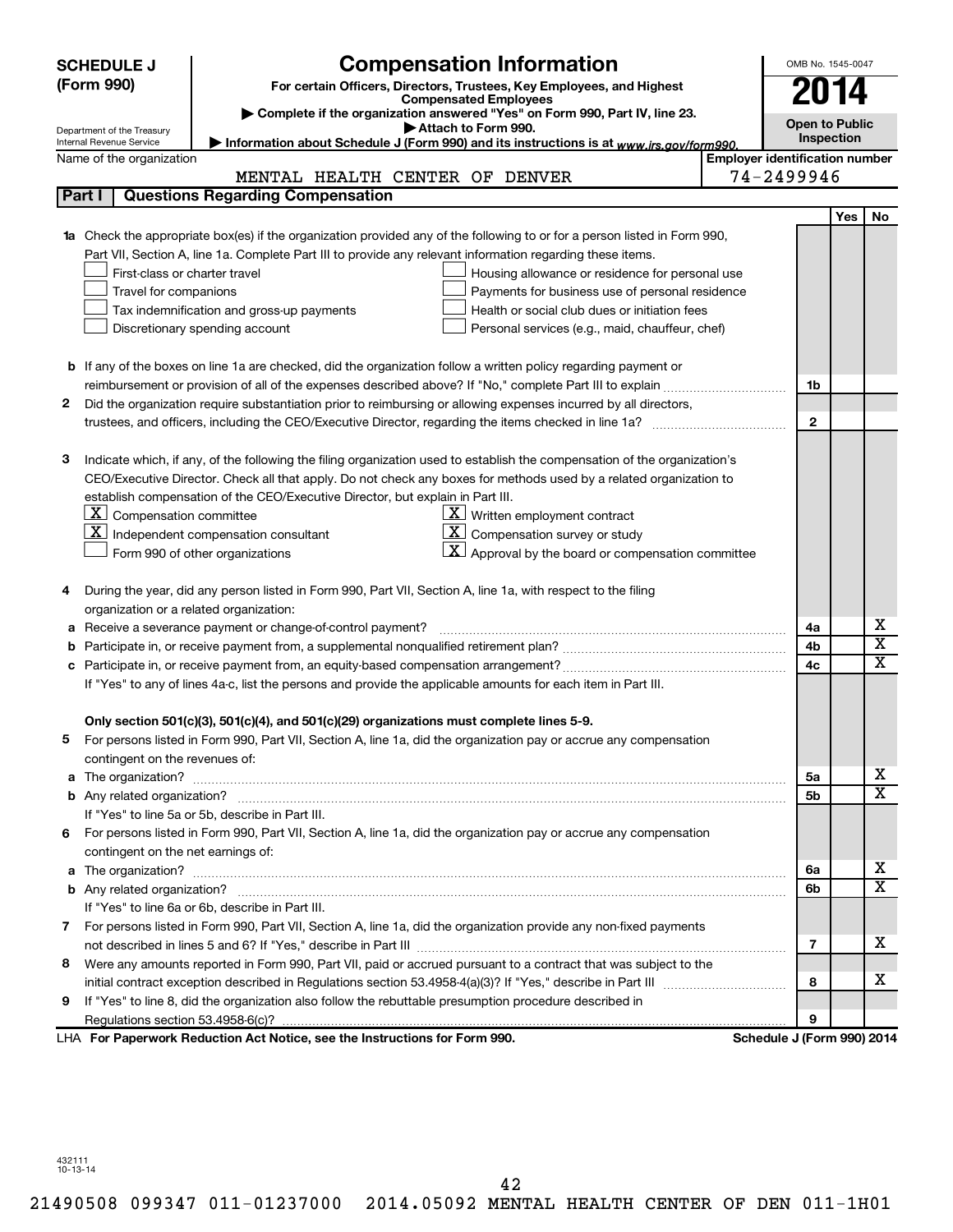**SCHEDULE J (Form 990)**

Department of the Treasury
Internal Revenue Service

# Compensation Information

**For certain Officers, Directors, Trustees, Key Employees, and Highest Compensated Employees**

▶ Complete if the organization answered "Yes" on Form 990, Part IV, line 23.
▶ Attach to Form 990.
▶ Information about Schedule J (Form 990) and its instructions is at *www.irs.gov/form990.*

OMB No. 1545-0047

**2014**

**Open to Public Inspection**

Name of the organization: MENTAL HEALTH CENTER OF DENVER

Employer identification number: 74-2499946

## Part I | Questions Regarding Compensation

| | | | Yes | No |
|---|---|---|---|---|
| **1a** | Check the appropriate box(es) if the organization provided any of the following to or for a person listed in Form 990, Part VII, Section A, line 1a. Complete Part III to provide any relevant information regarding these items.<br>☐ First-class or charter travel ☐ Housing allowance or residence for personal use<br>☐ Travel for companions ☐ Payments for business use of personal residence<br>☐ Tax indemnification and gross-up payments ☐ Health or social club dues or initiation fees<br>☐ Discretionary spending account ☐ Personal services (e.g., maid, chauffeur, chef) | | | |
| **b** | If any of the boxes on line 1a are checked, did the organization follow a written policy regarding payment or reimbursement or provision of all of the expenses described above? If "No," complete Part III to explain | 1b | | |
| **2** | Did the organization require substantiation prior to reimbursing or allowing expenses incurred by all directors, trustees, and officers, including the CEO/Executive Director, regarding the items checked in line 1a? | 2 | | |
| **3** | Indicate which, if any, of the following the filing organization used to establish the compensation of the organization's CEO/Executive Director. Check all that apply. Do not check any boxes for methods used by a related organization to establish compensation of the CEO/Executive Director, but explain in Part III.<br>☒ Compensation committee ☒ Written employment contract<br>☒ Independent compensation consultant ☒ Compensation survey or study<br>☐ Form 990 of other organizations ☒ Approval by the board or compensation committee | | | |
| **4** | During the year, did any person listed in Form 990, Part VII, Section A, line 1a, with respect to the filing organization or a related organization: | | | |
| **a** | Receive a severance payment or change-of-control payment? | 4a | | X |
| **b** | Participate in, or receive payment from, a supplemental nonqualified retirement plan? | 4b | | X |
| **c** | Participate in, or receive payment from, an equity-based compensation arrangement? | 4c | | X |
| | If "Yes" to any of lines 4a-c, list the persons and provide the applicable amounts for each item in Part III. | | | |
| | **Only section 501(c)(3), 501(c)(4), and 501(c)(29) organizations must complete lines 5-9.** | | | |
| **5** | For persons listed in Form 990, Part VII, Section A, line 1a, did the organization pay or accrue any compensation contingent on the revenues of: | | | |
| **a** | The organization? | 5a | | X |
| **b** | Any related organization? | 5b | | X |
| | If "Yes" to line 5a or 5b, describe in Part III. | | | |
| **6** | For persons listed in Form 990, Part VII, Section A, line 1a, did the organization pay or accrue any compensation contingent on the net earnings of: | | | |
| **a** | The organization? | 6a | | X |
| **b** | Any related organization? | 6b | | X |
| | If "Yes" to line 6a or 6b, describe in Part III. | | | |
| **7** | For persons listed in Form 990, Part VII, Section A, line 1a, did the organization provide any non-fixed payments not described in lines 5 and 6? If "Yes," describe in Part III | 7 | | X |
| **8** | Were any amounts reported in Form 990, Part VII, paid or accrued pursuant to a contract that was subject to the initial contract exception described in Regulations section 53.4958-4(a)(3)? If "Yes," describe in Part III | 8 | | X |
| **9** | If "Yes" to line 8, did the organization also follow the rebuttable presumption procedure described in Regulations section 53.4958-6(c)? | 9 | | |

LHA **For Paperwork Reduction Act Notice, see the Instructions for Form 990.** **Schedule J (Form 990) 2014**

432111
10-13-14

21490508 099347 011-01237000 2014.05092 MENTAL HEALTH CENTER OF DEN 011-1H01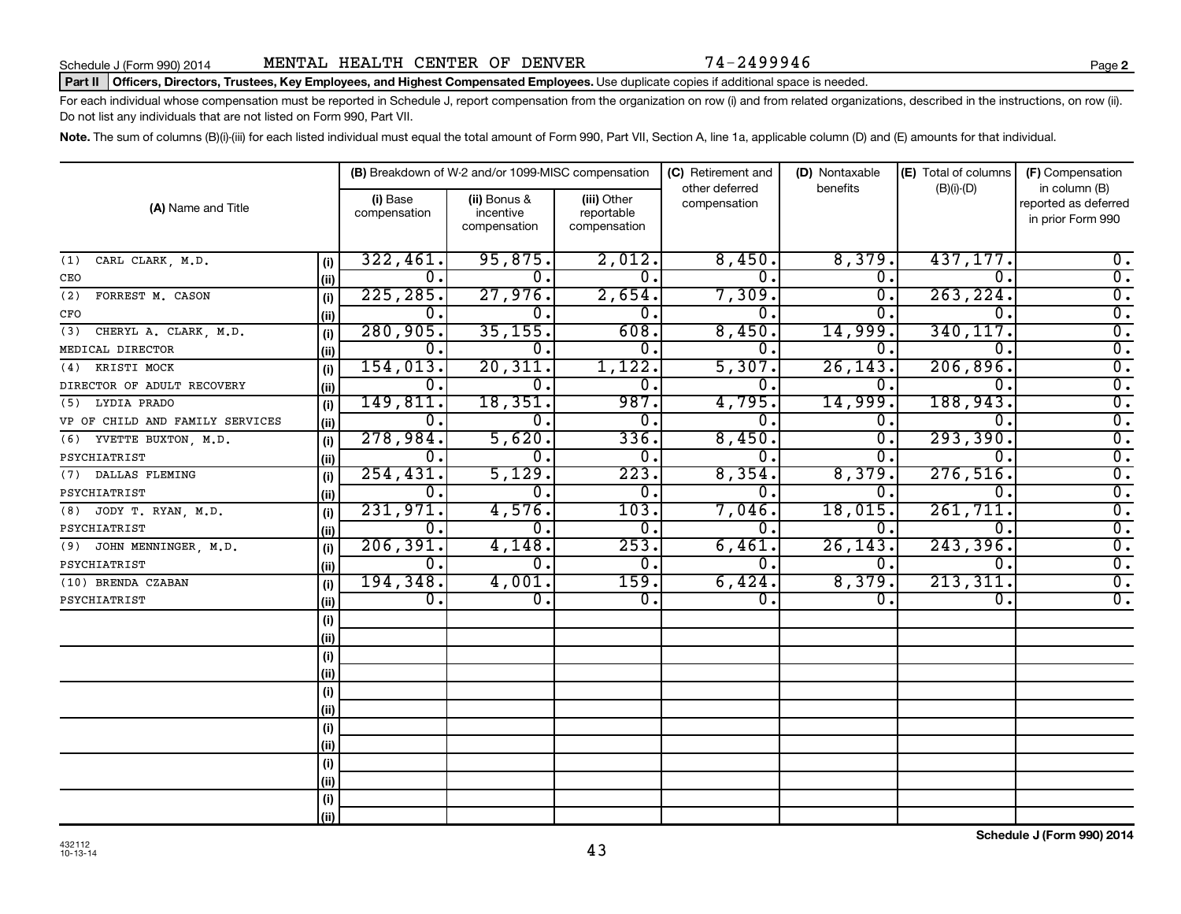Schedule J (Form 990) 2014 MENTAL HEALTH CENTER OF DENVER 74-2499946 Page 2

**Part II Officers, Directors, Trustees, Key Employees, and Highest Compensated Employees.** Use duplicate copies if additional space is needed.

For each individual whose compensation must be reported in Schedule J, report compensation from the organization on row (i) and from related organizations, described in the instructions, on row (ii). Do not list any individuals that are not listed on Form 990, Part VII.

**Note.** The sum of columns (B)(i)-(iii) for each listed individual must equal the total amount of Form 990, Part VII, Section A, line 1a, applicable column (D) and (E) amounts for that individual.

| (A) Name and Title | | (B) Breakdown of W-2 and/or 1099-MISC compensation | | | (C) Retirement and other deferred compensation | (D) Nontaxable benefits | (E) Total of columns (B)(i)-(D) | (F) Compensation in column (B) reported as deferred in prior Form 990 |
|---|---|---|---|---|---|---|---|---|
| | | (i) Base compensation | (ii) Bonus & incentive compensation | (iii) Other reportable compensation | | | | |
| (1) CARL CLARK, M.D. | (i) | 322,461. | 95,875. | 2,012. | 8,450. | 8,379. | 437,177. | 0. |
| CEO | (ii) | 0. | 0. | 0. | 0. | 0. | 0. | 0. |
| (2) FORREST M. CASON | (i) | 225,285. | 27,976. | 2,654. | 7,309. | 0. | 263,224. | 0. |
| CFO | (ii) | 0. | 0. | 0. | 0. | 0. | 0. | 0. |
| (3) CHERYL A. CLARK, M.D. | (i) | 280,905. | 35,155. | 608. | 8,450. | 14,999. | 340,117. | 0. |
| MEDICAL DIRECTOR | (ii) | 0. | 0. | 0. | 0. | 0. | 0. | 0. |
| (4) KRISTI MOCK | (i) | 154,013. | 20,311. | 1,122. | 5,307. | 26,143. | 206,896. | 0. |
| DIRECTOR OF ADULT RECOVERY | (ii) | 0. | 0. | 0. | 0. | 0. | 0. | 0. |
| (5) LYDIA PRADO | (i) | 149,811. | 18,351. | 987. | 4,795. | 14,999. | 188,943. | 0. |
| VP OF CHILD AND FAMILY SERVICES | (ii) | 0. | 0. | 0. | 0. | 0. | 0. | 0. |
| (6) YVETTE BUXTON, M.D. | (i) | 278,984. | 5,620. | 336. | 8,450. | 0. | 293,390. | 0. |
| PSYCHIATRIST | (ii) | 0. | 0. | 0. | 0. | 0. | 0. | 0. |
| (7) DALLAS FLEMING | (i) | 254,431. | 5,129. | 223. | 8,354. | 8,379. | 276,516. | 0. |
| PSYCHIATRIST | (ii) | 0. | 0. | 0. | 0. | 0. | 0. | 0. |
| (8) JODY T. RYAN, M.D. | (i) | 231,971. | 4,576. | 103. | 7,046. | 18,015. | 261,711. | 0. |
| PSYCHIATRIST | (ii) | 0. | 0. | 0. | 0. | 0. | 0. | 0. |
| (9) JOHN MENNINGER, M.D. | (i) | 206,391. | 4,148. | 253. | 6,461. | 26,143. | 243,396. | 0. |
| PSYCHIATRIST | (ii) | 0. | 0. | 0. | 0. | 0. | 0. | 0. |
| (10) BRENDA CZABAN | (i) | 194,348. | 4,001. | 159. | 6,424. | 8,379. | 213,311. | 0. |
| PSYCHIATRIST | (ii) | 0. | 0. | 0. | 0. | 0. | 0. | 0. |
| | (i) | | | | | | | |
| | (ii) | | | | | | | |
| | (i) | | | | | | | |
| | (ii) | | | | | | | |
| | (i) | | | | | | | |
| | (ii) | | | | | | | |
| | (i) | | | | | | | |
| | (ii) | | | | | | | |
| | (i) | | | | | | | |
| | (ii) | | | | | | | |
| | (i) | | | | | | | |
| | (ii) | | | | | | | |

432112
10-13-14

**Schedule J (Form 990) 2014**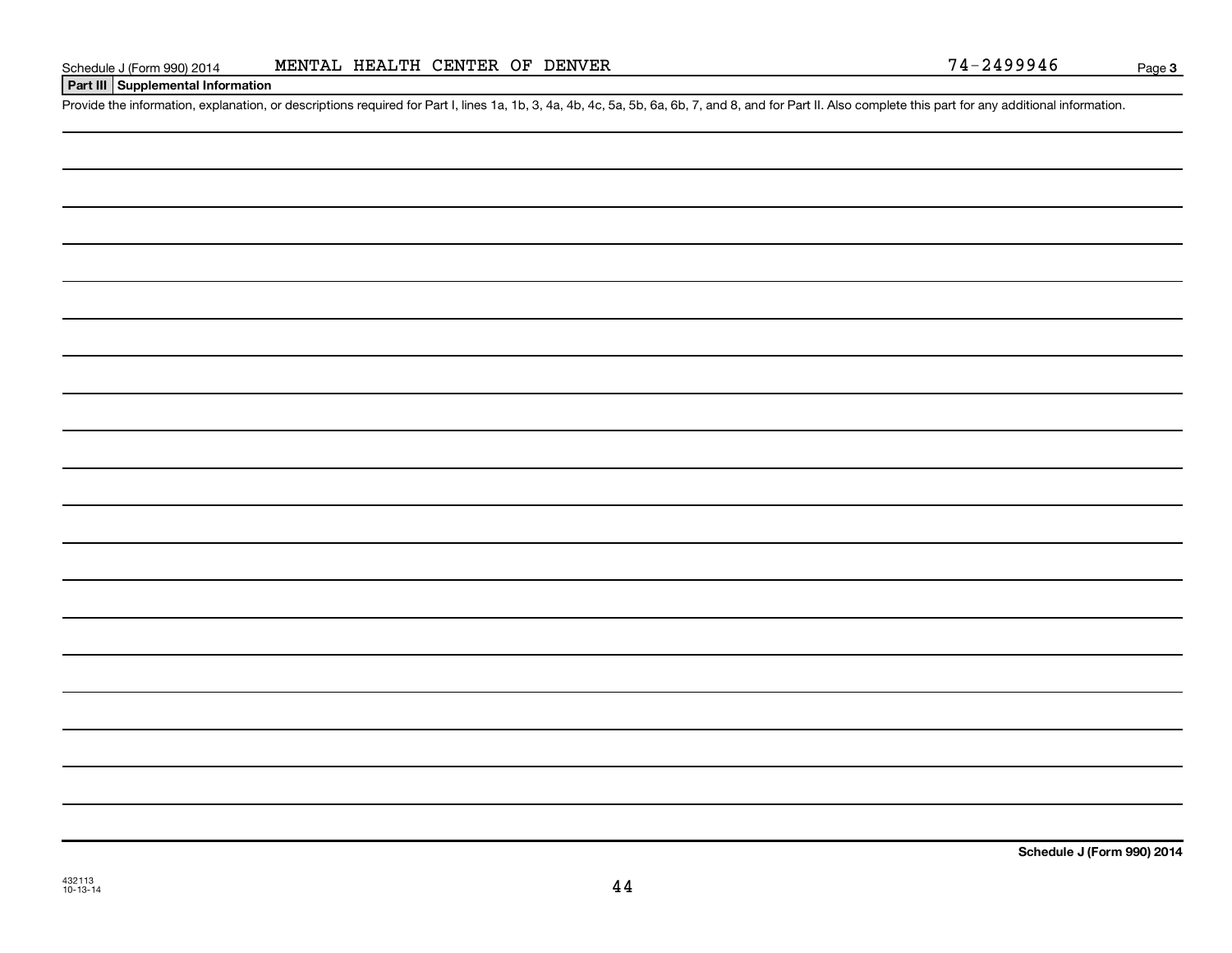## Part III Supplemental Information

Provide the information, explanation, or descriptions required for Part I, lines 1a, 1b, 3, 4a, 4b, 4c, 5a, 5b, 6a, 6b, 7, and 8, and for Part II. Also complete this part for any additional information.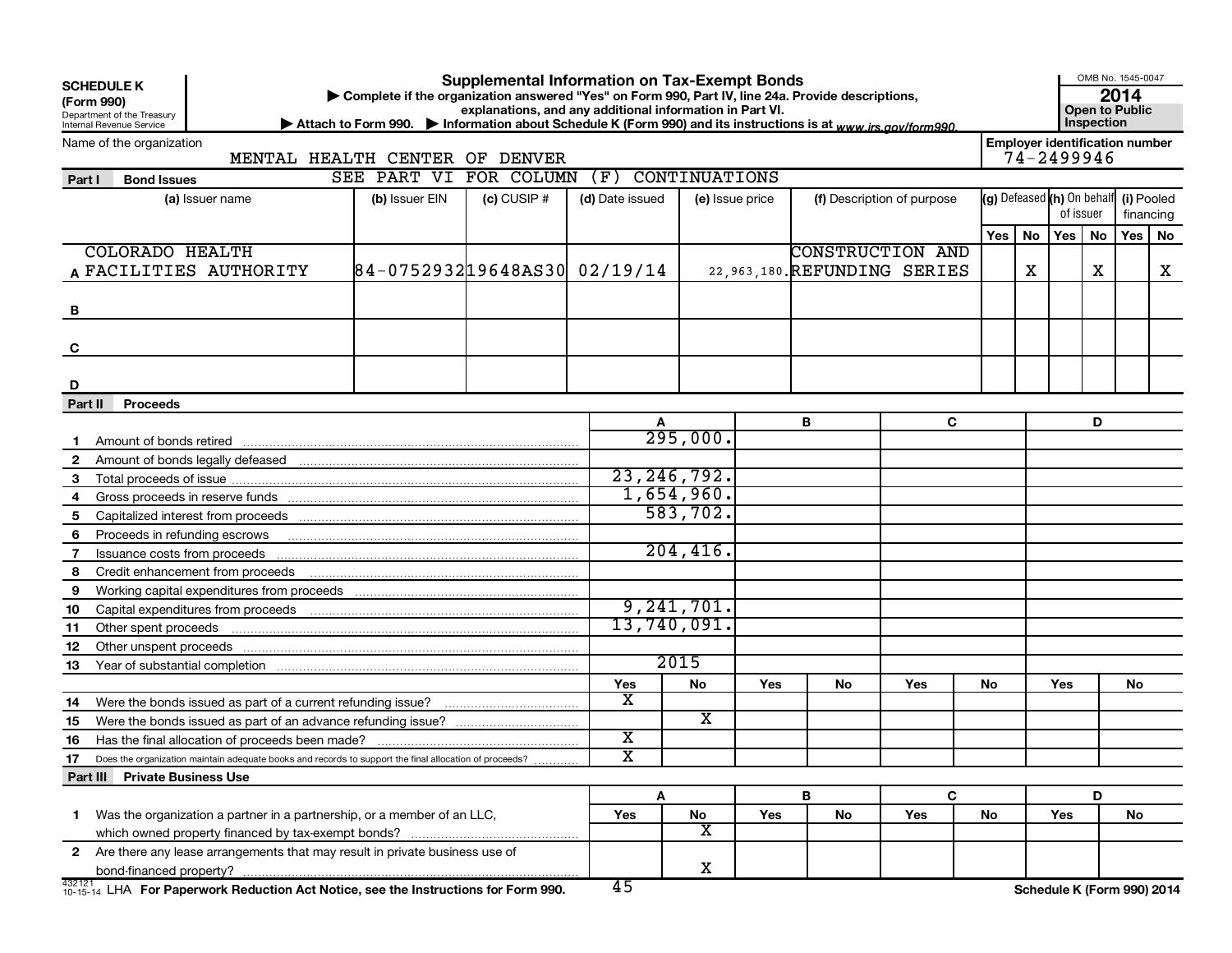**SCHEDULE K (Form 990)**
Department of the Treasury
Internal Revenue Service

# Supplemental Information on Tax-Exempt Bonds

▶ Complete if the organization answered "Yes" on Form 990, Part IV, line 24a. Provide descriptions, explanations, and any additional information in Part VI.
▶ Attach to Form 990. ▶ Information about Schedule K (Form 990) and its instructions is at www.irs.gov/form990.

OMB No. 1545-0047
**2014**
**Open to Public Inspection**

Name of the organization: MENTAL HEALTH CENTER OF DENVER
Employer identification number: 74-2499946

## Part I Bond Issues

SEE PART VI FOR COLUMN (F) CONTINUATIONS

| | (a) Issuer name | (b) Issuer EIN | (c) CUSIP # | (d) Date issued | (e) Issue price | (f) Description of purpose | (g) Defeased Yes | (g) Defeased No | (h) On behalf of issuer Yes | (h) On behalf of issuer No | (i) Pooled financing Yes | (i) Pooled financing No |
|---|---|---|---|---|---|---|---|---|---|---|---|---|
| A | COLORADO HEALTH FACILITIES AUTHORITY | 84-0752932 | 19648AS30 | 02/19/14 | 22,963,180. | CONSTRUCTION AND REFUNDING SERIES | | X | | X | | X |
| B | | | | | | | | | | | | |
| C | | | | | | | | | | | | |
| D | | | | | | | | | | | | |

## Part II Proceeds

| | | A | B | C | D |
|---|---|---|---|---|---|
| 1 | Amount of bonds retired | 295,000. | | | |
| 2 | Amount of bonds legally defeased | | | | |
| 3 | Total proceeds of issue | 23,246,792. | | | |
| 4 | Gross proceeds in reserve funds | 1,654,960. | | | |
| 5 | Capitalized interest from proceeds | 583,702. | | | |
| 6 | Proceeds in refunding escrows | | | | |
| 7 | Issuance costs from proceeds | 204,416. | | | |
| 8 | Credit enhancement from proceeds | | | | |
| 9 | Working capital expenditures from proceeds | | | | |
| 10 | Capital expenditures from proceeds | 9,241,701. | | | |
| 11 | Other spent proceeds | 13,740,091. | | | |
| 12 | Other unspent proceeds | | | | |
| 13 | Year of substantial completion | 2015 | | | |

| | | A Yes | A No | B Yes | B No | C Yes | C No | D Yes | D No |
|---|---|---|---|---|---|---|---|---|---|
| 14 | Were the bonds issued as part of a current refunding issue? | X | | | | | | | |
| 15 | Were the bonds issued as part of an advance refunding issue? | | X | | | | | | |
| 16 | Has the final allocation of proceeds been made? | X | | | | | | | |
| 17 | Does the organization maintain adequate books and records to support the final allocation of proceeds? | X | | | | | | | |

## Part III Private Business Use

| | | A Yes | A No | B Yes | B No | C Yes | C No | D Yes | D No |
|---|---|---|---|---|---|---|---|---|---|
| 1 | Was the organization a partner in a partnership, or a member of an LLC, which owned property financed by tax-exempt bonds? | | X | | | | | | |
| 2 | Are there any lease arrangements that may result in private business use of bond-financed property? | | X | | | | | | |

432121 10-15-14 LHA For Paperwork Reduction Act Notice, see the Instructions for Form 990. Schedule K (Form 990) 2014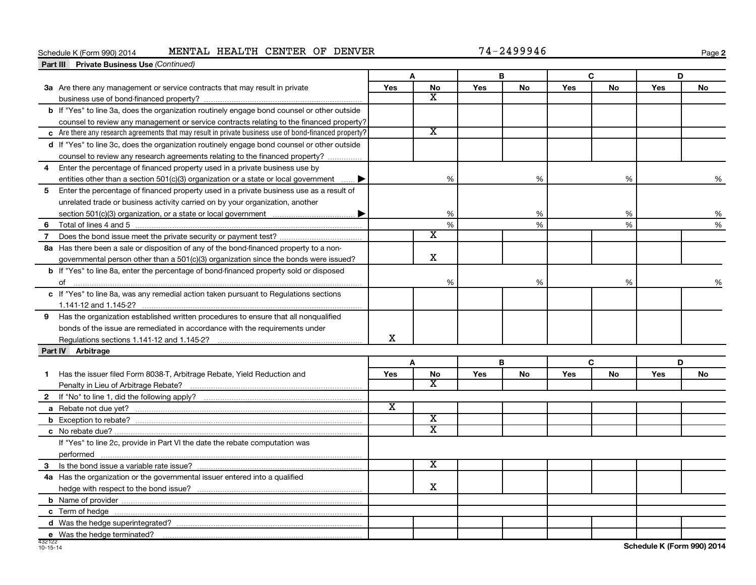Schedule K (Form 990) 2014 MENTAL HEALTH CENTER OF DENVER 74-2499946

**Part III Private Business Use** *(Continued)*

| | A | | B | | C | | D | |
|---|---|---|---|---|---|---|---|---|
| | Yes | No | Yes | No | Yes | No | Yes | No |
| **3a** Are there any management or service contracts that may result in private business use of bond-financed property? | | X | | | | | | |
| **b** If "Yes" to line 3a, does the organization routinely engage bond counsel or other outside counsel to review any management or service contracts relating to the financed property? | | | | | | | | |
| **c** Are there any research agreements that may result in private business use of bond-financed property? | | X | | | | | | |
| **d** If "Yes" to line 3c, does the organization routinely engage bond counsel or other outside counsel to review any research agreements relating to the financed property? | | | | | | | | |
| **4** Enter the percentage of financed property used in a private business use by entities other than a section 501(c)(3) organization or a state or local government ▶ | | % | | % | | % | | % |
| **5** Enter the percentage of financed property used in a private business use as a result of unrelated trade or business activity carried on by your organization, another section 501(c)(3) organization, or a state or local government ▶ | | % | | % | | % | | % |
| **6** Total of lines 4 and 5 | | % | | % | | % | | % |
| **7** Does the bond issue meet the private security or payment test? | | X | | | | | | |
| **8a** Has there been a sale or disposition of any of the bond-financed property to a nongovernmental person other than a 501(c)(3) organization since the bonds were issued? | | X | | | | | | |
| **b** If "Yes" to line 8a, enter the percentage of bond-financed property sold or disposed of | | % | | % | | % | | % |
| **c** If "Yes" to line 8a, was any remedial action taken pursuant to Regulations sections 1.141-12 and 1.145-2? | | | | | | | | |
| **9** Has the organization established written procedures to ensure that all nonqualified bonds of the issue are remediated in accordance with the requirements under Regulations sections 1.141-12 and 1.145-2? | X | | | | | | | |

**Part IV Arbitrage**

| | A | | B | | C | | D | |
|---|---|---|---|---|---|---|---|---|
| | Yes | No | Yes | No | Yes | No | Yes | No |
| **1** Has the issuer filed Form 8038-T, Arbitrage Rebate, Yield Reduction and Penalty in Lieu of Arbitrage Rebate? | | X | | | | | | |
| **2** If "No" to line 1, did the following apply? | | | | | | | | |
| **a** Rebate not due yet? | X | | | | | | | |
| **b** Exception to rebate? | | X | | | | | | |
| **c** No rebate due? | | X | | | | | | |
| If "Yes" to line 2c, provide in Part VI the date the rebate computation was performed | | | | | | | | |
| **3** Is the bond issue a variable rate issue? | | X | | | | | | |
| **4a** Has the organization or the governmental issuer entered into a qualified hedge with respect to the bond issue? | | X | | | | | | |
| **b** Name of provider | | | | | | | | |
| **c** Term of hedge | | | | | | | | |
| **d** Was the hedge superintegrated? | | | | | | | | |
| **e** Was the hedge terminated? | | | | | | | | |

432122
10-15-14

Schedule K (Form 990) 2014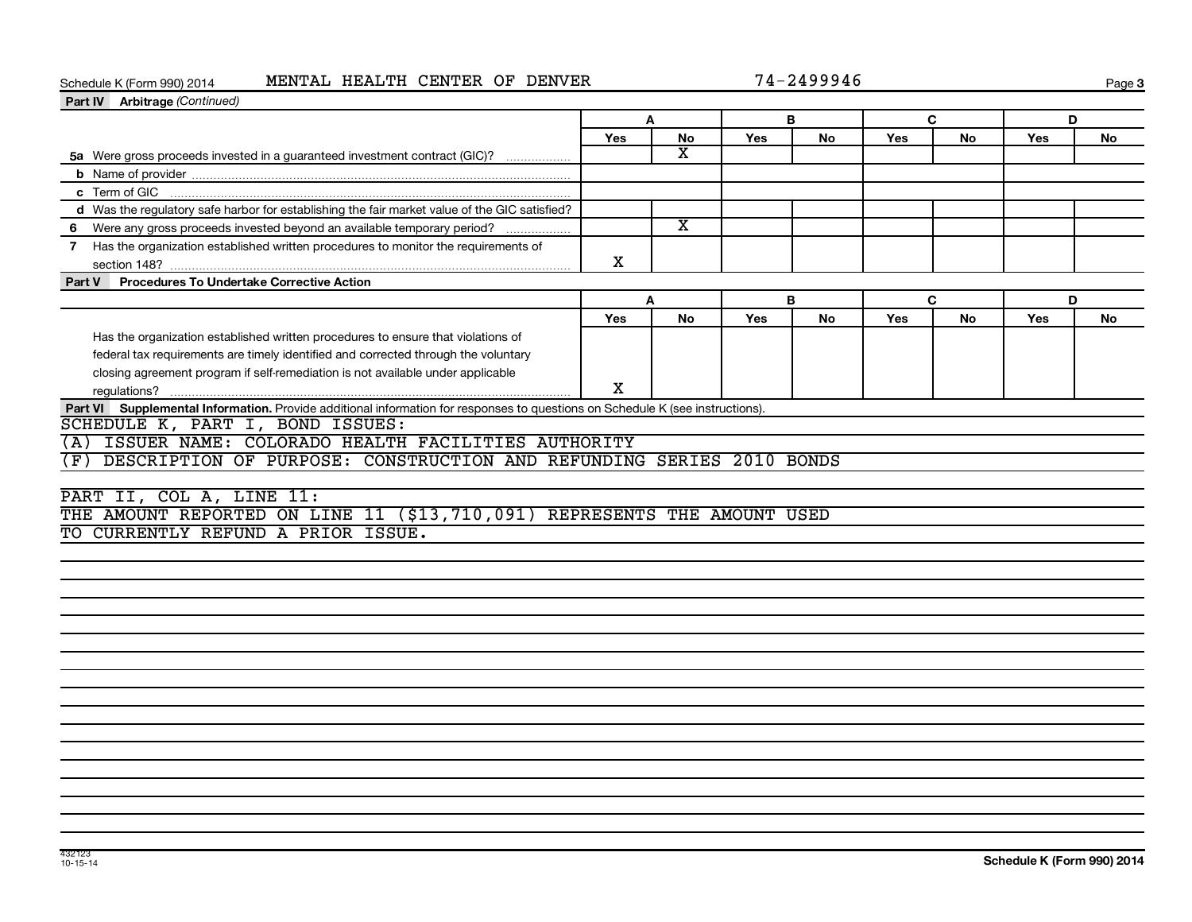Schedule K (Form 990) 2014 MENTAL HEALTH CENTER OF DENVER 74-2499946

**Part IV Arbitrage** *(Continued)*

| | A | | B | | C | | D | |
|---|---|---|---|---|---|---|---|---|
| | Yes | No | Yes | No | Yes | No | Yes | No |
| **5a** Were gross proceeds invested in a guaranteed investment contract (GIC)? | | X | | | | | | |
| **b** Name of provider | | | | | | | | |
| **c** Term of GIC | | | | | | | | |
| **d** Was the regulatory safe harbor for establishing the fair market value of the GIC satisfied? | | | | | | | | |
| **6** Were any gross proceeds invested beyond an available temporary period? | | X | | | | | | |
| **7** Has the organization established written procedures to monitor the requirements of section 148? | X | | | | | | | |

**Part V Procedures To Undertake Corrective Action**

| | A | | B | | C | | D | |
|---|---|---|---|---|---|---|---|---|
| | Yes | No | Yes | No | Yes | No | Yes | No |
| Has the organization established written procedures to ensure that violations of federal tax requirements are timely identified and corrected through the voluntary closing agreement program if self-remediation is not available under applicable regulations? | X | | | | | | | |

**Part VI Supplemental Information.** Provide additional information for responses to questions on Schedule K (see instructions).

SCHEDULE K, PART I, BOND ISSUES:
(A) ISSUER NAME: COLORADO HEALTH FACILITIES AUTHORITY
(F) DESCRIPTION OF PURPOSE: CONSTRUCTION AND REFUNDING SERIES 2010 BONDS

PART II, COL A, LINE 11:
THE AMOUNT REPORTED ON LINE 11 ($13,710,091) REPRESENTS THE AMOUNT USED TO CURRENTLY REFUND A PRIOR ISSUE.

432123
10-15-14

**Schedule K (Form 990) 2014**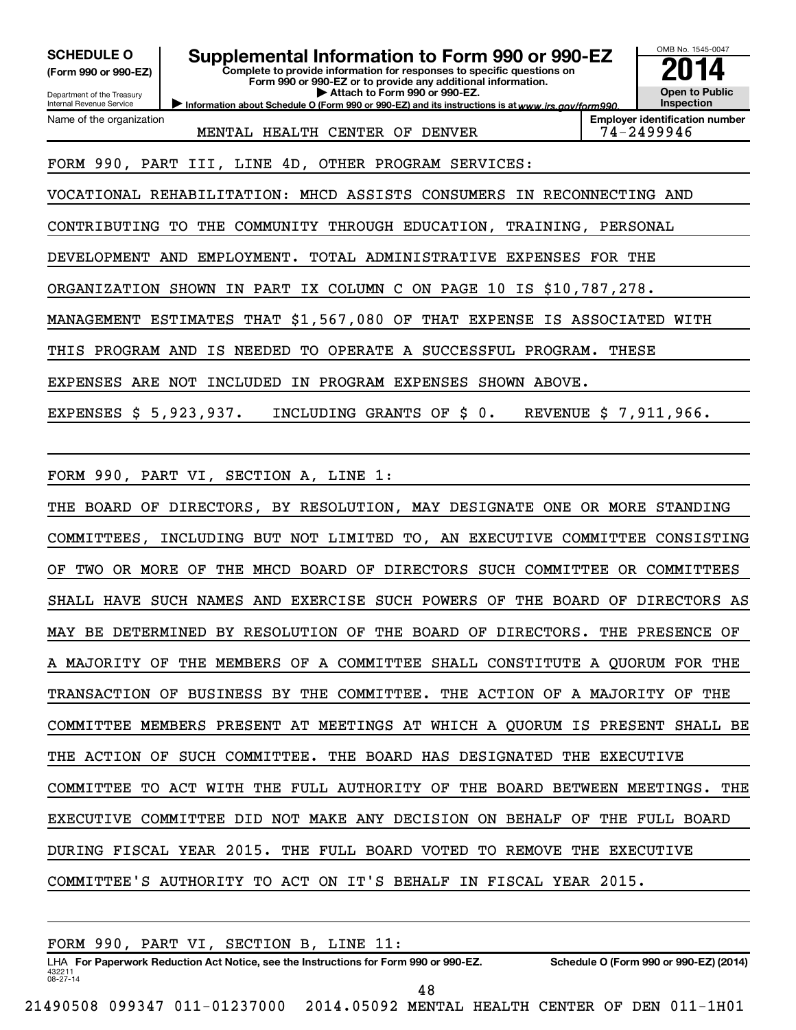**SCHEDULE O**
**(Form 990 or 990-EZ)**

Department of the Treasury
Internal Revenue Service

# Supplemental Information to Form 990 or 990-EZ

**Complete to provide information for responses to specific questions on Form 990 or 990-EZ or to provide any additional information.**
▶ **Attach to Form 990 or 990-EZ.**
▶ **Information about Schedule O (Form 990 or 990-EZ) and its instructions is at** *www.irs.gov/form990.*

OMB No. 1545-0047
**2014**
**Open to Public Inspection**

Name of the organization: MENTAL HEALTH CENTER OF DENVER

**Employer identification number:** 74-2499946

FORM 990, PART III, LINE 4D, OTHER PROGRAM SERVICES:

VOCATIONAL REHABILITATION: MHCD ASSISTS CONSUMERS IN RECONNECTING AND CONTRIBUTING TO THE COMMUNITY THROUGH EDUCATION, TRAINING, PERSONAL DEVELOPMENT AND EMPLOYMENT. TOTAL ADMINISTRATIVE EXPENSES FOR THE ORGANIZATION SHOWN IN PART IX COLUMN C ON PAGE 10 IS $10,787,278. MANAGEMENT ESTIMATES THAT $1,567,080 OF THAT EXPENSE IS ASSOCIATED WITH THIS PROGRAM AND IS NEEDED TO OPERATE A SUCCESSFUL PROGRAM. THESE EXPENSES ARE NOT INCLUDED IN PROGRAM EXPENSES SHOWN ABOVE.

EXPENSES $ 5,923,937. INCLUDING GRANTS OF $ 0. REVENUE $ 7,911,966.

FORM 990, PART VI, SECTION A, LINE 1:

THE BOARD OF DIRECTORS, BY RESOLUTION, MAY DESIGNATE ONE OR MORE STANDING COMMITTEES, INCLUDING BUT NOT LIMITED TO, AN EXECUTIVE COMMITTEE CONSISTING OF TWO OR MORE OF THE MHCD BOARD OF DIRECTORS SUCH COMMITTEE OR COMMITTEES SHALL HAVE SUCH NAMES AND EXERCISE SUCH POWERS OF THE BOARD OF DIRECTORS AS MAY BE DETERMINED BY RESOLUTION OF THE BOARD OF DIRECTORS. THE PRESENCE OF A MAJORITY OF THE MEMBERS OF A COMMITTEE SHALL CONSTITUTE A QUORUM FOR THE TRANSACTION OF BUSINESS BY THE COMMITTEE. THE ACTION OF A MAJORITY OF THE COMMITTEE MEMBERS PRESENT AT MEETINGS AT WHICH A QUORUM IS PRESENT SHALL BE THE ACTION OF SUCH COMMITTEE. THE BOARD HAS DESIGNATED THE EXECUTIVE COMMITTEE TO ACT WITH THE FULL AUTHORITY OF THE BOARD BETWEEN MEETINGS. THE EXECUTIVE COMMITTEE DID NOT MAKE ANY DECISION ON BEHALF OF THE FULL BOARD DURING FISCAL YEAR 2015. THE FULL BOARD VOTED TO REMOVE THE EXECUTIVE COMMITTEE'S AUTHORITY TO ACT ON IT'S BEHALF IN FISCAL YEAR 2015.

FORM 990, PART VI, SECTION B, LINE 11:

LHA **For Paperwork Reduction Act Notice, see the Instructions for Form 990 or 990-EZ.** **Schedule O (Form 990 or 990-EZ) (2014)**
432211 08-27-14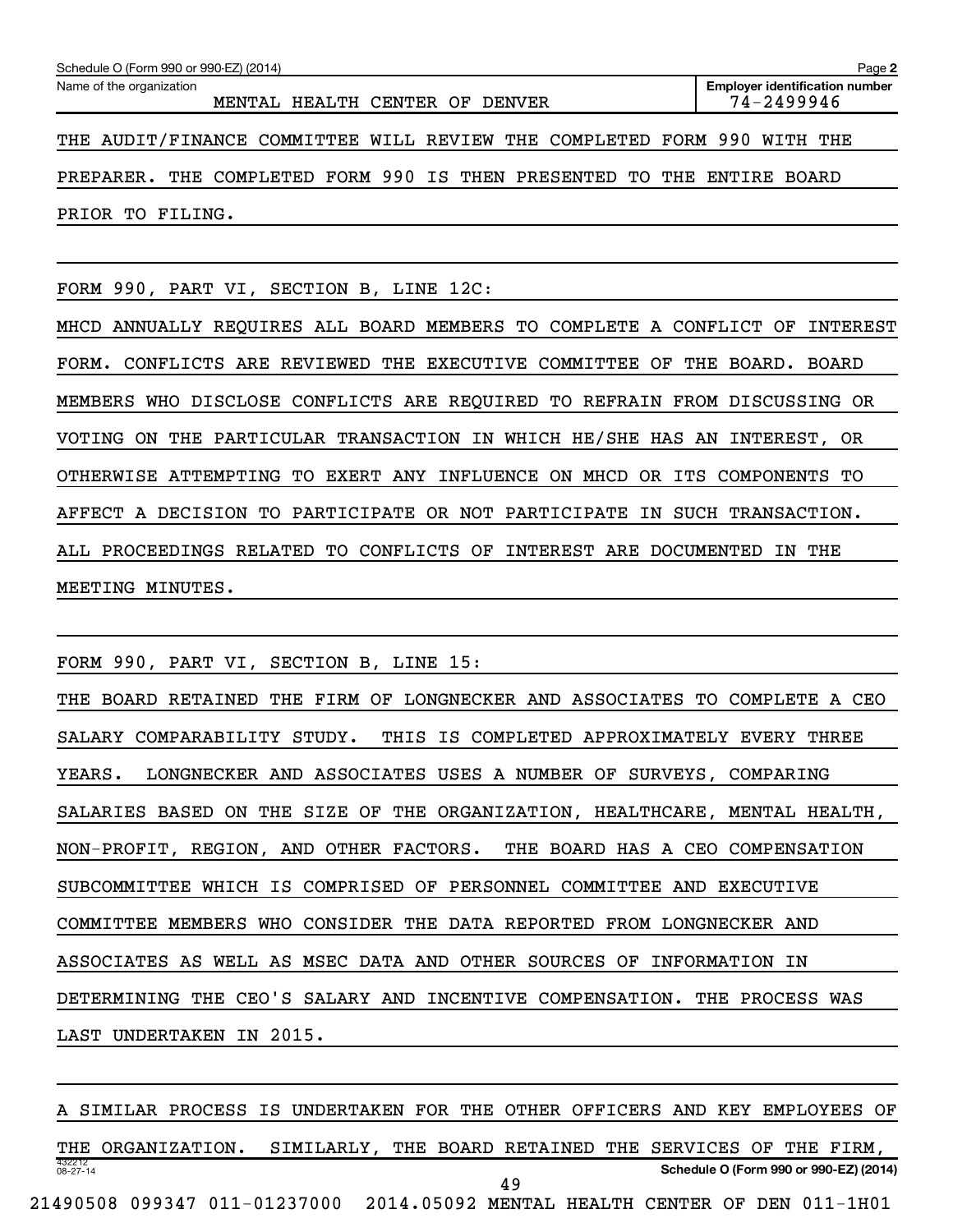Schedule O (Form 990 or 990-EZ) (2014) Page 2

Name of the organization: MENTAL HEALTH CENTER OF DENVER

Employer identification number: 74-2499946

THE AUDIT/FINANCE COMMITTEE WILL REVIEW THE COMPLETED FORM 990 WITH THE PREPARER. THE COMPLETED FORM 990 IS THEN PRESENTED TO THE ENTIRE BOARD PRIOR TO FILING.

FORM 990, PART VI, SECTION B, LINE 12C:

MHCD ANNUALLY REQUIRES ALL BOARD MEMBERS TO COMPLETE A CONFLICT OF INTEREST FORM. CONFLICTS ARE REVIEWED THE EXECUTIVE COMMITTEE OF THE BOARD. BOARD MEMBERS WHO DISCLOSE CONFLICTS ARE REQUIRED TO REFRAIN FROM DISCUSSING OR VOTING ON THE PARTICULAR TRANSACTION IN WHICH HE/SHE HAS AN INTEREST, OR OTHERWISE ATTEMPTING TO EXERT ANY INFLUENCE ON MHCD OR ITS COMPONENTS TO AFFECT A DECISION TO PARTICIPATE OR NOT PARTICIPATE IN SUCH TRANSACTION. ALL PROCEEDINGS RELATED TO CONFLICTS OF INTEREST ARE DOCUMENTED IN THE MEETING MINUTES.

FORM 990, PART VI, SECTION B, LINE 15:

THE BOARD RETAINED THE FIRM OF LONGNECKER AND ASSOCIATES TO COMPLETE A CEO SALARY COMPARABILITY STUDY. THIS IS COMPLETED APPROXIMATELY EVERY THREE YEARS. LONGNECKER AND ASSOCIATES USES A NUMBER OF SURVEYS, COMPARING SALARIES BASED ON THE SIZE OF THE ORGANIZATION, HEALTHCARE, MENTAL HEALTH, NON-PROFIT, REGION, AND OTHER FACTORS. THE BOARD HAS A CEO COMPENSATION SUBCOMMITTEE WHICH IS COMPRISED OF PERSONNEL COMMITTEE AND EXECUTIVE COMMITTEE MEMBERS WHO CONSIDER THE DATA REPORTED FROM LONGNECKER AND ASSOCIATES AS WELL AS MSEC DATA AND OTHER SOURCES OF INFORMATION IN DETERMINING THE CEO'S SALARY AND INCENTIVE COMPENSATION. THE PROCESS WAS LAST UNDERTAKEN IN 2015.

A SIMILAR PROCESS IS UNDERTAKEN FOR THE OTHER OFFICERS AND KEY EMPLOYEES OF THE ORGANIZATION. SIMILARLY, THE BOARD RETAINED THE SERVICES OF THE FIRM,

432212 08-27-14 Schedule O (Form 990 or 990-EZ) (2014)

21490508 099347 011-01237000 2014.05092 MENTAL HEALTH CENTER OF DEN 011-1H01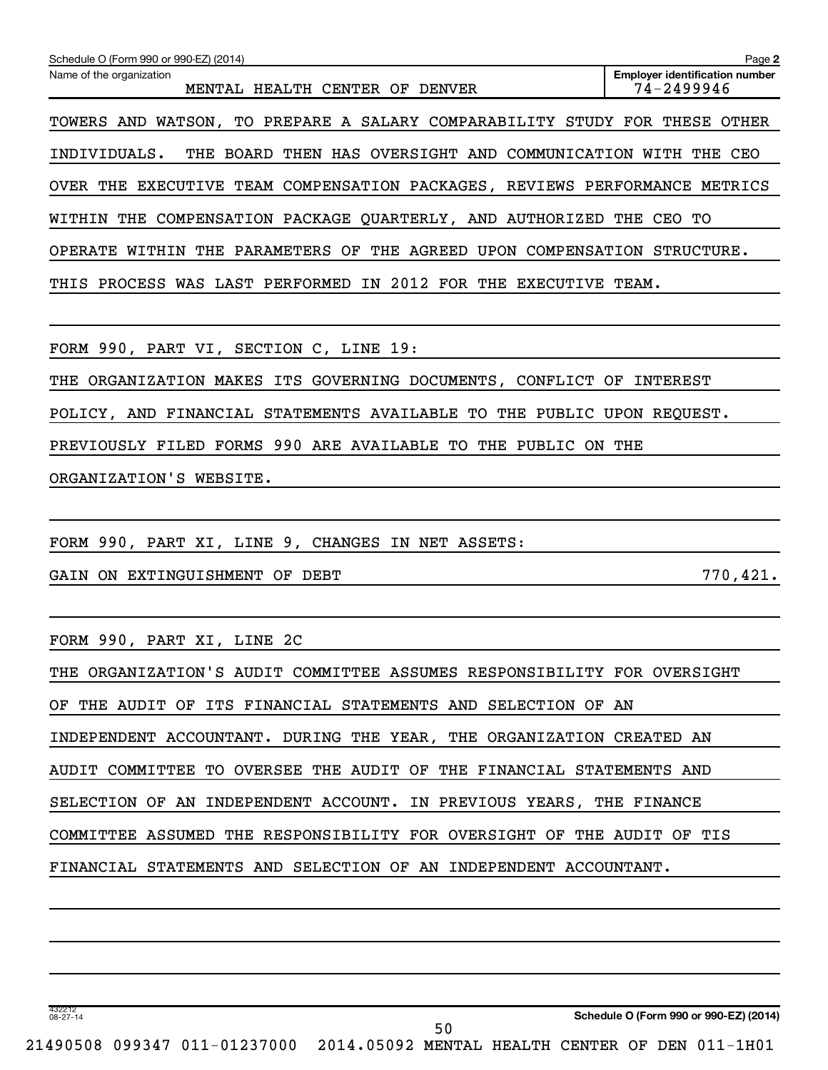Schedule O (Form 990 or 990-EZ) (2014) Page **2**

| Name of the organization | Employer identification number |
|---|---|
| MENTAL HEALTH CENTER OF DENVER | 74-2499946 |

TOWERS AND WATSON, TO PREPARE A SALARY COMPARABILITY STUDY FOR THESE OTHER INDIVIDUALS. THE BOARD THEN HAS OVERSIGHT AND COMMUNICATION WITH THE CEO OVER THE EXECUTIVE TEAM COMPENSATION PACKAGES, REVIEWS PERFORMANCE METRICS WITHIN THE COMPENSATION PACKAGE QUARTERLY, AND AUTHORIZED THE CEO TO OPERATE WITHIN THE PARAMETERS OF THE AGREED UPON COMPENSATION STRUCTURE. THIS PROCESS WAS LAST PERFORMED IN 2012 FOR THE EXECUTIVE TEAM.

FORM 990, PART VI, SECTION C, LINE 19:

THE ORGANIZATION MAKES ITS GOVERNING DOCUMENTS, CONFLICT OF INTEREST POLICY, AND FINANCIAL STATEMENTS AVAILABLE TO THE PUBLIC UPON REQUEST. PREVIOUSLY FILED FORMS 990 ARE AVAILABLE TO THE PUBLIC ON THE ORGANIZATION'S WEBSITE.

FORM 990, PART XI, LINE 9, CHANGES IN NET ASSETS:

| | |
|---|---|
| GAIN ON EXTINGUISHMENT OF DEBT | 770,421. |

FORM 990, PART XI, LINE 2C

THE ORGANIZATION'S AUDIT COMMITTEE ASSUMES RESPONSIBILITY FOR OVERSIGHT OF THE AUDIT OF ITS FINANCIAL STATEMENTS AND SELECTION OF AN INDEPENDENT ACCOUNTANT. DURING THE YEAR, THE ORGANIZATION CREATED AN AUDIT COMMITTEE TO OVERSEE THE AUDIT OF THE FINANCIAL STATEMENTS AND SELECTION OF AN INDEPENDENT ACCOUNT. IN PREVIOUS YEARS, THE FINANCE COMMITTEE ASSUMED THE RESPONSIBILITY FOR OVERSIGHT OF THE AUDIT OF TIS FINANCIAL STATEMENTS AND SELECTION OF AN INDEPENDENT ACCOUNTANT.

432212 08-27-14

**Schedule O (Form 990 or 990-EZ) (2014)**

21490508 099347 011-01237000 2014.05092 MENTAL HEALTH CENTER OF DEN 011-1H01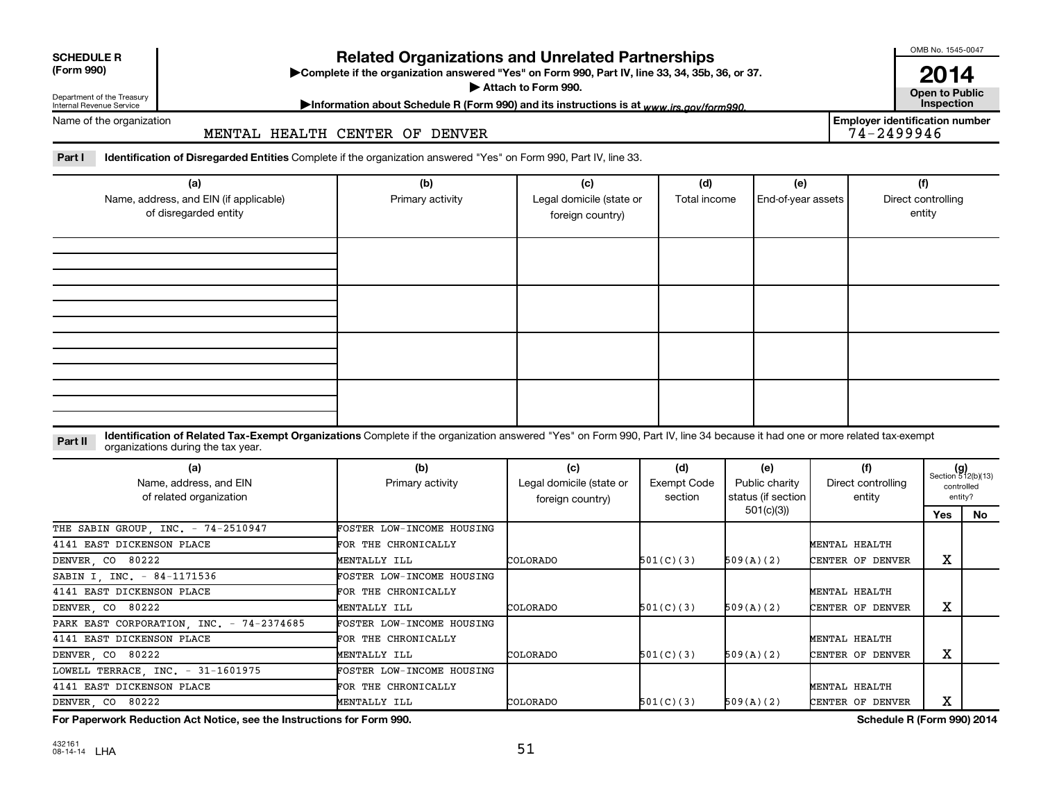**SCHEDULE R (Form 990)**

Department of the Treasury
Internal Revenue Service

# Related Organizations and Unrelated Partnerships

▶Complete if the organization answered "Yes" on Form 990, Part IV, line 33, 34, 35b, 36, or 37.
▶ Attach to Form 990.
▶Information about Schedule R (Form 990) and its instructions is at *www.irs.gov/form990.*

OMB No. 1545-0047

**2014**

**Open to Public Inspection**

Name of the organization: MENTAL HEALTH CENTER OF DENVER

**Employer identification number** 74-2499946

**Part I** **Identification of Disregarded Entities** Complete if the organization answered "Yes" on Form 990, Part IV, line 33.

| (a) Name, address, and EIN (if applicable) of disregarded entity | (b) Primary activity | (c) Legal domicile (state or foreign country) | (d) Total income | (e) End-of-year assets | (f) Direct controlling entity |
|---|---|---|---|---|---|
| | | | | | |
| | | | | | |
| | | | | | |
| | | | | | |

**Part II** **Identification of Related Tax-Exempt Organizations** Complete if the organization answered "Yes" on Form 990, Part IV, line 34 because it had one or more related tax-exempt organizations during the tax year.

| (a) Name, address, and EIN of related organization | (b) Primary activity | (c) Legal domicile (state or foreign country) | (d) Exempt Code section | (e) Public charity status (if section 501(c)(3)) | (f) Direct controlling entity | (g) Section 512(b)(13) controlled entity? Yes | No |
|---|---|---|---|---|---|---|---|
| THE SABIN GROUP, INC. - 74-2510947<br>4141 EAST DICKENSON PLACE<br>DENVER, CO 80222 | FOSTER LOW-INCOME HOUSING FOR THE CHRONICALLY MENTALLY ILL | COLORADO | 501(C)(3) | 509(A)(2) | MENTAL HEALTH CENTER OF DENVER | X | |
| SABIN I, INC. - 84-1171536<br>4141 EAST DICKENSON PLACE<br>DENVER, CO 80222 | FOSTER LOW-INCOME HOUSING FOR THE CHRONICALLY MENTALLY ILL | COLORADO | 501(C)(3) | 509(A)(2) | MENTAL HEALTH CENTER OF DENVER | X | |
| PARK EAST CORPORATION, INC. - 74-2374685<br>4141 EAST DICKENSON PLACE<br>DENVER, CO 80222 | FOSTER LOW-INCOME HOUSING FOR THE CHRONICALLY MENTALLY ILL | COLORADO | 501(C)(3) | 509(A)(2) | MENTAL HEALTH CENTER OF DENVER | X | |
| LOWELL TERRACE, INC. - 31-1601975<br>4141 EAST DICKENSON PLACE<br>DENVER, CO 80222 | FOSTER LOW-INCOME HOUSING FOR THE CHRONICALLY MENTALLY ILL | COLORADO | 501(C)(3) | 509(A)(2) | MENTAL HEALTH CENTER OF DENVER | X | |

**For Paperwork Reduction Act Notice, see the Instructions for Form 990.** **Schedule R (Form 990) 2014**

432161 08-14-14 LHA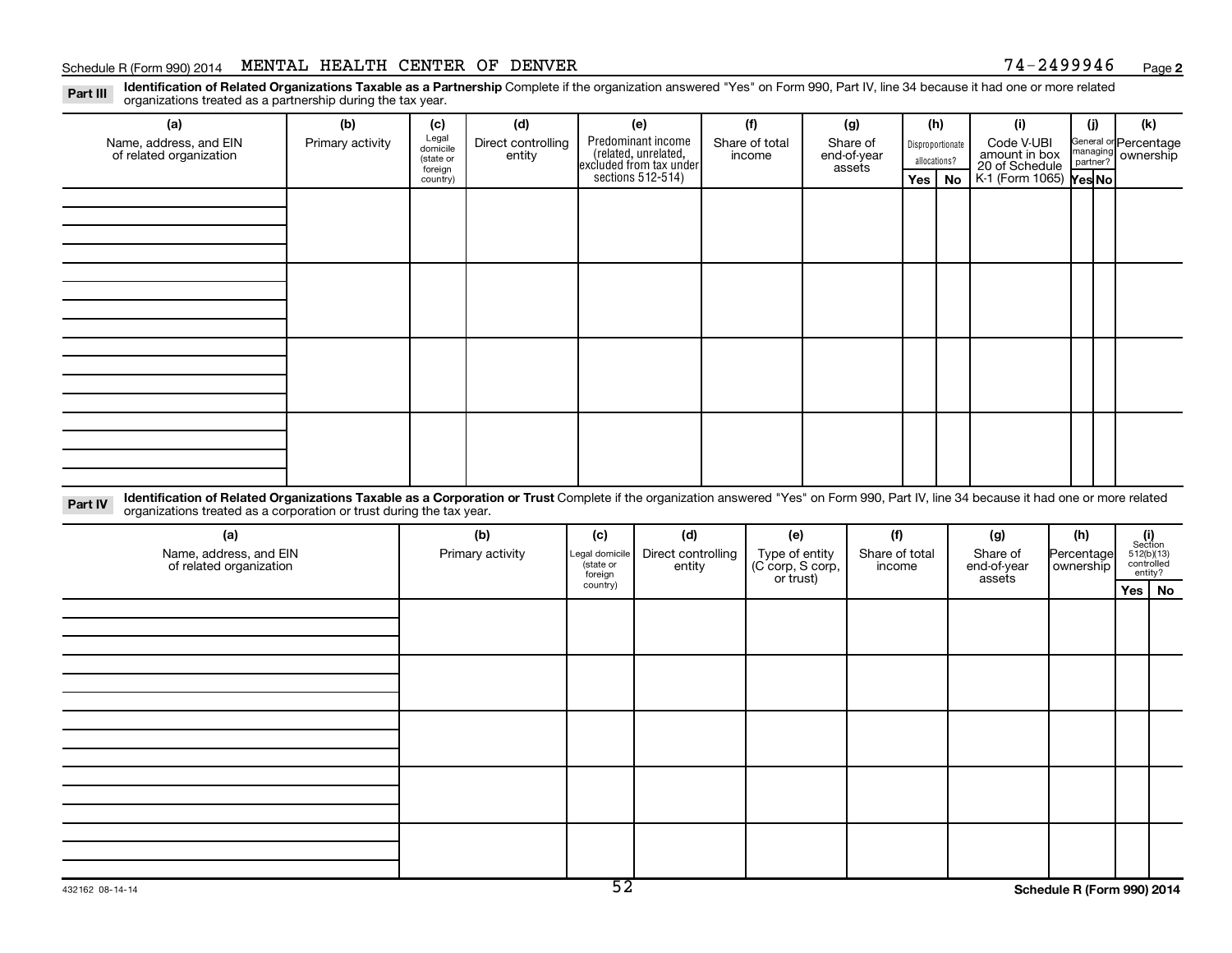Schedule R (Form 990) 2014 MENTAL HEALTH CENTER OF DENVER 74-2499946 Page 2

**Part III** **Identification of Related Organizations Taxable as a Partnership** Complete if the organization answered "Yes" on Form 990, Part IV, line 34 because it had one or more related organizations treated as a partnership during the tax year.

| (a) Name, address, and EIN of related organization | (b) Primary activity | (c) Legal domicile (state or foreign country) | (d) Direct controlling entity | (e) Predominant income (related, unrelated, excluded from tax under sections 512-514) | (f) Share of total income | (g) Share of end-of-year assets | (h) Disproportionate allocations? Yes | (h) No | (i) Code V-UBI amount in box 20 of Schedule K-1 (Form 1065) | (j) General or managing partner? Yes | (j) No | (k) Percentage ownership |
|---|---|---|---|---|---|---|---|---|---|---|---|---|
| | | | | | | | | | | | | |
| | | | | | | | | | | | | |
| | | | | | | | | | | | | |
| | | | | | | | | | | | | |

**Part IV** **Identification of Related Organizations Taxable as a Corporation or Trust** Complete if the organization answered "Yes" on Form 990, Part IV, line 34 because it had one or more related organizations treated as a corporation or trust during the tax year.

| (a) Name, address, and EIN of related organization | (b) Primary activity | (c) Legal domicile (state or foreign country) | (d) Direct controlling entity | (e) Type of entity (C corp, S corp, or trust) | (f) Share of total income | (g) Share of end-of-year assets | (h) Percentage ownership | (i) Section 512(b)(13) controlled entity? Yes | (i) No |
|---|---|---|---|---|---|---|---|---|---|
| | | | | | | | | | |
| | | | | | | | | | |
| | | | | | | | | | |
| | | | | | | | | | |
| | | | | | | | | | |

432162 08-14-14 Schedule R (Form 990) 2014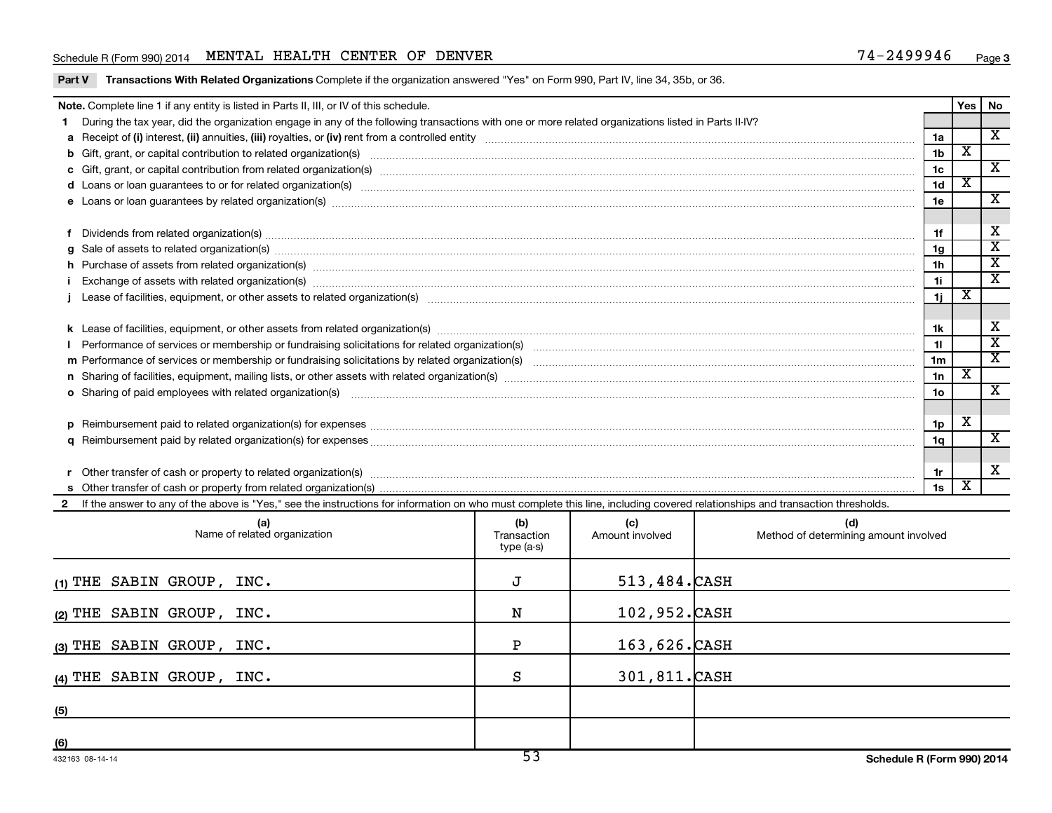Schedule R (Form 990) 2014 MENTAL HEALTH CENTER OF DENVER 74-2499946 Page 3

**Part V** **Transactions With Related Organizations** Complete if the organization answered "Yes" on Form 990, Part IV, line 34, 35b, or 36.

| **Note.** Complete line 1 if any entity is listed in Parts II, III, or IV of this schedule. | | Yes | No |
|---|---|---|---|
| **1** During the tax year, did the organization engage in any of the following transactions with one or more related organizations listed in Parts II-IV? | | | |
| **a** Receipt of **(i)** interest, **(ii)** annuities, **(iii)** royalties, or **(iv)** rent from a controlled entity | 1a | | X |
| **b** Gift, grant, or capital contribution to related organization(s) | 1b | X | |
| **c** Gift, grant, or capital contribution from related organization(s) | 1c | | X |
| **d** Loans or loan guarantees to or for related organization(s) | 1d | X | |
| **e** Loans or loan guarantees by related organization(s) | 1e | | X |
| **f** Dividends from related organization(s) | 1f | | X |
| **g** Sale of assets to related organization(s) | 1g | | X |
| **h** Purchase of assets from related organization(s) | 1h | | X |
| **i** Exchange of assets with related organization(s) | 1i | | X |
| **j** Lease of facilities, equipment, or other assets to related organization(s) | 1j | X | |
| **k** Lease of facilities, equipment, or other assets from related organization(s) | 1k | | X |
| **l** Performance of services or membership or fundraising solicitations for related organization(s) | 1l | | X |
| **m** Performance of services or membership or fundraising solicitations by related organization(s) | 1m | | X |
| **n** Sharing of facilities, equipment, mailing lists, or other assets with related organization(s) | 1n | X | |
| **o** Sharing of paid employees with related organization(s) | 1o | | X |
| **p** Reimbursement paid to related organization(s) for expenses | 1p | X | |
| **q** Reimbursement paid by related organization(s) for expenses | 1q | | X |
| **r** Other transfer of cash or property to related organization(s) | 1r | | X |
| **s** Other transfer of cash or property from related organization(s) | 1s | X | |

**2** If the answer to any of the above is "Yes," see the instructions for information on who must complete this line, including covered relationships and transaction thresholds.

| | (a) Name of related organization | (b) Transaction type (a-s) | (c) Amount involved | (d) Method of determining amount involved |
|---|---|---|---|---|
| (1) | THE SABIN GROUP, INC. | J | 513,484. | CASH |
| (2) | THE SABIN GROUP, INC. | N | 102,952. | CASH |
| (3) | THE SABIN GROUP, INC. | P | 163,626. | CASH |
| (4) | THE SABIN GROUP, INC. | S | 301,811. | CASH |
| (5) | | | | |
| (6) | | | | |

432163 08-14-14 Schedule R (Form 990) 2014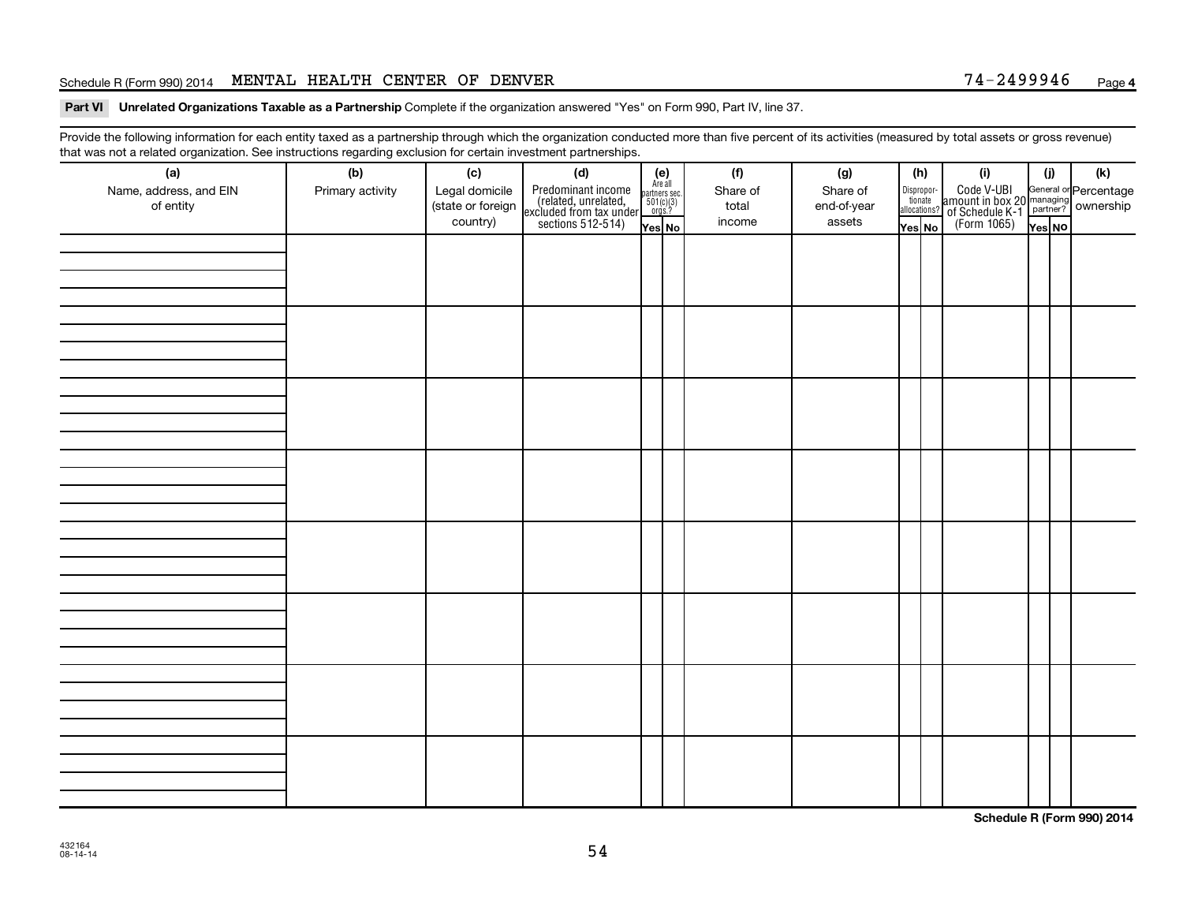Schedule R (Form 990) 2014 MENTAL HEALTH CENTER OF DENVER 74-2499946

**Part VI Unrelated Organizations Taxable as a Partnership** Complete if the organization answered "Yes" on Form 990, Part IV, line 37.

Provide the following information for each entity taxed as a partnership through which the organization conducted more than five percent of its activities (measured by total assets or gross revenue) that was not a related organization. See instructions regarding exclusion for certain investment partnerships.

| (a) Name, address, and EIN of entity | (b) Primary activity | (c) Legal domicile (state or foreign country) | (d) Predominant income (related, unrelated, excluded from tax under sections 512-514) | (e) Are all partners sec. 501(c)(3) orgs.? | | (f) Share of total income | (g) Share of end-of-year assets | (h) Disproportionate allocations? | | (i) Code V-UBI amount in box 20 of Schedule K-1 (Form 1065) | (j) General or managing partner? | | (k) Percentage ownership |
|---|---|---|---|---|---|---|---|---|---|---|---|---|---|
| | | | | Yes | No | | | Yes | No | | Yes | No | |
| | | | | | | | | | | | | | |
| | | | | | | | | | | | | | |
| | | | | | | | | | | | | | |
| | | | | | | | | | | | | | |
| | | | | | | | | | | | | | |
| | | | | | | | | | | | | | |
| | | | | | | | | | | | | | |
| | | | | | | | | | | | | | |

Schedule R (Form 990) 2014

432164
08-14-14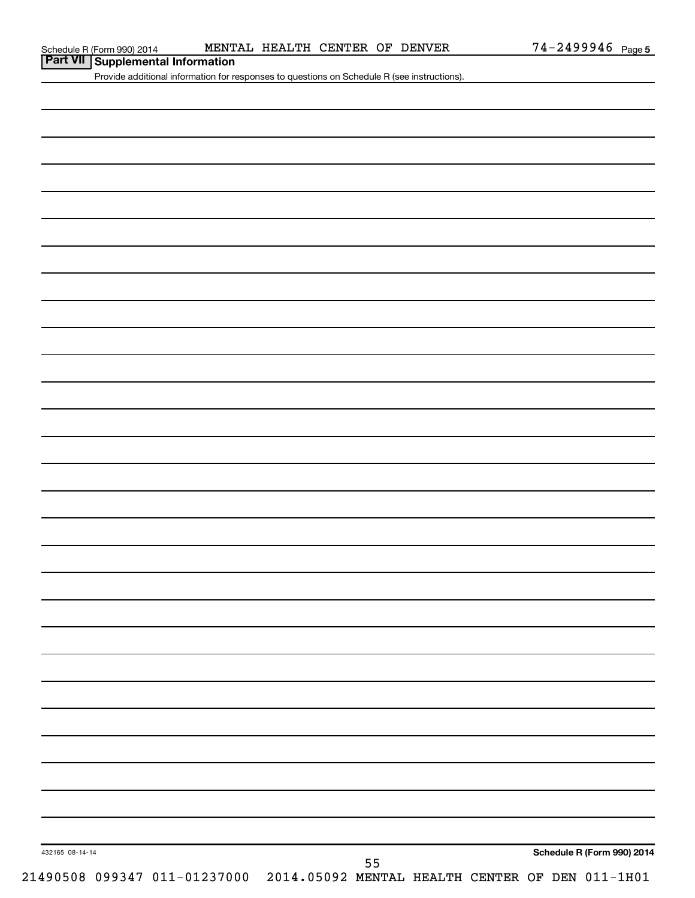Schedule R (Form 990) 2014 MENTAL HEALTH CENTER OF DENVER 74-2499946 Page 5

## Part VII Supplemental Information

Provide additional information for responses to questions on Schedule R (see instructions).

432165 08-14-14

Schedule R (Form 990) 2014

21490508 099347 011-01237000 2014.05092 MENTAL HEALTH CENTER OF DEN 011-1H01